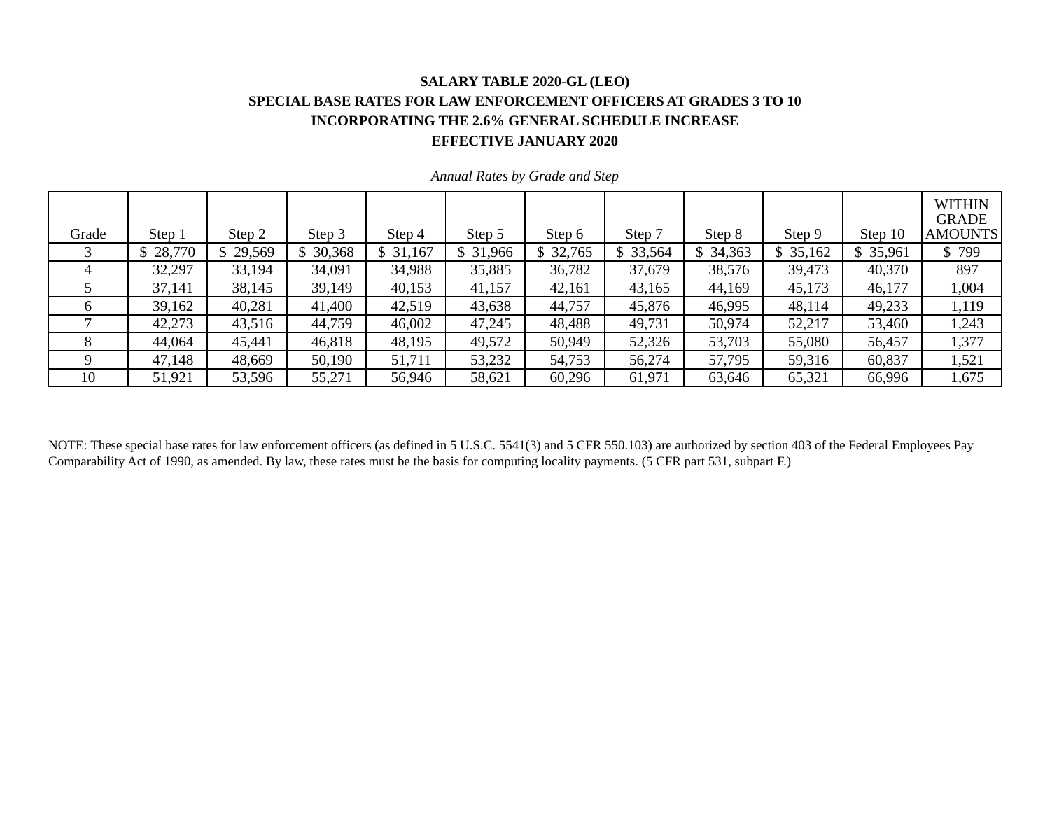**SALARY TABLE 2020-GL (LEO)**
**SPECIAL BASE RATES FOR LAW ENFORCEMENT OFFICERS AT GRADES 3 TO 10**
**INCORPORATING THE 2.6% GENERAL SCHEDULE INCREASE**
**EFFECTIVE JANUARY 2020**

*Annual Rates by Grade and Step*

| Grade | Step 1 | Step 2 | Step 3 | Step 4 | Step 5 | Step 6 | Step 7 | Step 8 | Step 9 | Step 10 | WITHIN GRADE AMOUNTS |
|---|---|---|---|---|---|---|---|---|---|---|---|
| 3 | $ 28,770 | $ 29,569 | $ 30,368 | $ 31,167 | $ 31,966 | $ 32,765 | $ 33,564 | $ 34,363 | $ 35,162 | $ 35,961 | $ 799 |
| 4 | 32,297 | 33,194 | 34,091 | 34,988 | 35,885 | 36,782 | 37,679 | 38,576 | 39,473 | 40,370 | 897 |
| 5 | 37,141 | 38,145 | 39,149 | 40,153 | 41,157 | 42,161 | 43,165 | 44,169 | 45,173 | 46,177 | 1,004 |
| 6 | 39,162 | 40,281 | 41,400 | 42,519 | 43,638 | 44,757 | 45,876 | 46,995 | 48,114 | 49,233 | 1,119 |
| 7 | 42,273 | 43,516 | 44,759 | 46,002 | 47,245 | 48,488 | 49,731 | 50,974 | 52,217 | 53,460 | 1,243 |
| 8 | 44,064 | 45,441 | 46,818 | 48,195 | 49,572 | 50,949 | 52,326 | 53,703 | 55,080 | 56,457 | 1,377 |
| 9 | 47,148 | 48,669 | 50,190 | 51,711 | 53,232 | 54,753 | 56,274 | 57,795 | 59,316 | 60,837 | 1,521 |
| 10 | 51,921 | 53,596 | 55,271 | 56,946 | 58,621 | 60,296 | 61,971 | 63,646 | 65,321 | 66,996 | 1,675 |

NOTE: These special base rates for law enforcement officers (as defined in 5 U.S.C. 5541(3) and 5 CFR 550.103) are authorized by section 403 of the Federal Employees Pay Comparability Act of 1990, as amended. By law, these rates must be the basis for computing locality payments. (5 CFR part 531, subpart F.)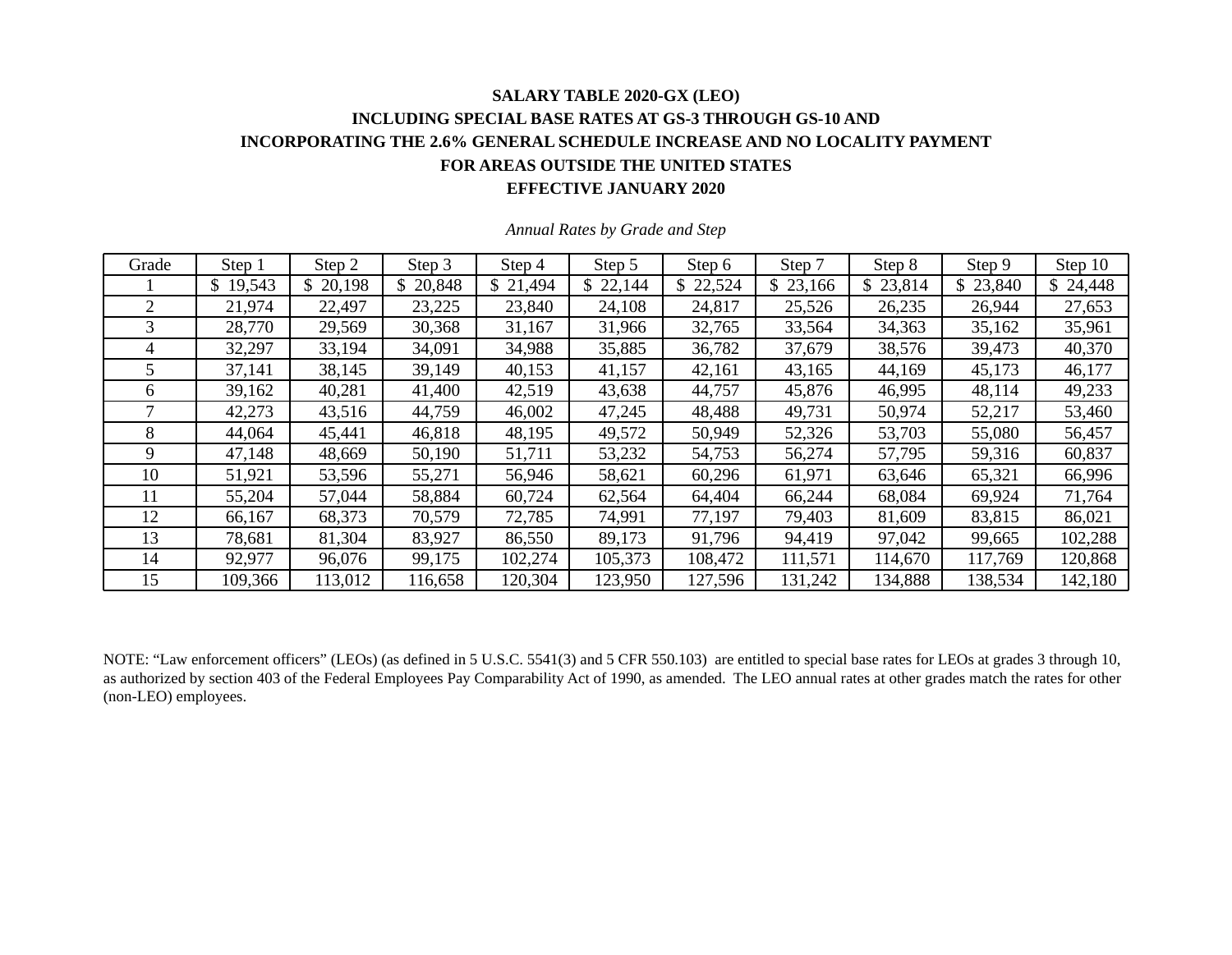**SALARY TABLE 2020-GX (LEO)**
**INCLUDING SPECIAL BASE RATES AT GS-3 THROUGH GS-10 AND**
**INCORPORATING THE 2.6% GENERAL SCHEDULE INCREASE AND NO LOCALITY PAYMENT**
**FOR AREAS OUTSIDE THE UNITED STATES**
**EFFECTIVE JANUARY 2020**

*Annual Rates by Grade and Step*

| Grade | Step 1 | Step 2 | Step 3 | Step 4 | Step 5 | Step 6 | Step 7 | Step 8 | Step 9 | Step 10 |
|---|---|---|---|---|---|---|---|---|---|---|
| 1 | $ 19,543 | $ 20,198 | $ 20,848 | $ 21,494 | $ 22,144 | $ 22,524 | $ 23,166 | $ 23,814 | $ 23,840 | $ 24,448 |
| 2 | 21,974 | 22,497 | 23,225 | 23,840 | 24,108 | 24,817 | 25,526 | 26,235 | 26,944 | 27,653 |
| 3 | 28,770 | 29,569 | 30,368 | 31,167 | 31,966 | 32,765 | 33,564 | 34,363 | 35,162 | 35,961 |
| 4 | 32,297 | 33,194 | 34,091 | 34,988 | 35,885 | 36,782 | 37,679 | 38,576 | 39,473 | 40,370 |
| 5 | 37,141 | 38,145 | 39,149 | 40,153 | 41,157 | 42,161 | 43,165 | 44,169 | 45,173 | 46,177 |
| 6 | 39,162 | 40,281 | 41,400 | 42,519 | 43,638 | 44,757 | 45,876 | 46,995 | 48,114 | 49,233 |
| 7 | 42,273 | 43,516 | 44,759 | 46,002 | 47,245 | 48,488 | 49,731 | 50,974 | 52,217 | 53,460 |
| 8 | 44,064 | 45,441 | 46,818 | 48,195 | 49,572 | 50,949 | 52,326 | 53,703 | 55,080 | 56,457 |
| 9 | 47,148 | 48,669 | 50,190 | 51,711 | 53,232 | 54,753 | 56,274 | 57,795 | 59,316 | 60,837 |
| 10 | 51,921 | 53,596 | 55,271 | 56,946 | 58,621 | 60,296 | 61,971 | 63,646 | 65,321 | 66,996 |
| 11 | 55,204 | 57,044 | 58,884 | 60,724 | 62,564 | 64,404 | 66,244 | 68,084 | 69,924 | 71,764 |
| 12 | 66,167 | 68,373 | 70,579 | 72,785 | 74,991 | 77,197 | 79,403 | 81,609 | 83,815 | 86,021 |
| 13 | 78,681 | 81,304 | 83,927 | 86,550 | 89,173 | 91,796 | 94,419 | 97,042 | 99,665 | 102,288 |
| 14 | 92,977 | 96,076 | 99,175 | 102,274 | 105,373 | 108,472 | 111,571 | 114,670 | 117,769 | 120,868 |
| 15 | 109,366 | 113,012 | 116,658 | 120,304 | 123,950 | 127,596 | 131,242 | 134,888 | 138,534 | 142,180 |

NOTE: "Law enforcement officers" (LEOs) (as defined in 5 U.S.C. 5541(3) and 5 CFR 550.103) are entitled to special base rates for LEOs at grades 3 through 10, as authorized by section 403 of the Federal Employees Pay Comparability Act of 1990, as amended. The LEO annual rates at other grades match the rates for other (non-LEO) employees.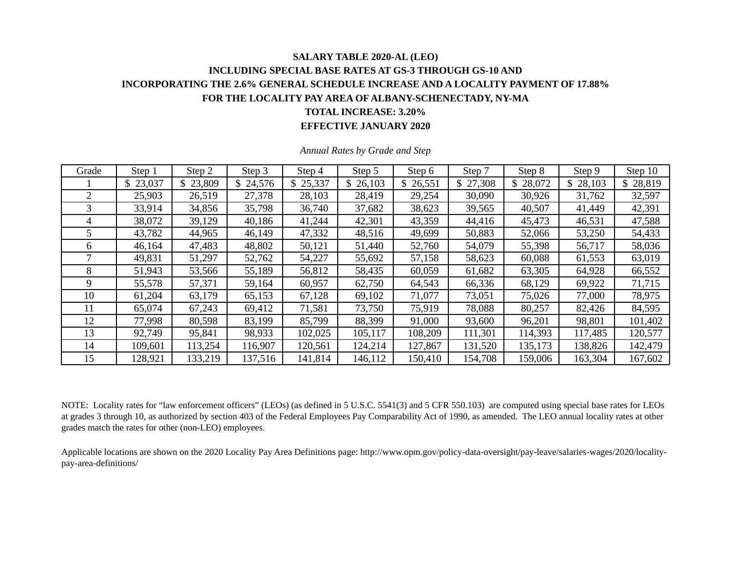**SALARY TABLE 2020-AL (LEO)**

**INCLUDING SPECIAL BASE RATES AT GS-3 THROUGH GS-10 AND**

**INCORPORATING THE 2.6% GENERAL SCHEDULE INCREASE AND A LOCALITY PAYMENT OF 17.88%**

**FOR THE LOCALITY PAY AREA OF ALBANY-SCHENECTADY, NY-MA**

**TOTAL INCREASE: 3.20%**

**EFFECTIVE JANUARY 2020**

*Annual Rates by Grade and Step*

| Grade | Step 1 | Step 2 | Step 3 | Step 4 | Step 5 | Step 6 | Step 7 | Step 8 | Step 9 | Step 10 |
|---|---|---|---|---|---|---|---|---|---|---|
| 1 | $ 23,037 | $ 23,809 | $ 24,576 | $ 25,337 | $ 26,103 | $ 26,551 | $ 27,308 | $ 28,072 | $ 28,103 | $ 28,819 |
| 2 | 25,903 | 26,519 | 27,378 | 28,103 | 28,419 | 29,254 | 30,090 | 30,926 | 31,762 | 32,597 |
| 3 | 33,914 | 34,856 | 35,798 | 36,740 | 37,682 | 38,623 | 39,565 | 40,507 | 41,449 | 42,391 |
| 4 | 38,072 | 39,129 | 40,186 | 41,244 | 42,301 | 43,359 | 44,416 | 45,473 | 46,531 | 47,588 |
| 5 | 43,782 | 44,965 | 46,149 | 47,332 | 48,516 | 49,699 | 50,883 | 52,066 | 53,250 | 54,433 |
| 6 | 46,164 | 47,483 | 48,802 | 50,121 | 51,440 | 52,760 | 54,079 | 55,398 | 56,717 | 58,036 |
| 7 | 49,831 | 51,297 | 52,762 | 54,227 | 55,692 | 57,158 | 58,623 | 60,088 | 61,553 | 63,019 |
| 8 | 51,943 | 53,566 | 55,189 | 56,812 | 58,435 | 60,059 | 61,682 | 63,305 | 64,928 | 66,552 |
| 9 | 55,578 | 57,371 | 59,164 | 60,957 | 62,750 | 64,543 | 66,336 | 68,129 | 69,922 | 71,715 |
| 10 | 61,204 | 63,179 | 65,153 | 67,128 | 69,102 | 71,077 | 73,051 | 75,026 | 77,000 | 78,975 |
| 11 | 65,074 | 67,243 | 69,412 | 71,581 | 73,750 | 75,919 | 78,088 | 80,257 | 82,426 | 84,595 |
| 12 | 77,998 | 80,598 | 83,199 | 85,799 | 88,399 | 91,000 | 93,600 | 96,201 | 98,801 | 101,402 |
| 13 | 92,749 | 95,841 | 98,933 | 102,025 | 105,117 | 108,209 | 111,301 | 114,393 | 117,485 | 120,577 |
| 14 | 109,601 | 113,254 | 116,907 | 120,561 | 124,214 | 127,867 | 131,520 | 135,173 | 138,826 | 142,479 |
| 15 | 128,921 | 133,219 | 137,516 | 141,814 | 146,112 | 150,410 | 154,708 | 159,006 | 163,304 | 167,602 |

NOTE: Locality rates for "law enforcement officers" (LEOs) (as defined in 5 U.S.C. 5541(3) and 5 CFR 550.103) are computed using special base rates for LEOs at grades 3 through 10, as authorized by section 403 of the Federal Employees Pay Comparability Act of 1990, as amended. The LEO annual locality rates at other grades match the rates for other (non-LEO) employees.

Applicable locations are shown on the 2020 Locality Pay Area Definitions page: http://www.opm.gov/policy-data-oversight/pay-leave/salaries-wages/2020/locality-pay-area-definitions/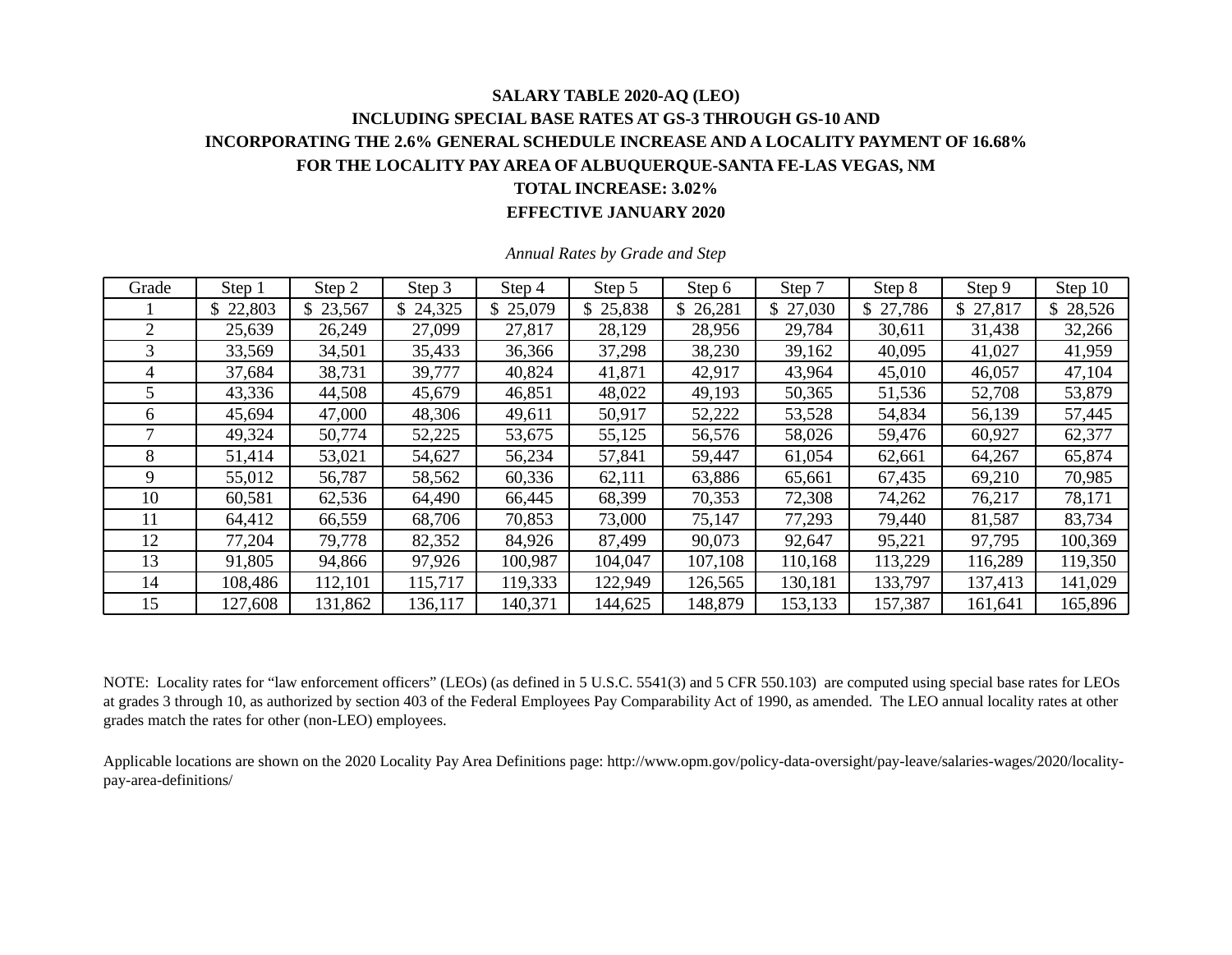**SALARY TABLE 2020-AQ (LEO)**

**INCLUDING SPECIAL BASE RATES AT GS-3 THROUGH GS-10 AND**

**INCORPORATING THE 2.6% GENERAL SCHEDULE INCREASE AND A LOCALITY PAYMENT OF 16.68%**

**FOR THE LOCALITY PAY AREA OF ALBUQUERQUE-SANTA FE-LAS VEGAS, NM**

**TOTAL INCREASE: 3.02%**

**EFFECTIVE JANUARY 2020**

*Annual Rates by Grade and Step*

| Grade | Step 1 | Step 2 | Step 3 | Step 4 | Step 5 | Step 6 | Step 7 | Step 8 | Step 9 | Step 10 |
|---|---|---|---|---|---|---|---|---|---|---|
| 1 | $ 22,803 | $ 23,567 | $ 24,325 | $ 25,079 | $ 25,838 | $ 26,281 | $ 27,030 | $ 27,786 | $ 27,817 | $ 28,526 |
| 2 | 25,639 | 26,249 | 27,099 | 27,817 | 28,129 | 28,956 | 29,784 | 30,611 | 31,438 | 32,266 |
| 3 | 33,569 | 34,501 | 35,433 | 36,366 | 37,298 | 38,230 | 39,162 | 40,095 | 41,027 | 41,959 |
| 4 | 37,684 | 38,731 | 39,777 | 40,824 | 41,871 | 42,917 | 43,964 | 45,010 | 46,057 | 47,104 |
| 5 | 43,336 | 44,508 | 45,679 | 46,851 | 48,022 | 49,193 | 50,365 | 51,536 | 52,708 | 53,879 |
| 6 | 45,694 | 47,000 | 48,306 | 49,611 | 50,917 | 52,222 | 53,528 | 54,834 | 56,139 | 57,445 |
| 7 | 49,324 | 50,774 | 52,225 | 53,675 | 55,125 | 56,576 | 58,026 | 59,476 | 60,927 | 62,377 |
| 8 | 51,414 | 53,021 | 54,627 | 56,234 | 57,841 | 59,447 | 61,054 | 62,661 | 64,267 | 65,874 |
| 9 | 55,012 | 56,787 | 58,562 | 60,336 | 62,111 | 63,886 | 65,661 | 67,435 | 69,210 | 70,985 |
| 10 | 60,581 | 62,536 | 64,490 | 66,445 | 68,399 | 70,353 | 72,308 | 74,262 | 76,217 | 78,171 |
| 11 | 64,412 | 66,559 | 68,706 | 70,853 | 73,000 | 75,147 | 77,293 | 79,440 | 81,587 | 83,734 |
| 12 | 77,204 | 79,778 | 82,352 | 84,926 | 87,499 | 90,073 | 92,647 | 95,221 | 97,795 | 100,369 |
| 13 | 91,805 | 94,866 | 97,926 | 100,987 | 104,047 | 107,108 | 110,168 | 113,229 | 116,289 | 119,350 |
| 14 | 108,486 | 112,101 | 115,717 | 119,333 | 122,949 | 126,565 | 130,181 | 133,797 | 137,413 | 141,029 |
| 15 | 127,608 | 131,862 | 136,117 | 140,371 | 144,625 | 148,879 | 153,133 | 157,387 | 161,641 | 165,896 |

NOTE: Locality rates for "law enforcement officers" (LEOs) (as defined in 5 U.S.C. 5541(3) and 5 CFR 550.103) are computed using special base rates for LEOs at grades 3 through 10, as authorized by section 403 of the Federal Employees Pay Comparability Act of 1990, as amended. The LEO annual locality rates at other grades match the rates for other (non-LEO) employees.

Applicable locations are shown on the 2020 Locality Pay Area Definitions page: http://www.opm.gov/policy-data-oversight/pay-leave/salaries-wages/2020/locality-pay-area-definitions/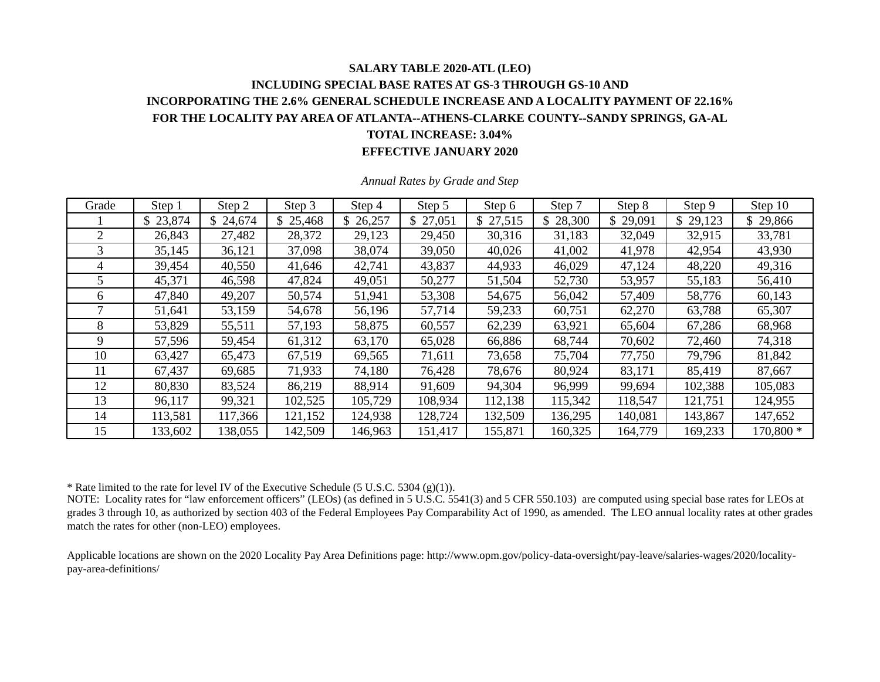**SALARY TABLE 2020-ATL (LEO)**

**INCLUDING SPECIAL BASE RATES AT GS-3 THROUGH GS-10 AND**

**INCORPORATING THE 2.6% GENERAL SCHEDULE INCREASE AND A LOCALITY PAYMENT OF 22.16%**

**FOR THE LOCALITY PAY AREA OF ATLANTA--ATHENS-CLARKE COUNTY--SANDY SPRINGS, GA-AL**

**TOTAL INCREASE: 3.04%**

**EFFECTIVE JANUARY 2020**

*Annual Rates by Grade and Step*

| Grade | Step 1 | Step 2 | Step 3 | Step 4 | Step 5 | Step 6 | Step 7 | Step 8 | Step 9 | Step 10 |
|---|---|---|---|---|---|---|---|---|---|---|
| 1 | $ 23,874 | $ 24,674 | $ 25,468 | $ 26,257 | $ 27,051 | $ 27,515 | $ 28,300 | $ 29,091 | $ 29,123 | $ 29,866 |
| 2 | 26,843 | 27,482 | 28,372 | 29,123 | 29,450 | 30,316 | 31,183 | 32,049 | 32,915 | 33,781 |
| 3 | 35,145 | 36,121 | 37,098 | 38,074 | 39,050 | 40,026 | 41,002 | 41,978 | 42,954 | 43,930 |
| 4 | 39,454 | 40,550 | 41,646 | 42,741 | 43,837 | 44,933 | 46,029 | 47,124 | 48,220 | 49,316 |
| 5 | 45,371 | 46,598 | 47,824 | 49,051 | 50,277 | 51,504 | 52,730 | 53,957 | 55,183 | 56,410 |
| 6 | 47,840 | 49,207 | 50,574 | 51,941 | 53,308 | 54,675 | 56,042 | 57,409 | 58,776 | 60,143 |
| 7 | 51,641 | 53,159 | 54,678 | 56,196 | 57,714 | 59,233 | 60,751 | 62,270 | 63,788 | 65,307 |
| 8 | 53,829 | 55,511 | 57,193 | 58,875 | 60,557 | 62,239 | 63,921 | 65,604 | 67,286 | 68,968 |
| 9 | 57,596 | 59,454 | 61,312 | 63,170 | 65,028 | 66,886 | 68,744 | 70,602 | 72,460 | 74,318 |
| 10 | 63,427 | 65,473 | 67,519 | 69,565 | 71,611 | 73,658 | 75,704 | 77,750 | 79,796 | 81,842 |
| 11 | 67,437 | 69,685 | 71,933 | 74,180 | 76,428 | 78,676 | 80,924 | 83,171 | 85,419 | 87,667 |
| 12 | 80,830 | 83,524 | 86,219 | 88,914 | 91,609 | 94,304 | 96,999 | 99,694 | 102,388 | 105,083 |
| 13 | 96,117 | 99,321 | 102,525 | 105,729 | 108,934 | 112,138 | 115,342 | 118,547 | 121,751 | 124,955 |
| 14 | 113,581 | 117,366 | 121,152 | 124,938 | 128,724 | 132,509 | 136,295 | 140,081 | 143,867 | 147,652 |
| 15 | 133,602 | 138,055 | 142,509 | 146,963 | 151,417 | 155,871 | 160,325 | 164,779 | 169,233 | 170,800 * |

* Rate limited to the rate for level IV of the Executive Schedule (5 U.S.C. 5304 (g)(1)).

NOTE: Locality rates for "law enforcement officers" (LEOs) (as defined in 5 U.S.C. 5541(3) and 5 CFR 550.103) are computed using special base rates for LEOs at grades 3 through 10, as authorized by section 403 of the Federal Employees Pay Comparability Act of 1990, as amended. The LEO annual locality rates at other grades match the rates for other (non-LEO) employees.

Applicable locations are shown on the 2020 Locality Pay Area Definitions page: http://www.opm.gov/policy-data-oversight/pay-leave/salaries-wages/2020/locality-pay-area-definitions/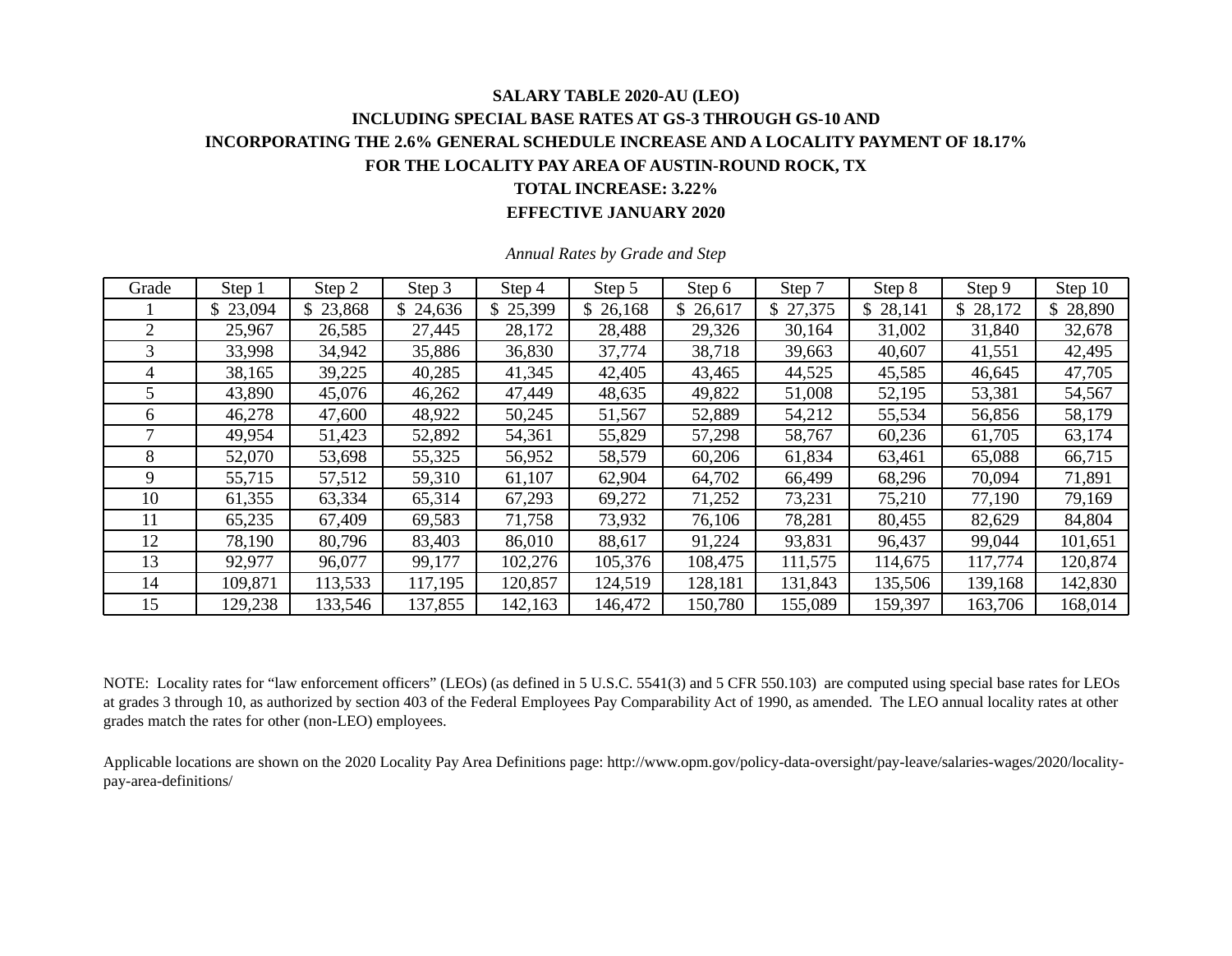**SALARY TABLE 2020-AU (LEO)**

**INCLUDING SPECIAL BASE RATES AT GS-3 THROUGH GS-10 AND**

**INCORPORATING THE 2.6% GENERAL SCHEDULE INCREASE AND A LOCALITY PAYMENT OF 18.17%**

**FOR THE LOCALITY PAY AREA OF AUSTIN-ROUND ROCK, TX**

**TOTAL INCREASE: 3.22%**

**EFFECTIVE JANUARY 2020**

*Annual Rates by Grade and Step*

| Grade | Step 1 | Step 2 | Step 3 | Step 4 | Step 5 | Step 6 | Step 7 | Step 8 | Step 9 | Step 10 |
|---|---|---|---|---|---|---|---|---|---|---|
| 1 | $ 23,094 | $ 23,868 | $ 24,636 | $ 25,399 | $ 26,168 | $ 26,617 | $ 27,375 | $ 28,141 | $ 28,172 | $ 28,890 |
| 2 | 25,967 | 26,585 | 27,445 | 28,172 | 28,488 | 29,326 | 30,164 | 31,002 | 31,840 | 32,678 |
| 3 | 33,998 | 34,942 | 35,886 | 36,830 | 37,774 | 38,718 | 39,663 | 40,607 | 41,551 | 42,495 |
| 4 | 38,165 | 39,225 | 40,285 | 41,345 | 42,405 | 43,465 | 44,525 | 45,585 | 46,645 | 47,705 |
| 5 | 43,890 | 45,076 | 46,262 | 47,449 | 48,635 | 49,822 | 51,008 | 52,195 | 53,381 | 54,567 |
| 6 | 46,278 | 47,600 | 48,922 | 50,245 | 51,567 | 52,889 | 54,212 | 55,534 | 56,856 | 58,179 |
| 7 | 49,954 | 51,423 | 52,892 | 54,361 | 55,829 | 57,298 | 58,767 | 60,236 | 61,705 | 63,174 |
| 8 | 52,070 | 53,698 | 55,325 | 56,952 | 58,579 | 60,206 | 61,834 | 63,461 | 65,088 | 66,715 |
| 9 | 55,715 | 57,512 | 59,310 | 61,107 | 62,904 | 64,702 | 66,499 | 68,296 | 70,094 | 71,891 |
| 10 | 61,355 | 63,334 | 65,314 | 67,293 | 69,272 | 71,252 | 73,231 | 75,210 | 77,190 | 79,169 |
| 11 | 65,235 | 67,409 | 69,583 | 71,758 | 73,932 | 76,106 | 78,281 | 80,455 | 82,629 | 84,804 |
| 12 | 78,190 | 80,796 | 83,403 | 86,010 | 88,617 | 91,224 | 93,831 | 96,437 | 99,044 | 101,651 |
| 13 | 92,977 | 96,077 | 99,177 | 102,276 | 105,376 | 108,475 | 111,575 | 114,675 | 117,774 | 120,874 |
| 14 | 109,871 | 113,533 | 117,195 | 120,857 | 124,519 | 128,181 | 131,843 | 135,506 | 139,168 | 142,830 |
| 15 | 129,238 | 133,546 | 137,855 | 142,163 | 146,472 | 150,780 | 155,089 | 159,397 | 163,706 | 168,014 |

NOTE: Locality rates for "law enforcement officers" (LEOs) (as defined in 5 U.S.C. 5541(3) and 5 CFR 550.103) are computed using special base rates for LEOs at grades 3 through 10, as authorized by section 403 of the Federal Employees Pay Comparability Act of 1990, as amended. The LEO annual locality rates at other grades match the rates for other (non-LEO) employees.

Applicable locations are shown on the 2020 Locality Pay Area Definitions page: http://www.opm.gov/policy-data-oversight/pay-leave/salaries-wages/2020/locality-pay-area-definitions/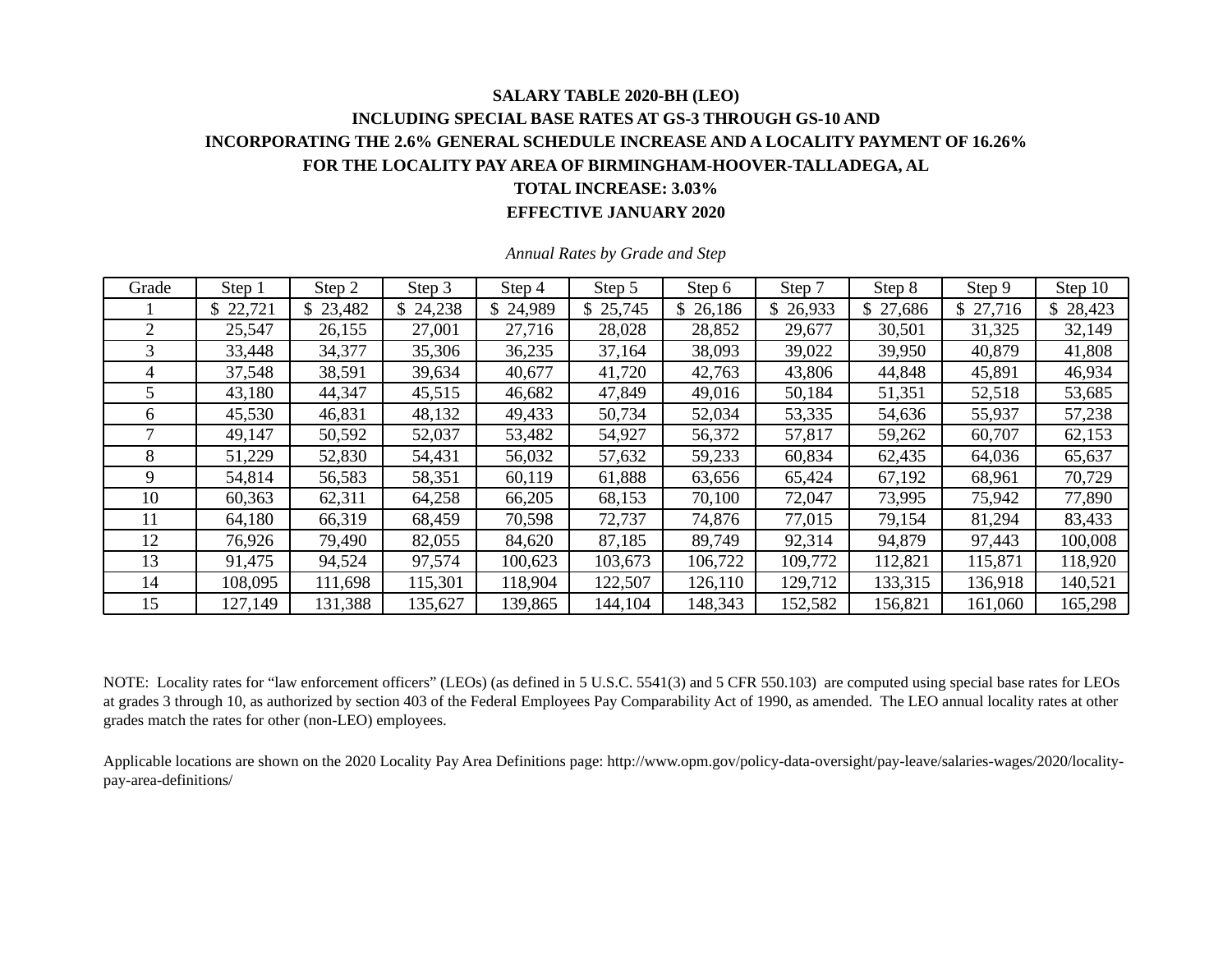**SALARY TABLE 2020-BH (LEO)**
**INCLUDING SPECIAL BASE RATES AT GS-3 THROUGH GS-10 AND**
**INCORPORATING THE 2.6% GENERAL SCHEDULE INCREASE AND A LOCALITY PAYMENT OF 16.26%**
**FOR THE LOCALITY PAY AREA OF BIRMINGHAM-HOOVER-TALLADEGA, AL**
**TOTAL INCREASE: 3.03%**
**EFFECTIVE JANUARY 2020**

*Annual Rates by Grade and Step*

| Grade | Step 1 | Step 2 | Step 3 | Step 4 | Step 5 | Step 6 | Step 7 | Step 8 | Step 9 | Step 10 |
|---|---|---|---|---|---|---|---|---|---|---|
| 1 | $ 22,721 | $ 23,482 | $ 24,238 | $ 24,989 | $ 25,745 | $ 26,186 | $ 26,933 | $ 27,686 | $ 27,716 | $ 28,423 |
| 2 | 25,547 | 26,155 | 27,001 | 27,716 | 28,028 | 28,852 | 29,677 | 30,501 | 31,325 | 32,149 |
| 3 | 33,448 | 34,377 | 35,306 | 36,235 | 37,164 | 38,093 | 39,022 | 39,950 | 40,879 | 41,808 |
| 4 | 37,548 | 38,591 | 39,634 | 40,677 | 41,720 | 42,763 | 43,806 | 44,848 | 45,891 | 46,934 |
| 5 | 43,180 | 44,347 | 45,515 | 46,682 | 47,849 | 49,016 | 50,184 | 51,351 | 52,518 | 53,685 |
| 6 | 45,530 | 46,831 | 48,132 | 49,433 | 50,734 | 52,034 | 53,335 | 54,636 | 55,937 | 57,238 |
| 7 | 49,147 | 50,592 | 52,037 | 53,482 | 54,927 | 56,372 | 57,817 | 59,262 | 60,707 | 62,153 |
| 8 | 51,229 | 52,830 | 54,431 | 56,032 | 57,632 | 59,233 | 60,834 | 62,435 | 64,036 | 65,637 |
| 9 | 54,814 | 56,583 | 58,351 | 60,119 | 61,888 | 63,656 | 65,424 | 67,192 | 68,961 | 70,729 |
| 10 | 60,363 | 62,311 | 64,258 | 66,205 | 68,153 | 70,100 | 72,047 | 73,995 | 75,942 | 77,890 |
| 11 | 64,180 | 66,319 | 68,459 | 70,598 | 72,737 | 74,876 | 77,015 | 79,154 | 81,294 | 83,433 |
| 12 | 76,926 | 79,490 | 82,055 | 84,620 | 87,185 | 89,749 | 92,314 | 94,879 | 97,443 | 100,008 |
| 13 | 91,475 | 94,524 | 97,574 | 100,623 | 103,673 | 106,722 | 109,772 | 112,821 | 115,871 | 118,920 |
| 14 | 108,095 | 111,698 | 115,301 | 118,904 | 122,507 | 126,110 | 129,712 | 133,315 | 136,918 | 140,521 |
| 15 | 127,149 | 131,388 | 135,627 | 139,865 | 144,104 | 148,343 | 152,582 | 156,821 | 161,060 | 165,298 |

NOTE: Locality rates for "law enforcement officers" (LEOs) (as defined in 5 U.S.C. 5541(3) and 5 CFR 550.103) are computed using special base rates for LEOs at grades 3 through 10, as authorized by section 403 of the Federal Employees Pay Comparability Act of 1990, as amended. The LEO annual locality rates at other grades match the rates for other (non-LEO) employees.

Applicable locations are shown on the 2020 Locality Pay Area Definitions page: http://www.opm.gov/policy-data-oversight/pay-leave/salaries-wages/2020/locality-pay-area-definitions/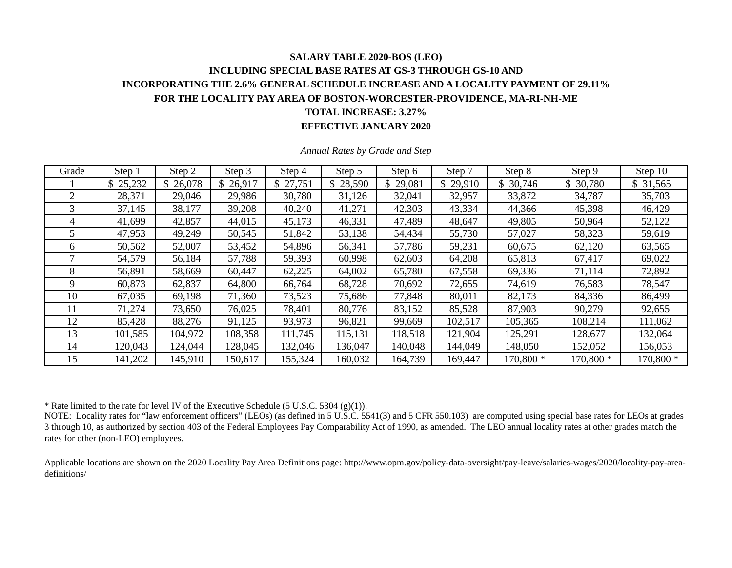**SALARY TABLE 2020-BOS (LEO)**

**INCLUDING SPECIAL BASE RATES AT GS-3 THROUGH GS-10 AND**

**INCORPORATING THE 2.6% GENERAL SCHEDULE INCREASE AND A LOCALITY PAYMENT OF 29.11%**

**FOR THE LOCALITY PAY AREA OF BOSTON-WORCESTER-PROVIDENCE, MA-RI-NH-ME**

**TOTAL INCREASE: 3.27%**

**EFFECTIVE JANUARY 2020**

*Annual Rates by Grade and Step*

| Grade | Step 1 | Step 2 | Step 3 | Step 4 | Step 5 | Step 6 | Step 7 | Step 8 | Step 9 | Step 10 |
|---|---|---|---|---|---|---|---|---|---|---|
| 1 | $ 25,232 | $ 26,078 | $ 26,917 | $ 27,751 | $ 28,590 | $ 29,081 | $ 29,910 | $ 30,746 | $ 30,780 | $ 31,565 |
| 2 | 28,371 | 29,046 | 29,986 | 30,780 | 31,126 | 32,041 | 32,957 | 33,872 | 34,787 | 35,703 |
| 3 | 37,145 | 38,177 | 39,208 | 40,240 | 41,271 | 42,303 | 43,334 | 44,366 | 45,398 | 46,429 |
| 4 | 41,699 | 42,857 | 44,015 | 45,173 | 46,331 | 47,489 | 48,647 | 49,805 | 50,964 | 52,122 |
| 5 | 47,953 | 49,249 | 50,545 | 51,842 | 53,138 | 54,434 | 55,730 | 57,027 | 58,323 | 59,619 |
| 6 | 50,562 | 52,007 | 53,452 | 54,896 | 56,341 | 57,786 | 59,231 | 60,675 | 62,120 | 63,565 |
| 7 | 54,579 | 56,184 | 57,788 | 59,393 | 60,998 | 62,603 | 64,208 | 65,813 | 67,417 | 69,022 |
| 8 | 56,891 | 58,669 | 60,447 | 62,225 | 64,002 | 65,780 | 67,558 | 69,336 | 71,114 | 72,892 |
| 9 | 60,873 | 62,837 | 64,800 | 66,764 | 68,728 | 70,692 | 72,655 | 74,619 | 76,583 | 78,547 |
| 10 | 67,035 | 69,198 | 71,360 | 73,523 | 75,686 | 77,848 | 80,011 | 82,173 | 84,336 | 86,499 |
| 11 | 71,274 | 73,650 | 76,025 | 78,401 | 80,776 | 83,152 | 85,528 | 87,903 | 90,279 | 92,655 |
| 12 | 85,428 | 88,276 | 91,125 | 93,973 | 96,821 | 99,669 | 102,517 | 105,365 | 108,214 | 111,062 |
| 13 | 101,585 | 104,972 | 108,358 | 111,745 | 115,131 | 118,518 | 121,904 | 125,291 | 128,677 | 132,064 |
| 14 | 120,043 | 124,044 | 128,045 | 132,046 | 136,047 | 140,048 | 144,049 | 148,050 | 152,052 | 156,053 |
| 15 | 141,202 | 145,910 | 150,617 | 155,324 | 160,032 | 164,739 | 169,447 | 170,800 * | 170,800 * | 170,800 * |

* Rate limited to the rate for level IV of the Executive Schedule (5 U.S.C. 5304 (g)(1)).

NOTE: Locality rates for "law enforcement officers" (LEOs) (as defined in 5 U.S.C. 5541(3) and 5 CFR 550.103) are computed using special base rates for LEOs at grades 3 through 10, as authorized by section 403 of the Federal Employees Pay Comparability Act of 1990, as amended. The LEO annual locality rates at other grades match the rates for other (non-LEO) employees.

Applicable locations are shown on the 2020 Locality Pay Area Definitions page: http://www.opm.gov/policy-data-oversight/pay-leave/salaries-wages/2020/locality-pay-area-definitions/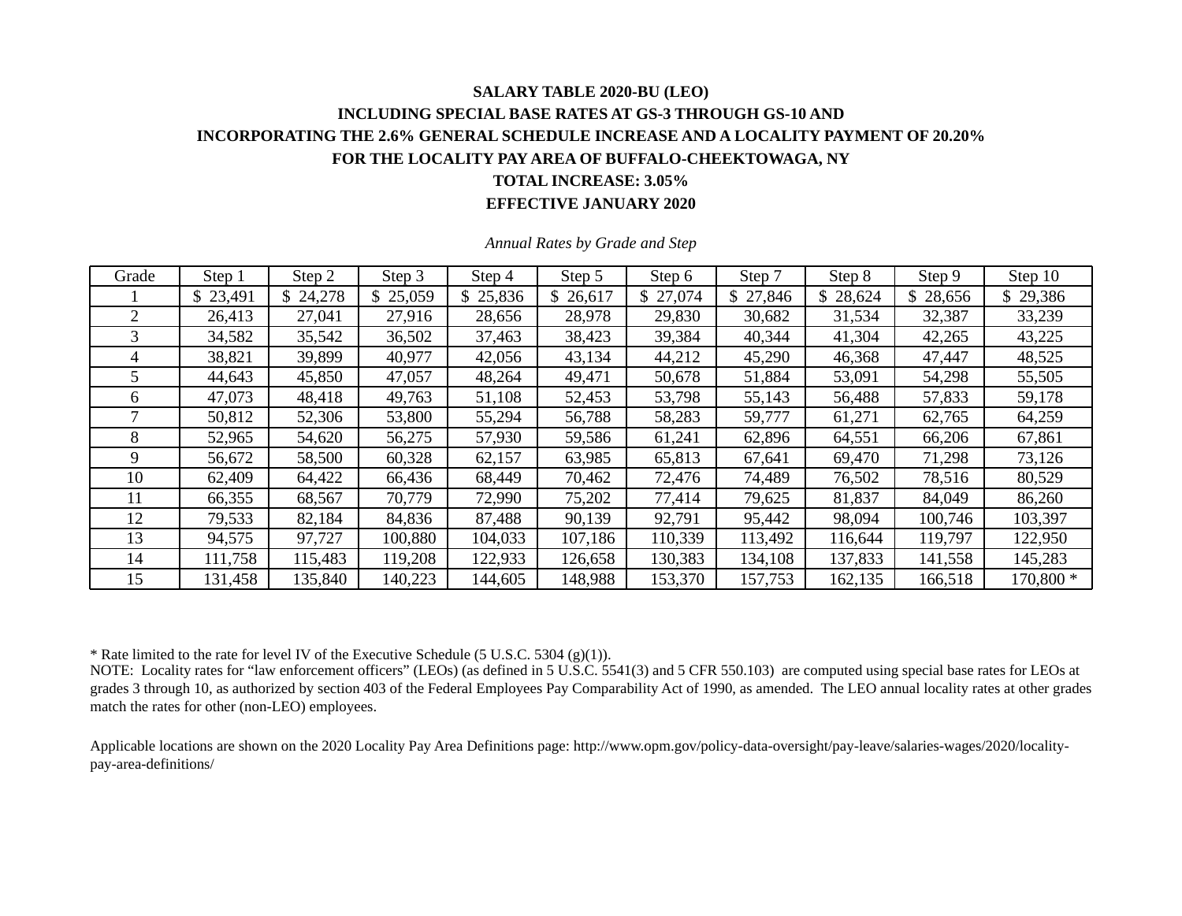**SALARY TABLE 2020-BU (LEO)**

**INCLUDING SPECIAL BASE RATES AT GS-3 THROUGH GS-10 AND**

**INCORPORATING THE 2.6% GENERAL SCHEDULE INCREASE AND A LOCALITY PAYMENT OF 20.20%**

**FOR THE LOCALITY PAY AREA OF BUFFALO-CHEEKTOWAGA, NY**

**TOTAL INCREASE: 3.05%**

**EFFECTIVE JANUARY 2020**

*Annual Rates by Grade and Step*

| Grade | Step 1 | Step 2 | Step 3 | Step 4 | Step 5 | Step 6 | Step 7 | Step 8 | Step 9 | Step 10 |
|---|---|---|---|---|---|---|---|---|---|---|
| 1 | $ 23,491 | $ 24,278 | $ 25,059 | $ 25,836 | $ 26,617 | $ 27,074 | $ 27,846 | $ 28,624 | $ 28,656 | $ 29,386 |
| 2 | 26,413 | 27,041 | 27,916 | 28,656 | 28,978 | 29,830 | 30,682 | 31,534 | 32,387 | 33,239 |
| 3 | 34,582 | 35,542 | 36,502 | 37,463 | 38,423 | 39,384 | 40,344 | 41,304 | 42,265 | 43,225 |
| 4 | 38,821 | 39,899 | 40,977 | 42,056 | 43,134 | 44,212 | 45,290 | 46,368 | 47,447 | 48,525 |
| 5 | 44,643 | 45,850 | 47,057 | 48,264 | 49,471 | 50,678 | 51,884 | 53,091 | 54,298 | 55,505 |
| 6 | 47,073 | 48,418 | 49,763 | 51,108 | 52,453 | 53,798 | 55,143 | 56,488 | 57,833 | 59,178 |
| 7 | 50,812 | 52,306 | 53,800 | 55,294 | 56,788 | 58,283 | 59,777 | 61,271 | 62,765 | 64,259 |
| 8 | 52,965 | 54,620 | 56,275 | 57,930 | 59,586 | 61,241 | 62,896 | 64,551 | 66,206 | 67,861 |
| 9 | 56,672 | 58,500 | 60,328 | 62,157 | 63,985 | 65,813 | 67,641 | 69,470 | 71,298 | 73,126 |
| 10 | 62,409 | 64,422 | 66,436 | 68,449 | 70,462 | 72,476 | 74,489 | 76,502 | 78,516 | 80,529 |
| 11 | 66,355 | 68,567 | 70,779 | 72,990 | 75,202 | 77,414 | 79,625 | 81,837 | 84,049 | 86,260 |
| 12 | 79,533 | 82,184 | 84,836 | 87,488 | 90,139 | 92,791 | 95,442 | 98,094 | 100,746 | 103,397 |
| 13 | 94,575 | 97,727 | 100,880 | 104,033 | 107,186 | 110,339 | 113,492 | 116,644 | 119,797 | 122,950 |
| 14 | 111,758 | 115,483 | 119,208 | 122,933 | 126,658 | 130,383 | 134,108 | 137,833 | 141,558 | 145,283 |
| 15 | 131,458 | 135,840 | 140,223 | 144,605 | 148,988 | 153,370 | 157,753 | 162,135 | 166,518 | 170,800 * |

* Rate limited to the rate for level IV of the Executive Schedule (5 U.S.C. 5304 (g)(1)).

NOTE: Locality rates for "law enforcement officers" (LEOs) (as defined in 5 U.S.C. 5541(3) and 5 CFR 550.103) are computed using special base rates for LEOs at grades 3 through 10, as authorized by section 403 of the Federal Employees Pay Comparability Act of 1990, as amended. The LEO annual locality rates at other grades match the rates for other (non-LEO) employees.

Applicable locations are shown on the 2020 Locality Pay Area Definitions page: http://www.opm.gov/policy-data-oversight/pay-leave/salaries-wages/2020/locality-pay-area-definitions/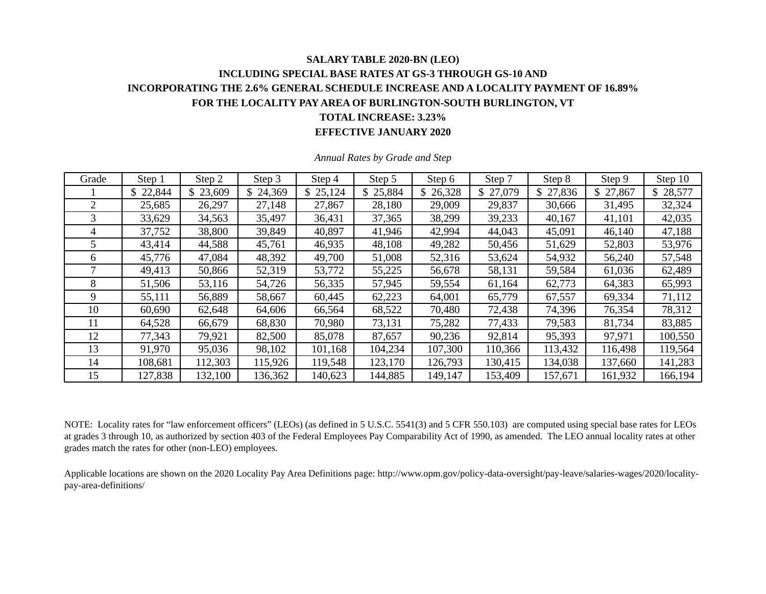**SALARY TABLE 2020-BN (LEO)**

**INCLUDING SPECIAL BASE RATES AT GS-3 THROUGH GS-10 AND**

**INCORPORATING THE 2.6% GENERAL SCHEDULE INCREASE AND A LOCALITY PAYMENT OF 16.89%**

**FOR THE LOCALITY PAY AREA OF BURLINGTON-SOUTH BURLINGTON, VT**

**TOTAL INCREASE: 3.23%**

**EFFECTIVE JANUARY 2020**

*Annual Rates by Grade and Step*

| Grade | Step 1 | Step 2 | Step 3 | Step 4 | Step 5 | Step 6 | Step 7 | Step 8 | Step 9 | Step 10 |
|---|---|---|---|---|---|---|---|---|---|---|
| 1 | $ 22,844 | $ 23,609 | $ 24,369 | $ 25,124 | $ 25,884 | $ 26,328 | $ 27,079 | $ 27,836 | $ 27,867 | $ 28,577 |
| 2 | 25,685 | 26,297 | 27,148 | 27,867 | 28,180 | 29,009 | 29,837 | 30,666 | 31,495 | 32,324 |
| 3 | 33,629 | 34,563 | 35,497 | 36,431 | 37,365 | 38,299 | 39,233 | 40,167 | 41,101 | 42,035 |
| 4 | 37,752 | 38,800 | 39,849 | 40,897 | 41,946 | 42,994 | 44,043 | 45,091 | 46,140 | 47,188 |
| 5 | 43,414 | 44,588 | 45,761 | 46,935 | 48,108 | 49,282 | 50,456 | 51,629 | 52,803 | 53,976 |
| 6 | 45,776 | 47,084 | 48,392 | 49,700 | 51,008 | 52,316 | 53,624 | 54,932 | 56,240 | 57,548 |
| 7 | 49,413 | 50,866 | 52,319 | 53,772 | 55,225 | 56,678 | 58,131 | 59,584 | 61,036 | 62,489 |
| 8 | 51,506 | 53,116 | 54,726 | 56,335 | 57,945 | 59,554 | 61,164 | 62,773 | 64,383 | 65,993 |
| 9 | 55,111 | 56,889 | 58,667 | 60,445 | 62,223 | 64,001 | 65,779 | 67,557 | 69,334 | 71,112 |
| 10 | 60,690 | 62,648 | 64,606 | 66,564 | 68,522 | 70,480 | 72,438 | 74,396 | 76,354 | 78,312 |
| 11 | 64,528 | 66,679 | 68,830 | 70,980 | 73,131 | 75,282 | 77,433 | 79,583 | 81,734 | 83,885 |
| 12 | 77,343 | 79,921 | 82,500 | 85,078 | 87,657 | 90,236 | 92,814 | 95,393 | 97,971 | 100,550 |
| 13 | 91,970 | 95,036 | 98,102 | 101,168 | 104,234 | 107,300 | 110,366 | 113,432 | 116,498 | 119,564 |
| 14 | 108,681 | 112,303 | 115,926 | 119,548 | 123,170 | 126,793 | 130,415 | 134,038 | 137,660 | 141,283 |
| 15 | 127,838 | 132,100 | 136,362 | 140,623 | 144,885 | 149,147 | 153,409 | 157,671 | 161,932 | 166,194 |

NOTE: Locality rates for "law enforcement officers" (LEOs) (as defined in 5 U.S.C. 5541(3) and 5 CFR 550.103) are computed using special base rates for LEOs at grades 3 through 10, as authorized by section 403 of the Federal Employees Pay Comparability Act of 1990, as amended. The LEO annual locality rates at other grades match the rates for other (non-LEO) employees.

Applicable locations are shown on the 2020 Locality Pay Area Definitions page: http://www.opm.gov/policy-data-oversight/pay-leave/salaries-wages/2020/locality-pay-area-definitions/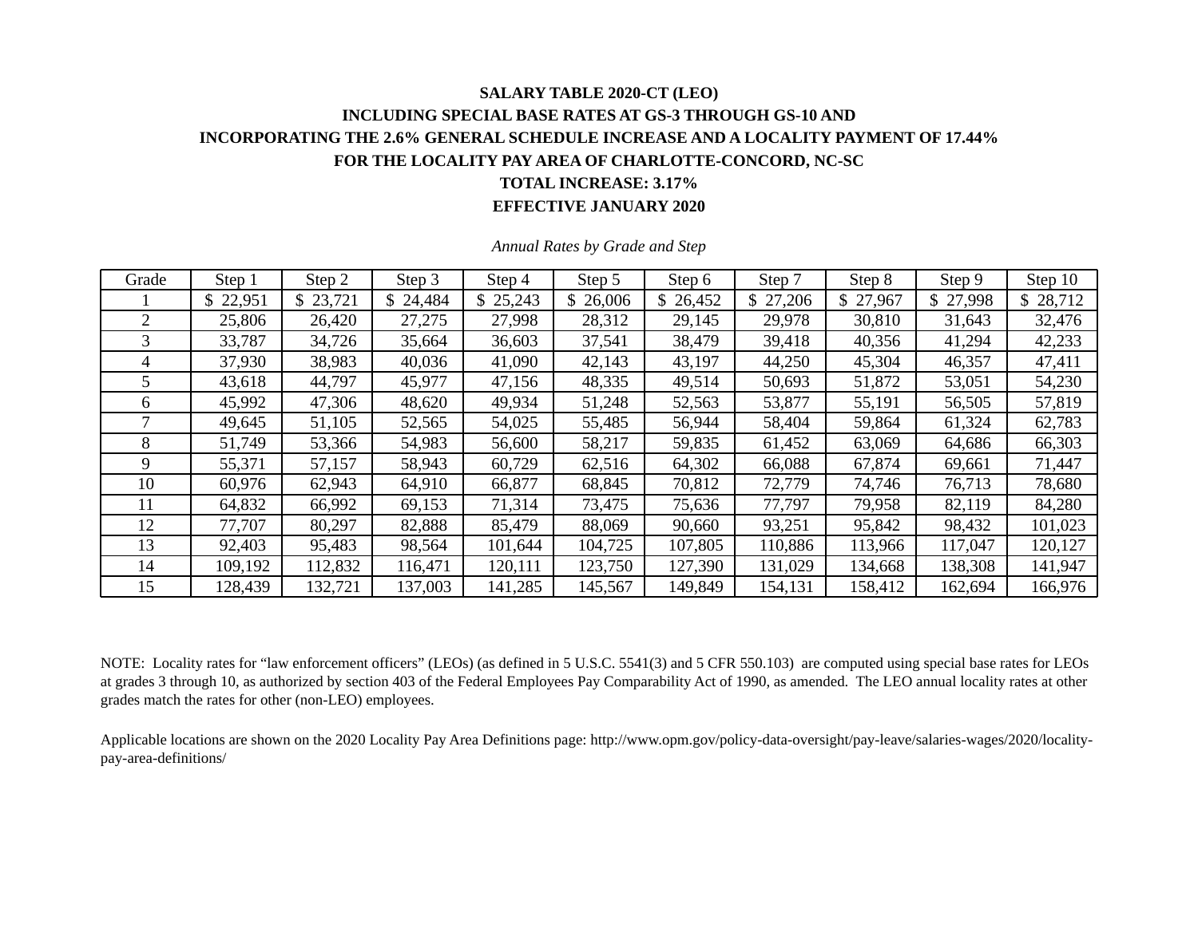**SALARY TABLE 2020-CT (LEO)**

**INCLUDING SPECIAL BASE RATES AT GS-3 THROUGH GS-10 AND**

**INCORPORATING THE 2.6% GENERAL SCHEDULE INCREASE AND A LOCALITY PAYMENT OF 17.44%**

**FOR THE LOCALITY PAY AREA OF CHARLOTTE-CONCORD, NC-SC**

**TOTAL INCREASE: 3.17%**

**EFFECTIVE JANUARY 2020**

*Annual Rates by Grade and Step*

| Grade | Step 1 | Step 2 | Step 3 | Step 4 | Step 5 | Step 6 | Step 7 | Step 8 | Step 9 | Step 10 |
|---|---|---|---|---|---|---|---|---|---|---|
| 1 | $ 22,951 | $ 23,721 | $ 24,484 | $ 25,243 | $ 26,006 | $ 26,452 | $ 27,206 | $ 27,967 | $ 27,998 | $ 28,712 |
| 2 | 25,806 | 26,420 | 27,275 | 27,998 | 28,312 | 29,145 | 29,978 | 30,810 | 31,643 | 32,476 |
| 3 | 33,787 | 34,726 | 35,664 | 36,603 | 37,541 | 38,479 | 39,418 | 40,356 | 41,294 | 42,233 |
| 4 | 37,930 | 38,983 | 40,036 | 41,090 | 42,143 | 43,197 | 44,250 | 45,304 | 46,357 | 47,411 |
| 5 | 43,618 | 44,797 | 45,977 | 47,156 | 48,335 | 49,514 | 50,693 | 51,872 | 53,051 | 54,230 |
| 6 | 45,992 | 47,306 | 48,620 | 49,934 | 51,248 | 52,563 | 53,877 | 55,191 | 56,505 | 57,819 |
| 7 | 49,645 | 51,105 | 52,565 | 54,025 | 55,485 | 56,944 | 58,404 | 59,864 | 61,324 | 62,783 |
| 8 | 51,749 | 53,366 | 54,983 | 56,600 | 58,217 | 59,835 | 61,452 | 63,069 | 64,686 | 66,303 |
| 9 | 55,371 | 57,157 | 58,943 | 60,729 | 62,516 | 64,302 | 66,088 | 67,874 | 69,661 | 71,447 |
| 10 | 60,976 | 62,943 | 64,910 | 66,877 | 68,845 | 70,812 | 72,779 | 74,746 | 76,713 | 78,680 |
| 11 | 64,832 | 66,992 | 69,153 | 71,314 | 73,475 | 75,636 | 77,797 | 79,958 | 82,119 | 84,280 |
| 12 | 77,707 | 80,297 | 82,888 | 85,479 | 88,069 | 90,660 | 93,251 | 95,842 | 98,432 | 101,023 |
| 13 | 92,403 | 95,483 | 98,564 | 101,644 | 104,725 | 107,805 | 110,886 | 113,966 | 117,047 | 120,127 |
| 14 | 109,192 | 112,832 | 116,471 | 120,111 | 123,750 | 127,390 | 131,029 | 134,668 | 138,308 | 141,947 |
| 15 | 128,439 | 132,721 | 137,003 | 141,285 | 145,567 | 149,849 | 154,131 | 158,412 | 162,694 | 166,976 |

NOTE: Locality rates for "law enforcement officers" (LEOs) (as defined in 5 U.S.C. 5541(3) and 5 CFR 550.103) are computed using special base rates for LEOs at grades 3 through 10, as authorized by section 403 of the Federal Employees Pay Comparability Act of 1990, as amended. The LEO annual locality rates at other grades match the rates for other (non-LEO) employees.

Applicable locations are shown on the 2020 Locality Pay Area Definitions page: http://www.opm.gov/policy-data-oversight/pay-leave/salaries-wages/2020/locality-pay-area-definitions/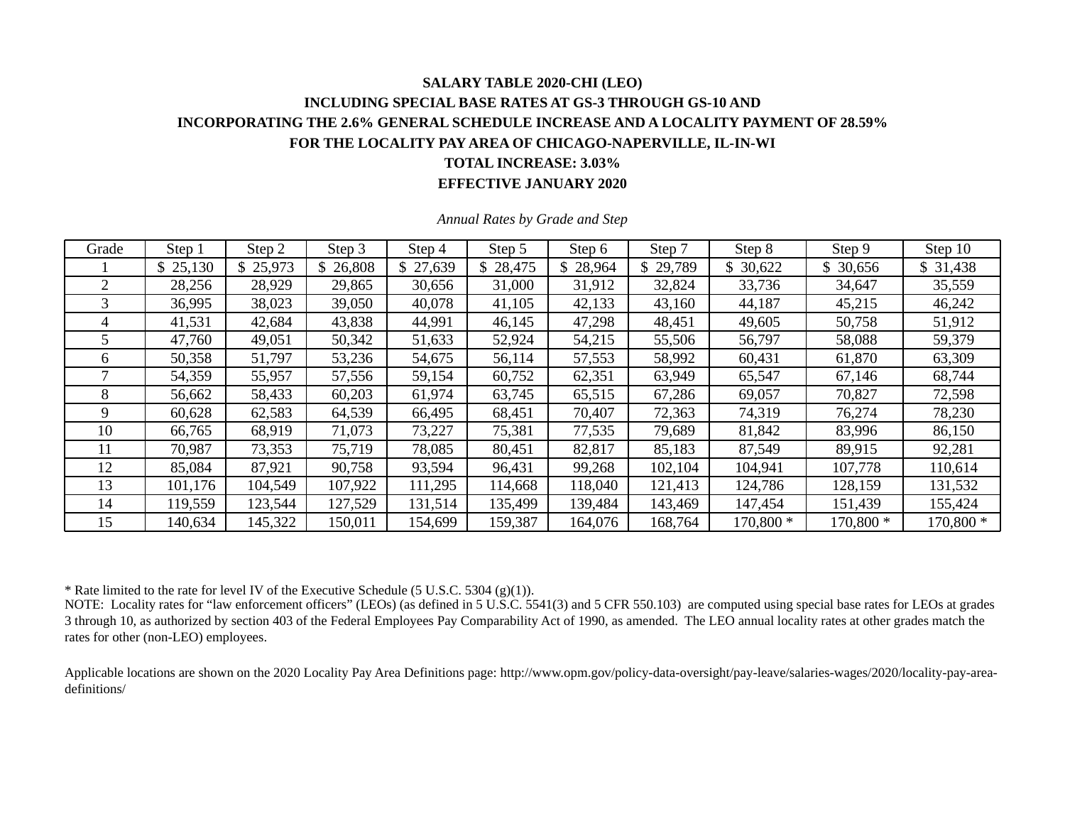**SALARY TABLE 2020-CHI (LEO)**

**INCLUDING SPECIAL BASE RATES AT GS-3 THROUGH GS-10 AND**

**INCORPORATING THE 2.6% GENERAL SCHEDULE INCREASE AND A LOCALITY PAYMENT OF 28.59%**

**FOR THE LOCALITY PAY AREA OF CHICAGO-NAPERVILLE, IL-IN-WI**

**TOTAL INCREASE: 3.03%**

**EFFECTIVE JANUARY 2020**

*Annual Rates by Grade and Step*

| Grade | Step 1 | Step 2 | Step 3 | Step 4 | Step 5 | Step 6 | Step 7 | Step 8 | Step 9 | Step 10 |
|---|---|---|---|---|---|---|---|---|---|---|
| 1 | $ 25,130 | $ 25,973 | $ 26,808 | $ 27,639 | $ 28,475 | $ 28,964 | $ 29,789 | $ 30,622 | $ 30,656 | $ 31,438 |
| 2 | 28,256 | 28,929 | 29,865 | 30,656 | 31,000 | 31,912 | 32,824 | 33,736 | 34,647 | 35,559 |
| 3 | 36,995 | 38,023 | 39,050 | 40,078 | 41,105 | 42,133 | 43,160 | 44,187 | 45,215 | 46,242 |
| 4 | 41,531 | 42,684 | 43,838 | 44,991 | 46,145 | 47,298 | 48,451 | 49,605 | 50,758 | 51,912 |
| 5 | 47,760 | 49,051 | 50,342 | 51,633 | 52,924 | 54,215 | 55,506 | 56,797 | 58,088 | 59,379 |
| 6 | 50,358 | 51,797 | 53,236 | 54,675 | 56,114 | 57,553 | 58,992 | 60,431 | 61,870 | 63,309 |
| 7 | 54,359 | 55,957 | 57,556 | 59,154 | 60,752 | 62,351 | 63,949 | 65,547 | 67,146 | 68,744 |
| 8 | 56,662 | 58,433 | 60,203 | 61,974 | 63,745 | 65,515 | 67,286 | 69,057 | 70,827 | 72,598 |
| 9 | 60,628 | 62,583 | 64,539 | 66,495 | 68,451 | 70,407 | 72,363 | 74,319 | 76,274 | 78,230 |
| 10 | 66,765 | 68,919 | 71,073 | 73,227 | 75,381 | 77,535 | 79,689 | 81,842 | 83,996 | 86,150 |
| 11 | 70,987 | 73,353 | 75,719 | 78,085 | 80,451 | 82,817 | 85,183 | 87,549 | 89,915 | 92,281 |
| 12 | 85,084 | 87,921 | 90,758 | 93,594 | 96,431 | 99,268 | 102,104 | 104,941 | 107,778 | 110,614 |
| 13 | 101,176 | 104,549 | 107,922 | 111,295 | 114,668 | 118,040 | 121,413 | 124,786 | 128,159 | 131,532 |
| 14 | 119,559 | 123,544 | 127,529 | 131,514 | 135,499 | 139,484 | 143,469 | 147,454 | 151,439 | 155,424 |
| 15 | 140,634 | 145,322 | 150,011 | 154,699 | 159,387 | 164,076 | 168,764 | 170,800 * | 170,800 * | 170,800 * |

* Rate limited to the rate for level IV of the Executive Schedule (5 U.S.C. 5304 (g)(1)).

NOTE: Locality rates for "law enforcement officers" (LEOs) (as defined in 5 U.S.C. 5541(3) and 5 CFR 550.103) are computed using special base rates for LEOs at grades 3 through 10, as authorized by section 403 of the Federal Employees Pay Comparability Act of 1990, as amended. The LEO annual locality rates at other grades match the rates for other (non-LEO) employees.

Applicable locations are shown on the 2020 Locality Pay Area Definitions page: http://www.opm.gov/policy-data-oversight/pay-leave/salaries-wages/2020/locality-pay-area-definitions/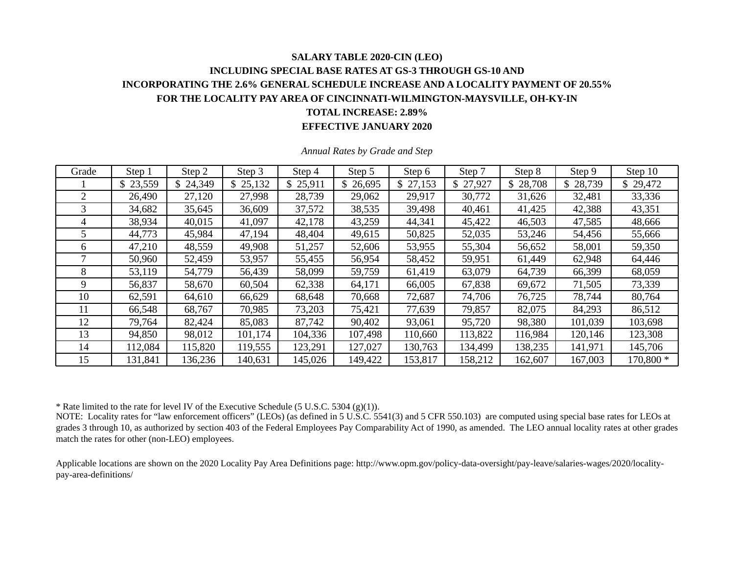**SALARY TABLE 2020-CIN (LEO)**

**INCLUDING SPECIAL BASE RATES AT GS-3 THROUGH GS-10 AND**

**INCORPORATING THE 2.6% GENERAL SCHEDULE INCREASE AND A LOCALITY PAYMENT OF 20.55%**

**FOR THE LOCALITY PAY AREA OF CINCINNATI-WILMINGTON-MAYSVILLE, OH-KY-IN**

**TOTAL INCREASE: 2.89%**

**EFFECTIVE JANUARY 2020**

*Annual Rates by Grade and Step*

| Grade | Step 1 | Step 2 | Step 3 | Step 4 | Step 5 | Step 6 | Step 7 | Step 8 | Step 9 | Step 10 |
|---|---|---|---|---|---|---|---|---|---|---|
| 1 | $ 23,559 | $ 24,349 | $ 25,132 | $ 25,911 | $ 26,695 | $ 27,153 | $ 27,927 | $ 28,708 | $ 28,739 | $ 29,472 |
| 2 | 26,490 | 27,120 | 27,998 | 28,739 | 29,062 | 29,917 | 30,772 | 31,626 | 32,481 | 33,336 |
| 3 | 34,682 | 35,645 | 36,609 | 37,572 | 38,535 | 39,498 | 40,461 | 41,425 | 42,388 | 43,351 |
| 4 | 38,934 | 40,015 | 41,097 | 42,178 | 43,259 | 44,341 | 45,422 | 46,503 | 47,585 | 48,666 |
| 5 | 44,773 | 45,984 | 47,194 | 48,404 | 49,615 | 50,825 | 52,035 | 53,246 | 54,456 | 55,666 |
| 6 | 47,210 | 48,559 | 49,908 | 51,257 | 52,606 | 53,955 | 55,304 | 56,652 | 58,001 | 59,350 |
| 7 | 50,960 | 52,459 | 53,957 | 55,455 | 56,954 | 58,452 | 59,951 | 61,449 | 62,948 | 64,446 |
| 8 | 53,119 | 54,779 | 56,439 | 58,099 | 59,759 | 61,419 | 63,079 | 64,739 | 66,399 | 68,059 |
| 9 | 56,837 | 58,670 | 60,504 | 62,338 | 64,171 | 66,005 | 67,838 | 69,672 | 71,505 | 73,339 |
| 10 | 62,591 | 64,610 | 66,629 | 68,648 | 70,668 | 72,687 | 74,706 | 76,725 | 78,744 | 80,764 |
| 11 | 66,548 | 68,767 | 70,985 | 73,203 | 75,421 | 77,639 | 79,857 | 82,075 | 84,293 | 86,512 |
| 12 | 79,764 | 82,424 | 85,083 | 87,742 | 90,402 | 93,061 | 95,720 | 98,380 | 101,039 | 103,698 |
| 13 | 94,850 | 98,012 | 101,174 | 104,336 | 107,498 | 110,660 | 113,822 | 116,984 | 120,146 | 123,308 |
| 14 | 112,084 | 115,820 | 119,555 | 123,291 | 127,027 | 130,763 | 134,499 | 138,235 | 141,971 | 145,706 |
| 15 | 131,841 | 136,236 | 140,631 | 145,026 | 149,422 | 153,817 | 158,212 | 162,607 | 167,003 | 170,800 * |

* Rate limited to the rate for level IV of the Executive Schedule (5 U.S.C. 5304 (g)(1)).

NOTE: Locality rates for "law enforcement officers" (LEOs) (as defined in 5 U.S.C. 5541(3) and 5 CFR 550.103) are computed using special base rates for LEOs at grades 3 through 10, as authorized by section 403 of the Federal Employees Pay Comparability Act of 1990, as amended. The LEO annual locality rates at other grades match the rates for other (non-LEO) employees.

Applicable locations are shown on the 2020 Locality Pay Area Definitions page: http://www.opm.gov/policy-data-oversight/pay-leave/salaries-wages/2020/locality-pay-area-definitions/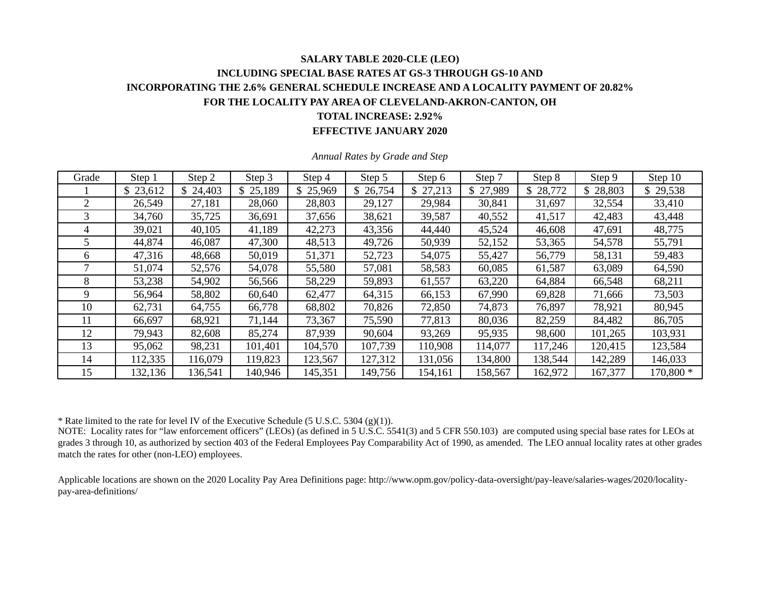**SALARY TABLE 2020-CLE (LEO)**

**INCLUDING SPECIAL BASE RATES AT GS-3 THROUGH GS-10 AND**

**INCORPORATING THE 2.6% GENERAL SCHEDULE INCREASE AND A LOCALITY PAYMENT OF 20.82%**

**FOR THE LOCALITY PAY AREA OF CLEVELAND-AKRON-CANTON, OH**

**TOTAL INCREASE: 2.92%**

**EFFECTIVE JANUARY 2020**

*Annual Rates by Grade and Step*

| Grade | Step 1 | Step 2 | Step 3 | Step 4 | Step 5 | Step 6 | Step 7 | Step 8 | Step 9 | Step 10 |
|---|---|---|---|---|---|---|---|---|---|---|
| 1 | $ 23,612 | $ 24,403 | $ 25,189 | $ 25,969 | $ 26,754 | $ 27,213 | $ 27,989 | $ 28,772 | $ 28,803 | $ 29,538 |
| 2 | 26,549 | 27,181 | 28,060 | 28,803 | 29,127 | 29,984 | 30,841 | 31,697 | 32,554 | 33,410 |
| 3 | 34,760 | 35,725 | 36,691 | 37,656 | 38,621 | 39,587 | 40,552 | 41,517 | 42,483 | 43,448 |
| 4 | 39,021 | 40,105 | 41,189 | 42,273 | 43,356 | 44,440 | 45,524 | 46,608 | 47,691 | 48,775 |
| 5 | 44,874 | 46,087 | 47,300 | 48,513 | 49,726 | 50,939 | 52,152 | 53,365 | 54,578 | 55,791 |
| 6 | 47,316 | 48,668 | 50,019 | 51,371 | 52,723 | 54,075 | 55,427 | 56,779 | 58,131 | 59,483 |
| 7 | 51,074 | 52,576 | 54,078 | 55,580 | 57,081 | 58,583 | 60,085 | 61,587 | 63,089 | 64,590 |
| 8 | 53,238 | 54,902 | 56,566 | 58,229 | 59,893 | 61,557 | 63,220 | 64,884 | 66,548 | 68,211 |
| 9 | 56,964 | 58,802 | 60,640 | 62,477 | 64,315 | 66,153 | 67,990 | 69,828 | 71,666 | 73,503 |
| 10 | 62,731 | 64,755 | 66,778 | 68,802 | 70,826 | 72,850 | 74,873 | 76,897 | 78,921 | 80,945 |
| 11 | 66,697 | 68,921 | 71,144 | 73,367 | 75,590 | 77,813 | 80,036 | 82,259 | 84,482 | 86,705 |
| 12 | 79,943 | 82,608 | 85,274 | 87,939 | 90,604 | 93,269 | 95,935 | 98,600 | 101,265 | 103,931 |
| 13 | 95,062 | 98,231 | 101,401 | 104,570 | 107,739 | 110,908 | 114,077 | 117,246 | 120,415 | 123,584 |
| 14 | 112,335 | 116,079 | 119,823 | 123,567 | 127,312 | 131,056 | 134,800 | 138,544 | 142,289 | 146,033 |
| 15 | 132,136 | 136,541 | 140,946 | 145,351 | 149,756 | 154,161 | 158,567 | 162,972 | 167,377 | 170,800 * |

\* Rate limited to the rate for level IV of the Executive Schedule (5 U.S.C. 5304 (g)(1)).

NOTE: Locality rates for "law enforcement officers" (LEOs) (as defined in 5 U.S.C. 5541(3) and 5 CFR 550.103) are computed using special base rates for LEOs at grades 3 through 10, as authorized by section 403 of the Federal Employees Pay Comparability Act of 1990, as amended. The LEO annual locality rates at other grades match the rates for other (non-LEO) employees.

Applicable locations are shown on the 2020 Locality Pay Area Definitions page: http://www.opm.gov/policy-data-oversight/pay-leave/salaries-wages/2020/locality-pay-area-definitions/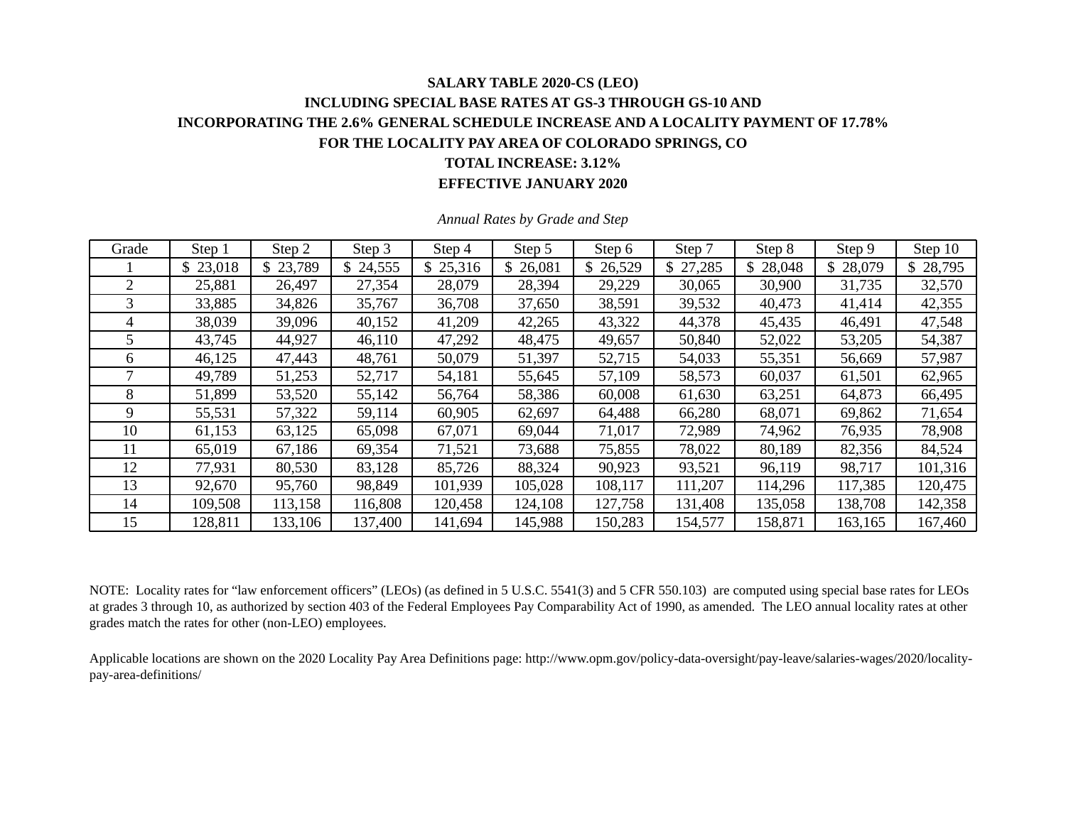**SALARY TABLE 2020-CS (LEO)**

**INCLUDING SPECIAL BASE RATES AT GS-3 THROUGH GS-10 AND**

**INCORPORATING THE 2.6% GENERAL SCHEDULE INCREASE AND A LOCALITY PAYMENT OF 17.78%**

**FOR THE LOCALITY PAY AREA OF COLORADO SPRINGS, CO**

**TOTAL INCREASE: 3.12%**

**EFFECTIVE JANUARY 2020**

*Annual Rates by Grade and Step*

| Grade | Step 1 | Step 2 | Step 3 | Step 4 | Step 5 | Step 6 | Step 7 | Step 8 | Step 9 | Step 10 |
|---|---|---|---|---|---|---|---|---|---|---|
| 1 | $ 23,018 | $ 23,789 | $ 24,555 | $ 25,316 | $ 26,081 | $ 26,529 | $ 27,285 | $ 28,048 | $ 28,079 | $ 28,795 |
| 2 | 25,881 | 26,497 | 27,354 | 28,079 | 28,394 | 29,229 | 30,065 | 30,900 | 31,735 | 32,570 |
| 3 | 33,885 | 34,826 | 35,767 | 36,708 | 37,650 | 38,591 | 39,532 | 40,473 | 41,414 | 42,355 |
| 4 | 38,039 | 39,096 | 40,152 | 41,209 | 42,265 | 43,322 | 44,378 | 45,435 | 46,491 | 47,548 |
| 5 | 43,745 | 44,927 | 46,110 | 47,292 | 48,475 | 49,657 | 50,840 | 52,022 | 53,205 | 54,387 |
| 6 | 46,125 | 47,443 | 48,761 | 50,079 | 51,397 | 52,715 | 54,033 | 55,351 | 56,669 | 57,987 |
| 7 | 49,789 | 51,253 | 52,717 | 54,181 | 55,645 | 57,109 | 58,573 | 60,037 | 61,501 | 62,965 |
| 8 | 51,899 | 53,520 | 55,142 | 56,764 | 58,386 | 60,008 | 61,630 | 63,251 | 64,873 | 66,495 |
| 9 | 55,531 | 57,322 | 59,114 | 60,905 | 62,697 | 64,488 | 66,280 | 68,071 | 69,862 | 71,654 |
| 10 | 61,153 | 63,125 | 65,098 | 67,071 | 69,044 | 71,017 | 72,989 | 74,962 | 76,935 | 78,908 |
| 11 | 65,019 | 67,186 | 69,354 | 71,521 | 73,688 | 75,855 | 78,022 | 80,189 | 82,356 | 84,524 |
| 12 | 77,931 | 80,530 | 83,128 | 85,726 | 88,324 | 90,923 | 93,521 | 96,119 | 98,717 | 101,316 |
| 13 | 92,670 | 95,760 | 98,849 | 101,939 | 105,028 | 108,117 | 111,207 | 114,296 | 117,385 | 120,475 |
| 14 | 109,508 | 113,158 | 116,808 | 120,458 | 124,108 | 127,758 | 131,408 | 135,058 | 138,708 | 142,358 |
| 15 | 128,811 | 133,106 | 137,400 | 141,694 | 145,988 | 150,283 | 154,577 | 158,871 | 163,165 | 167,460 |

NOTE: Locality rates for "law enforcement officers" (LEOs) (as defined in 5 U.S.C. 5541(3) and 5 CFR 550.103) are computed using special base rates for LEOs at grades 3 through 10, as authorized by section 403 of the Federal Employees Pay Comparability Act of 1990, as amended. The LEO annual locality rates at other grades match the rates for other (non-LEO) employees.

Applicable locations are shown on the 2020 Locality Pay Area Definitions page: http://www.opm.gov/policy-data-oversight/pay-leave/salaries-wages/2020/locality-pay-area-definitions/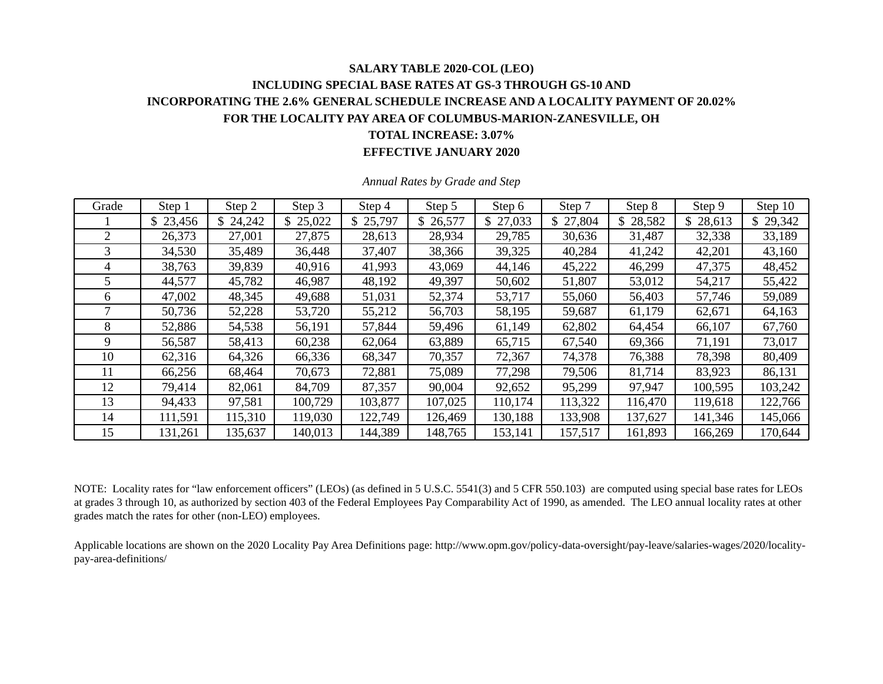**SALARY TABLE 2020-COL (LEO)**

**INCLUDING SPECIAL BASE RATES AT GS-3 THROUGH GS-10 AND**

**INCORPORATING THE 2.6% GENERAL SCHEDULE INCREASE AND A LOCALITY PAYMENT OF 20.02%**

**FOR THE LOCALITY PAY AREA OF COLUMBUS-MARION-ZANESVILLE, OH**

**TOTAL INCREASE: 3.07%**

**EFFECTIVE JANUARY 2020**

*Annual Rates by Grade and Step*

| Grade | Step 1 | Step 2 | Step 3 | Step 4 | Step 5 | Step 6 | Step 7 | Step 8 | Step 9 | Step 10 |
|---|---|---|---|---|---|---|---|---|---|---|
| 1 | $ 23,456 | $ 24,242 | $ 25,022 | $ 25,797 | $ 26,577 | $ 27,033 | $ 27,804 | $ 28,582 | $ 28,613 | $ 29,342 |
| 2 | 26,373 | 27,001 | 27,875 | 28,613 | 28,934 | 29,785 | 30,636 | 31,487 | 32,338 | 33,189 |
| 3 | 34,530 | 35,489 | 36,448 | 37,407 | 38,366 | 39,325 | 40,284 | 41,242 | 42,201 | 43,160 |
| 4 | 38,763 | 39,839 | 40,916 | 41,993 | 43,069 | 44,146 | 45,222 | 46,299 | 47,375 | 48,452 |
| 5 | 44,577 | 45,782 | 46,987 | 48,192 | 49,397 | 50,602 | 51,807 | 53,012 | 54,217 | 55,422 |
| 6 | 47,002 | 48,345 | 49,688 | 51,031 | 52,374 | 53,717 | 55,060 | 56,403 | 57,746 | 59,089 |
| 7 | 50,736 | 52,228 | 53,720 | 55,212 | 56,703 | 58,195 | 59,687 | 61,179 | 62,671 | 64,163 |
| 8 | 52,886 | 54,538 | 56,191 | 57,844 | 59,496 | 61,149 | 62,802 | 64,454 | 66,107 | 67,760 |
| 9 | 56,587 | 58,413 | 60,238 | 62,064 | 63,889 | 65,715 | 67,540 | 69,366 | 71,191 | 73,017 |
| 10 | 62,316 | 64,326 | 66,336 | 68,347 | 70,357 | 72,367 | 74,378 | 76,388 | 78,398 | 80,409 |
| 11 | 66,256 | 68,464 | 70,673 | 72,881 | 75,089 | 77,298 | 79,506 | 81,714 | 83,923 | 86,131 |
| 12 | 79,414 | 82,061 | 84,709 | 87,357 | 90,004 | 92,652 | 95,299 | 97,947 | 100,595 | 103,242 |
| 13 | 94,433 | 97,581 | 100,729 | 103,877 | 107,025 | 110,174 | 113,322 | 116,470 | 119,618 | 122,766 |
| 14 | 111,591 | 115,310 | 119,030 | 122,749 | 126,469 | 130,188 | 133,908 | 137,627 | 141,346 | 145,066 |
| 15 | 131,261 | 135,637 | 140,013 | 144,389 | 148,765 | 153,141 | 157,517 | 161,893 | 166,269 | 170,644 |

NOTE: Locality rates for "law enforcement officers" (LEOs) (as defined in 5 U.S.C. 5541(3) and 5 CFR 550.103) are computed using special base rates for LEOs at grades 3 through 10, as authorized by section 403 of the Federal Employees Pay Comparability Act of 1990, as amended. The LEO annual locality rates at other grades match the rates for other (non-LEO) employees.

Applicable locations are shown on the 2020 Locality Pay Area Definitions page: http://www.opm.gov/policy-data-oversight/pay-leave/salaries-wages/2020/locality-pay-area-definitions/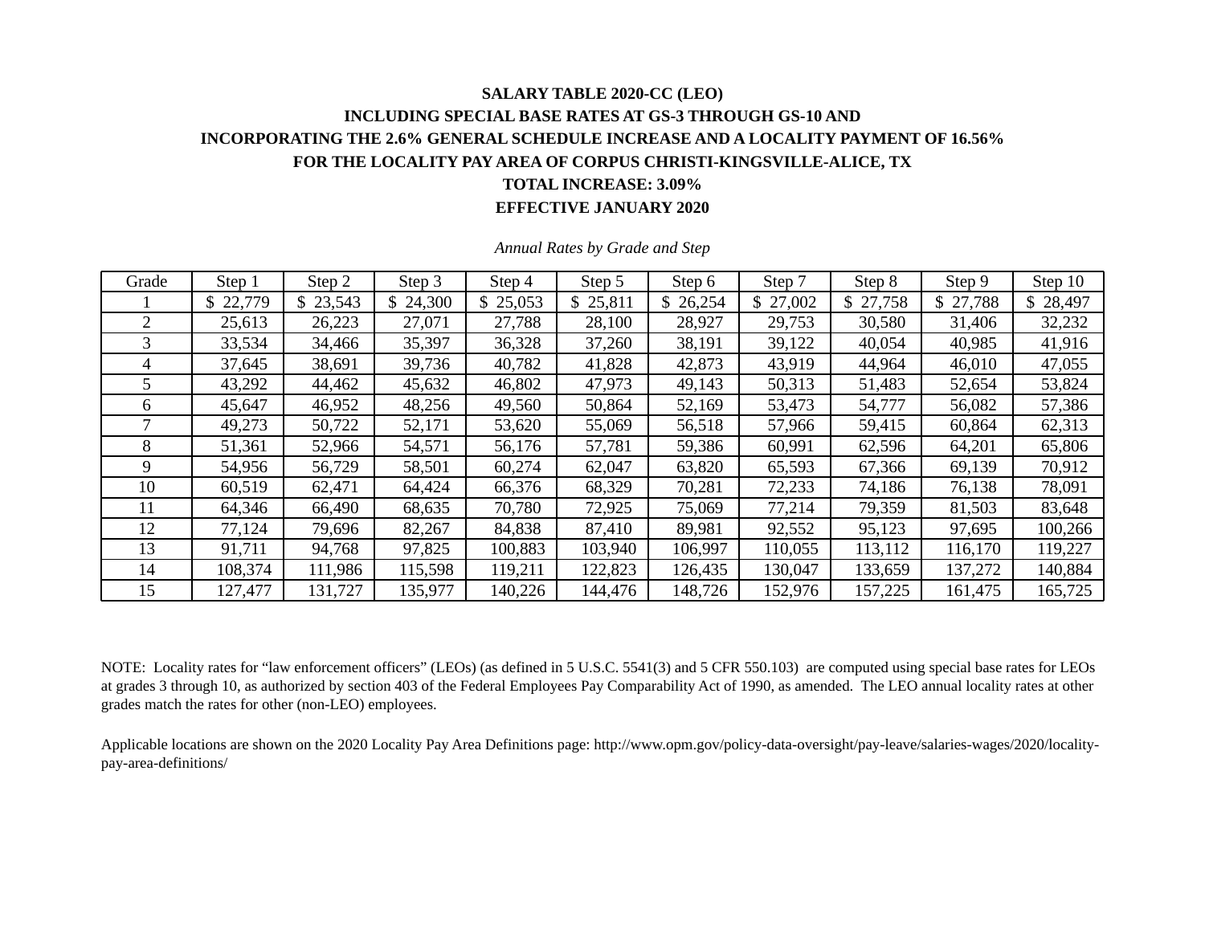**SALARY TABLE 2020-CC (LEO)**

**INCLUDING SPECIAL BASE RATES AT GS-3 THROUGH GS-10 AND**

**INCORPORATING THE 2.6% GENERAL SCHEDULE INCREASE AND A LOCALITY PAYMENT OF 16.56%**

**FOR THE LOCALITY PAY AREA OF CORPUS CHRISTI-KINGSVILLE-ALICE, TX**

**TOTAL INCREASE: 3.09%**

**EFFECTIVE JANUARY 2020**

*Annual Rates by Grade and Step*

| Grade | Step 1 | Step 2 | Step 3 | Step 4 | Step 5 | Step 6 | Step 7 | Step 8 | Step 9 | Step 10 |
|---|---|---|---|---|---|---|---|---|---|---|
| 1 | $ 22,779 | $ 23,543 | $ 24,300 | $ 25,053 | $ 25,811 | $ 26,254 | $ 27,002 | $ 27,758 | $ 27,788 | $ 28,497 |
| 2 | 25,613 | 26,223 | 27,071 | 27,788 | 28,100 | 28,927 | 29,753 | 30,580 | 31,406 | 32,232 |
| 3 | 33,534 | 34,466 | 35,397 | 36,328 | 37,260 | 38,191 | 39,122 | 40,054 | 40,985 | 41,916 |
| 4 | 37,645 | 38,691 | 39,736 | 40,782 | 41,828 | 42,873 | 43,919 | 44,964 | 46,010 | 47,055 |
| 5 | 43,292 | 44,462 | 45,632 | 46,802 | 47,973 | 49,143 | 50,313 | 51,483 | 52,654 | 53,824 |
| 6 | 45,647 | 46,952 | 48,256 | 49,560 | 50,864 | 52,169 | 53,473 | 54,777 | 56,082 | 57,386 |
| 7 | 49,273 | 50,722 | 52,171 | 53,620 | 55,069 | 56,518 | 57,966 | 59,415 | 60,864 | 62,313 |
| 8 | 51,361 | 52,966 | 54,571 | 56,176 | 57,781 | 59,386 | 60,991 | 62,596 | 64,201 | 65,806 |
| 9 | 54,956 | 56,729 | 58,501 | 60,274 | 62,047 | 63,820 | 65,593 | 67,366 | 69,139 | 70,912 |
| 10 | 60,519 | 62,471 | 64,424 | 66,376 | 68,329 | 70,281 | 72,233 | 74,186 | 76,138 | 78,091 |
| 11 | 64,346 | 66,490 | 68,635 | 70,780 | 72,925 | 75,069 | 77,214 | 79,359 | 81,503 | 83,648 |
| 12 | 77,124 | 79,696 | 82,267 | 84,838 | 87,410 | 89,981 | 92,552 | 95,123 | 97,695 | 100,266 |
| 13 | 91,711 | 94,768 | 97,825 | 100,883 | 103,940 | 106,997 | 110,055 | 113,112 | 116,170 | 119,227 |
| 14 | 108,374 | 111,986 | 115,598 | 119,211 | 122,823 | 126,435 | 130,047 | 133,659 | 137,272 | 140,884 |
| 15 | 127,477 | 131,727 | 135,977 | 140,226 | 144,476 | 148,726 | 152,976 | 157,225 | 161,475 | 165,725 |

NOTE: Locality rates for "law enforcement officers" (LEOs) (as defined in 5 U.S.C. 5541(3) and 5 CFR 550.103) are computed using special base rates for LEOs at grades 3 through 10, as authorized by section 403 of the Federal Employees Pay Comparability Act of 1990, as amended. The LEO annual locality rates at other grades match the rates for other (non-LEO) employees.

Applicable locations are shown on the 2020 Locality Pay Area Definitions page: http://www.opm.gov/policy-data-oversight/pay-leave/salaries-wages/2020/locality-pay-area-definitions/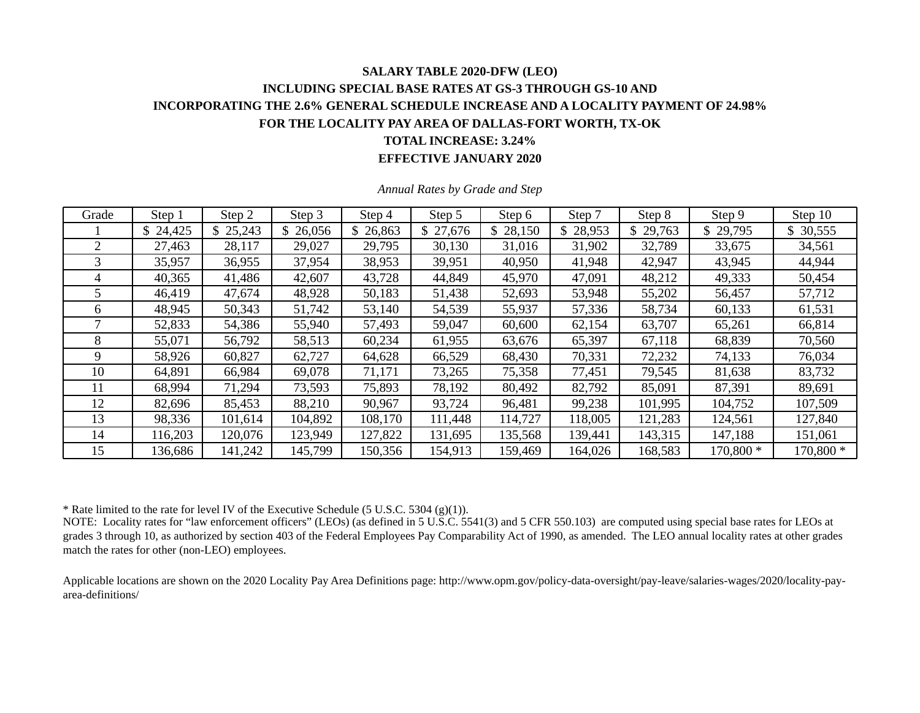**SALARY TABLE 2020-DFW (LEO)**

**INCLUDING SPECIAL BASE RATES AT GS-3 THROUGH GS-10 AND**

**INCORPORATING THE 2.6% GENERAL SCHEDULE INCREASE AND A LOCALITY PAYMENT OF 24.98%**

**FOR THE LOCALITY PAY AREA OF DALLAS-FORT WORTH, TX-OK**

**TOTAL INCREASE: 3.24%**

**EFFECTIVE JANUARY 2020**

*Annual Rates by Grade and Step*

| Grade | Step 1 | Step 2 | Step 3 | Step 4 | Step 5 | Step 6 | Step 7 | Step 8 | Step 9 | Step 10 |
|---|---|---|---|---|---|---|---|---|---|---|
| 1 | $ 24,425 | $ 25,243 | $ 26,056 | $ 26,863 | $ 27,676 | $ 28,150 | $ 28,953 | $ 29,763 | $ 29,795 | $ 30,555 |
| 2 | 27,463 | 28,117 | 29,027 | 29,795 | 30,130 | 31,016 | 31,902 | 32,789 | 33,675 | 34,561 |
| 3 | 35,957 | 36,955 | 37,954 | 38,953 | 39,951 | 40,950 | 41,948 | 42,947 | 43,945 | 44,944 |
| 4 | 40,365 | 41,486 | 42,607 | 43,728 | 44,849 | 45,970 | 47,091 | 48,212 | 49,333 | 50,454 |
| 5 | 46,419 | 47,674 | 48,928 | 50,183 | 51,438 | 52,693 | 53,948 | 55,202 | 56,457 | 57,712 |
| 6 | 48,945 | 50,343 | 51,742 | 53,140 | 54,539 | 55,937 | 57,336 | 58,734 | 60,133 | 61,531 |
| 7 | 52,833 | 54,386 | 55,940 | 57,493 | 59,047 | 60,600 | 62,154 | 63,707 | 65,261 | 66,814 |
| 8 | 55,071 | 56,792 | 58,513 | 60,234 | 61,955 | 63,676 | 65,397 | 67,118 | 68,839 | 70,560 |
| 9 | 58,926 | 60,827 | 62,727 | 64,628 | 66,529 | 68,430 | 70,331 | 72,232 | 74,133 | 76,034 |
| 10 | 64,891 | 66,984 | 69,078 | 71,171 | 73,265 | 75,358 | 77,451 | 79,545 | 81,638 | 83,732 |
| 11 | 68,994 | 71,294 | 73,593 | 75,893 | 78,192 | 80,492 | 82,792 | 85,091 | 87,391 | 89,691 |
| 12 | 82,696 | 85,453 | 88,210 | 90,967 | 93,724 | 96,481 | 99,238 | 101,995 | 104,752 | 107,509 |
| 13 | 98,336 | 101,614 | 104,892 | 108,170 | 111,448 | 114,727 | 118,005 | 121,283 | 124,561 | 127,840 |
| 14 | 116,203 | 120,076 | 123,949 | 127,822 | 131,695 | 135,568 | 139,441 | 143,315 | 147,188 | 151,061 |
| 15 | 136,686 | 141,242 | 145,799 | 150,356 | 154,913 | 159,469 | 164,026 | 168,583 | 170,800 * | 170,800 * |

* Rate limited to the rate for level IV of the Executive Schedule (5 U.S.C. 5304 (g)(1)).

NOTE: Locality rates for "law enforcement officers" (LEOs) (as defined in 5 U.S.C. 5541(3) and 5 CFR 550.103) are computed using special base rates for LEOs at grades 3 through 10, as authorized by section 403 of the Federal Employees Pay Comparability Act of 1990, as amended. The LEO annual locality rates at other grades match the rates for other (non-LEO) employees.

Applicable locations are shown on the 2020 Locality Pay Area Definitions page: http://www.opm.gov/policy-data-oversight/pay-leave/salaries-wages/2020/locality-pay-area-definitions/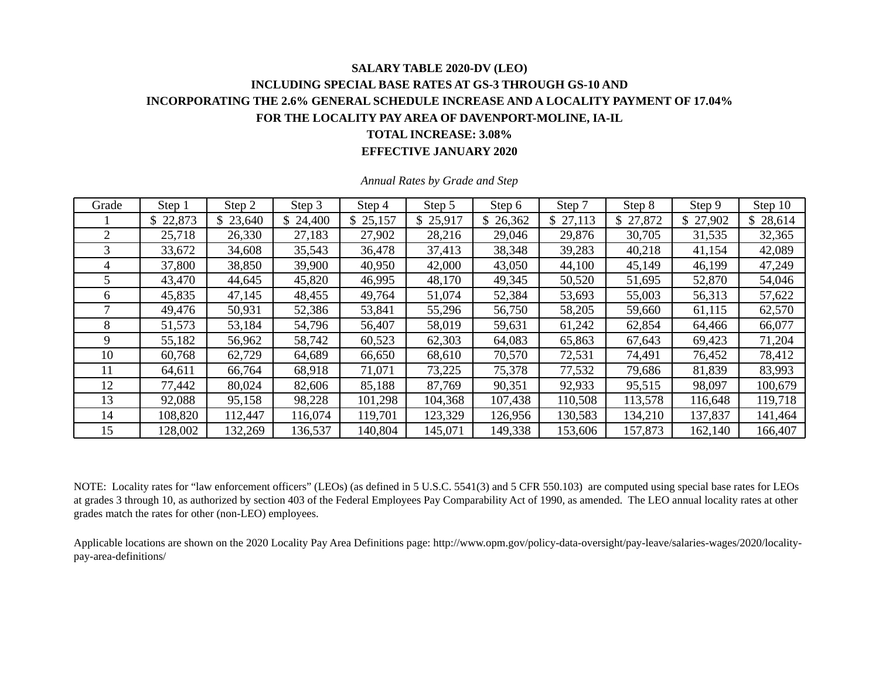**SALARY TABLE 2020-DV (LEO)**

**INCLUDING SPECIAL BASE RATES AT GS-3 THROUGH GS-10 AND**

**INCORPORATING THE 2.6% GENERAL SCHEDULE INCREASE AND A LOCALITY PAYMENT OF 17.04%**

**FOR THE LOCALITY PAY AREA OF DAVENPORT-MOLINE, IA-IL**

**TOTAL INCREASE: 3.08%**

**EFFECTIVE JANUARY 2020**

*Annual Rates by Grade and Step*

| Grade | Step 1 | Step 2 | Step 3 | Step 4 | Step 5 | Step 6 | Step 7 | Step 8 | Step 9 | Step 10 |
|---|---|---|---|---|---|---|---|---|---|---|
| 1 | $ 22,873 | $ 23,640 | $ 24,400 | $ 25,157 | $ 25,917 | $ 26,362 | $ 27,113 | $ 27,872 | $ 27,902 | $ 28,614 |
| 2 | 25,718 | 26,330 | 27,183 | 27,902 | 28,216 | 29,046 | 29,876 | 30,705 | 31,535 | 32,365 |
| 3 | 33,672 | 34,608 | 35,543 | 36,478 | 37,413 | 38,348 | 39,283 | 40,218 | 41,154 | 42,089 |
| 4 | 37,800 | 38,850 | 39,900 | 40,950 | 42,000 | 43,050 | 44,100 | 45,149 | 46,199 | 47,249 |
| 5 | 43,470 | 44,645 | 45,820 | 46,995 | 48,170 | 49,345 | 50,520 | 51,695 | 52,870 | 54,046 |
| 6 | 45,835 | 47,145 | 48,455 | 49,764 | 51,074 | 52,384 | 53,693 | 55,003 | 56,313 | 57,622 |
| 7 | 49,476 | 50,931 | 52,386 | 53,841 | 55,296 | 56,750 | 58,205 | 59,660 | 61,115 | 62,570 |
| 8 | 51,573 | 53,184 | 54,796 | 56,407 | 58,019 | 59,631 | 61,242 | 62,854 | 64,466 | 66,077 |
| 9 | 55,182 | 56,962 | 58,742 | 60,523 | 62,303 | 64,083 | 65,863 | 67,643 | 69,423 | 71,204 |
| 10 | 60,768 | 62,729 | 64,689 | 66,650 | 68,610 | 70,570 | 72,531 | 74,491 | 76,452 | 78,412 |
| 11 | 64,611 | 66,764 | 68,918 | 71,071 | 73,225 | 75,378 | 77,532 | 79,686 | 81,839 | 83,993 |
| 12 | 77,442 | 80,024 | 82,606 | 85,188 | 87,769 | 90,351 | 92,933 | 95,515 | 98,097 | 100,679 |
| 13 | 92,088 | 95,158 | 98,228 | 101,298 | 104,368 | 107,438 | 110,508 | 113,578 | 116,648 | 119,718 |
| 14 | 108,820 | 112,447 | 116,074 | 119,701 | 123,329 | 126,956 | 130,583 | 134,210 | 137,837 | 141,464 |
| 15 | 128,002 | 132,269 | 136,537 | 140,804 | 145,071 | 149,338 | 153,606 | 157,873 | 162,140 | 166,407 |

NOTE: Locality rates for "law enforcement officers" (LEOs) (as defined in 5 U.S.C. 5541(3) and 5 CFR 550.103) are computed using special base rates for LEOs at grades 3 through 10, as authorized by section 403 of the Federal Employees Pay Comparability Act of 1990, as amended. The LEO annual locality rates at other grades match the rates for other (non-LEO) employees.

Applicable locations are shown on the 2020 Locality Pay Area Definitions page: http://www.opm.gov/policy-data-oversight/pay-leave/salaries-wages/2020/locality-pay-area-definitions/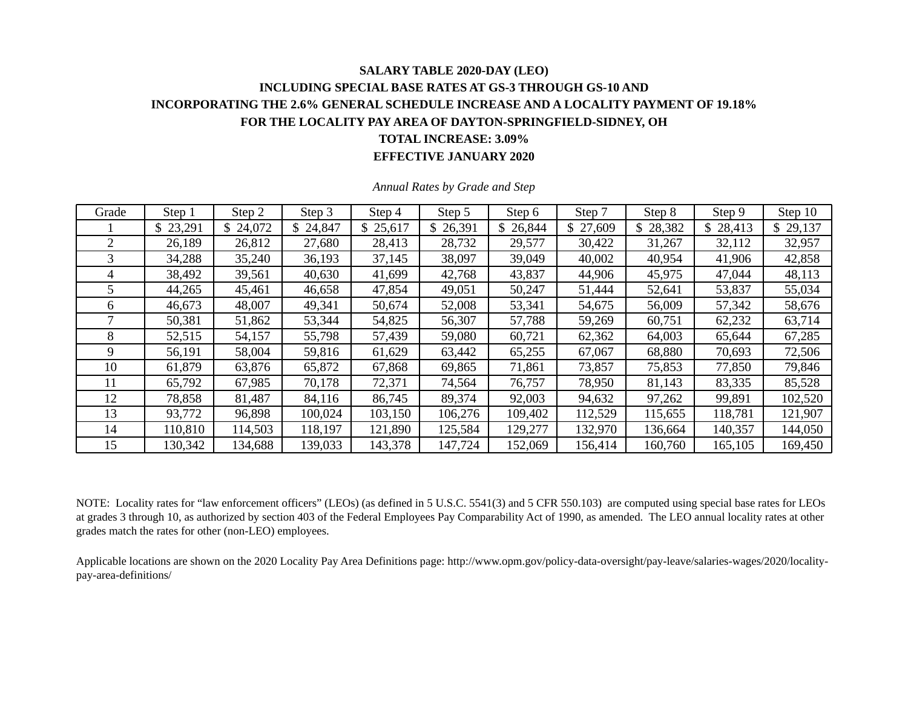**SALARY TABLE 2020-DAY (LEO)**

**INCLUDING SPECIAL BASE RATES AT GS-3 THROUGH GS-10 AND**

**INCORPORATING THE 2.6% GENERAL SCHEDULE INCREASE AND A LOCALITY PAYMENT OF 19.18%**

**FOR THE LOCALITY PAY AREA OF DAYTON-SPRINGFIELD-SIDNEY, OH**

**TOTAL INCREASE: 3.09%**

**EFFECTIVE JANUARY 2020**

*Annual Rates by Grade and Step*

| Grade | Step 1 | Step 2 | Step 3 | Step 4 | Step 5 | Step 6 | Step 7 | Step 8 | Step 9 | Step 10 |
|---|---|---|---|---|---|---|---|---|---|---|
| 1 | $ 23,291 | $ 24,072 | $ 24,847 | $ 25,617 | $ 26,391 | $ 26,844 | $ 27,609 | $ 28,382 | $ 28,413 | $ 29,137 |
| 2 | 26,189 | 26,812 | 27,680 | 28,413 | 28,732 | 29,577 | 30,422 | 31,267 | 32,112 | 32,957 |
| 3 | 34,288 | 35,240 | 36,193 | 37,145 | 38,097 | 39,049 | 40,002 | 40,954 | 41,906 | 42,858 |
| 4 | 38,492 | 39,561 | 40,630 | 41,699 | 42,768 | 43,837 | 44,906 | 45,975 | 47,044 | 48,113 |
| 5 | 44,265 | 45,461 | 46,658 | 47,854 | 49,051 | 50,247 | 51,444 | 52,641 | 53,837 | 55,034 |
| 6 | 46,673 | 48,007 | 49,341 | 50,674 | 52,008 | 53,341 | 54,675 | 56,009 | 57,342 | 58,676 |
| 7 | 50,381 | 51,862 | 53,344 | 54,825 | 56,307 | 57,788 | 59,269 | 60,751 | 62,232 | 63,714 |
| 8 | 52,515 | 54,157 | 55,798 | 57,439 | 59,080 | 60,721 | 62,362 | 64,003 | 65,644 | 67,285 |
| 9 | 56,191 | 58,004 | 59,816 | 61,629 | 63,442 | 65,255 | 67,067 | 68,880 | 70,693 | 72,506 |
| 10 | 61,879 | 63,876 | 65,872 | 67,868 | 69,865 | 71,861 | 73,857 | 75,853 | 77,850 | 79,846 |
| 11 | 65,792 | 67,985 | 70,178 | 72,371 | 74,564 | 76,757 | 78,950 | 81,143 | 83,335 | 85,528 |
| 12 | 78,858 | 81,487 | 84,116 | 86,745 | 89,374 | 92,003 | 94,632 | 97,262 | 99,891 | 102,520 |
| 13 | 93,772 | 96,898 | 100,024 | 103,150 | 106,276 | 109,402 | 112,529 | 115,655 | 118,781 | 121,907 |
| 14 | 110,810 | 114,503 | 118,197 | 121,890 | 125,584 | 129,277 | 132,970 | 136,664 | 140,357 | 144,050 |
| 15 | 130,342 | 134,688 | 139,033 | 143,378 | 147,724 | 152,069 | 156,414 | 160,760 | 165,105 | 169,450 |

NOTE: Locality rates for “law enforcement officers” (LEOs) (as defined in 5 U.S.C. 5541(3) and 5 CFR 550.103) are computed using special base rates for LEOs at grades 3 through 10, as authorized by section 403 of the Federal Employees Pay Comparability Act of 1990, as amended. The LEO annual locality rates at other grades match the rates for other (non-LEO) employees.

Applicable locations are shown on the 2020 Locality Pay Area Definitions page: http://www.opm.gov/policy-data-oversight/pay-leave/salaries-wages/2020/locality-pay-area-definitions/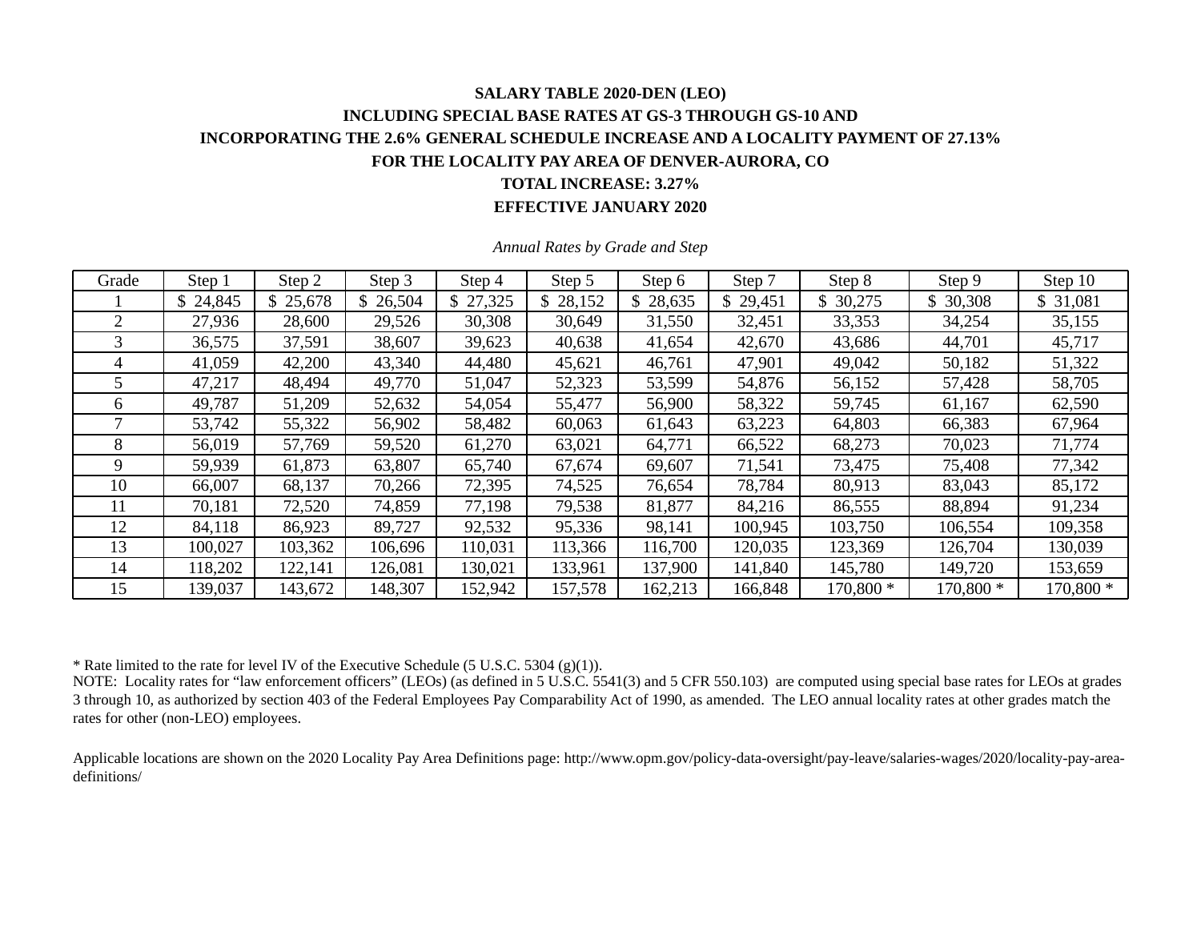**SALARY TABLE 2020-DEN (LEO)**

**INCLUDING SPECIAL BASE RATES AT GS-3 THROUGH GS-10 AND**

**INCORPORATING THE 2.6% GENERAL SCHEDULE INCREASE AND A LOCALITY PAYMENT OF 27.13%**

**FOR THE LOCALITY PAY AREA OF DENVER-AURORA, CO**

**TOTAL INCREASE: 3.27%**

**EFFECTIVE JANUARY 2020**

*Annual Rates by Grade and Step*

| Grade | Step 1 | Step 2 | Step 3 | Step 4 | Step 5 | Step 6 | Step 7 | Step 8 | Step 9 | Step 10 |
|---|---|---|---|---|---|---|---|---|---|---|
| 1 | $ 24,845 | $ 25,678 | $ 26,504 | $ 27,325 | $ 28,152 | $ 28,635 | $ 29,451 | $ 30,275 | $ 30,308 | $ 31,081 |
| 2 | 27,936 | 28,600 | 29,526 | 30,308 | 30,649 | 31,550 | 32,451 | 33,353 | 34,254 | 35,155 |
| 3 | 36,575 | 37,591 | 38,607 | 39,623 | 40,638 | 41,654 | 42,670 | 43,686 | 44,701 | 45,717 |
| 4 | 41,059 | 42,200 | 43,340 | 44,480 | 45,621 | 46,761 | 47,901 | 49,042 | 50,182 | 51,322 |
| 5 | 47,217 | 48,494 | 49,770 | 51,047 | 52,323 | 53,599 | 54,876 | 56,152 | 57,428 | 58,705 |
| 6 | 49,787 | 51,209 | 52,632 | 54,054 | 55,477 | 56,900 | 58,322 | 59,745 | 61,167 | 62,590 |
| 7 | 53,742 | 55,322 | 56,902 | 58,482 | 60,063 | 61,643 | 63,223 | 64,803 | 66,383 | 67,964 |
| 8 | 56,019 | 57,769 | 59,520 | 61,270 | 63,021 | 64,771 | 66,522 | 68,273 | 70,023 | 71,774 |
| 9 | 59,939 | 61,873 | 63,807 | 65,740 | 67,674 | 69,607 | 71,541 | 73,475 | 75,408 | 77,342 |
| 10 | 66,007 | 68,137 | 70,266 | 72,395 | 74,525 | 76,654 | 78,784 | 80,913 | 83,043 | 85,172 |
| 11 | 70,181 | 72,520 | 74,859 | 77,198 | 79,538 | 81,877 | 84,216 | 86,555 | 88,894 | 91,234 |
| 12 | 84,118 | 86,923 | 89,727 | 92,532 | 95,336 | 98,141 | 100,945 | 103,750 | 106,554 | 109,358 |
| 13 | 100,027 | 103,362 | 106,696 | 110,031 | 113,366 | 116,700 | 120,035 | 123,369 | 126,704 | 130,039 |
| 14 | 118,202 | 122,141 | 126,081 | 130,021 | 133,961 | 137,900 | 141,840 | 145,780 | 149,720 | 153,659 |
| 15 | 139,037 | 143,672 | 148,307 | 152,942 | 157,578 | 162,213 | 166,848 | 170,800 * | 170,800 * | 170,800 * |

* Rate limited to the rate for level IV of the Executive Schedule (5 U.S.C. 5304 (g)(1)).

NOTE: Locality rates for "law enforcement officers" (LEOs) (as defined in 5 U.S.C. 5541(3) and 5 CFR 550.103) are computed using special base rates for LEOs at grades 3 through 10, as authorized by section 403 of the Federal Employees Pay Comparability Act of 1990, as amended. The LEO annual locality rates at other grades match the rates for other (non-LEO) employees.

Applicable locations are shown on the 2020 Locality Pay Area Definitions page: http://www.opm.gov/policy-data-oversight/pay-leave/salaries-wages/2020/locality-pay-area-definitions/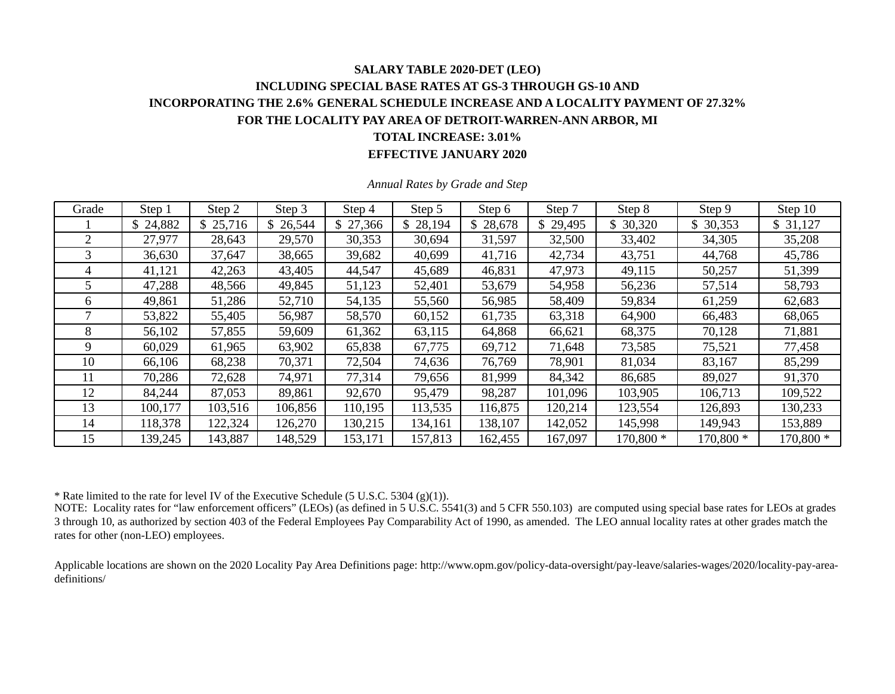**SALARY TABLE 2020-DET (LEO)**

**INCLUDING SPECIAL BASE RATES AT GS-3 THROUGH GS-10 AND**

**INCORPORATING THE 2.6% GENERAL SCHEDULE INCREASE AND A LOCALITY PAYMENT OF 27.32%**

**FOR THE LOCALITY PAY AREA OF DETROIT-WARREN-ANN ARBOR, MI**

**TOTAL INCREASE: 3.01%**

**EFFECTIVE JANUARY 2020**

*Annual Rates by Grade and Step*

| Grade | Step 1 | Step 2 | Step 3 | Step 4 | Step 5 | Step 6 | Step 7 | Step 8 | Step 9 | Step 10 |
|---|---|---|---|---|---|---|---|---|---|---|
| 1 | $ 24,882 | $ 25,716 | $ 26,544 | $ 27,366 | $ 28,194 | $ 28,678 | $ 29,495 | $ 30,320 | $ 30,353 | $ 31,127 |
| 2 | 27,977 | 28,643 | 29,570 | 30,353 | 30,694 | 31,597 | 32,500 | 33,402 | 34,305 | 35,208 |
| 3 | 36,630 | 37,647 | 38,665 | 39,682 | 40,699 | 41,716 | 42,734 | 43,751 | 44,768 | 45,786 |
| 4 | 41,121 | 42,263 | 43,405 | 44,547 | 45,689 | 46,831 | 47,973 | 49,115 | 50,257 | 51,399 |
| 5 | 47,288 | 48,566 | 49,845 | 51,123 | 52,401 | 53,679 | 54,958 | 56,236 | 57,514 | 58,793 |
| 6 | 49,861 | 51,286 | 52,710 | 54,135 | 55,560 | 56,985 | 58,409 | 59,834 | 61,259 | 62,683 |
| 7 | 53,822 | 55,405 | 56,987 | 58,570 | 60,152 | 61,735 | 63,318 | 64,900 | 66,483 | 68,065 |
| 8 | 56,102 | 57,855 | 59,609 | 61,362 | 63,115 | 64,868 | 66,621 | 68,375 | 70,128 | 71,881 |
| 9 | 60,029 | 61,965 | 63,902 | 65,838 | 67,775 | 69,712 | 71,648 | 73,585 | 75,521 | 77,458 |
| 10 | 66,106 | 68,238 | 70,371 | 72,504 | 74,636 | 76,769 | 78,901 | 81,034 | 83,167 | 85,299 |
| 11 | 70,286 | 72,628 | 74,971 | 77,314 | 79,656 | 81,999 | 84,342 | 86,685 | 89,027 | 91,370 |
| 12 | 84,244 | 87,053 | 89,861 | 92,670 | 95,479 | 98,287 | 101,096 | 103,905 | 106,713 | 109,522 |
| 13 | 100,177 | 103,516 | 106,856 | 110,195 | 113,535 | 116,875 | 120,214 | 123,554 | 126,893 | 130,233 |
| 14 | 118,378 | 122,324 | 126,270 | 130,215 | 134,161 | 138,107 | 142,052 | 145,998 | 149,943 | 153,889 |
| 15 | 139,245 | 143,887 | 148,529 | 153,171 | 157,813 | 162,455 | 167,097 | 170,800 * | 170,800 * | 170,800 * |

* Rate limited to the rate for level IV of the Executive Schedule (5 U.S.C. 5304 (g)(1)).

NOTE: Locality rates for "law enforcement officers" (LEOs) (as defined in 5 U.S.C. 5541(3) and 5 CFR 550.103) are computed using special base rates for LEOs at grades 3 through 10, as authorized by section 403 of the Federal Employees Pay Comparability Act of 1990, as amended. The LEO annual locality rates at other grades match the rates for other (non-LEO) employees.

Applicable locations are shown on the 2020 Locality Pay Area Definitions page: http://www.opm.gov/policy-data-oversight/pay-leave/salaries-wages/2020/locality-pay-area-definitions/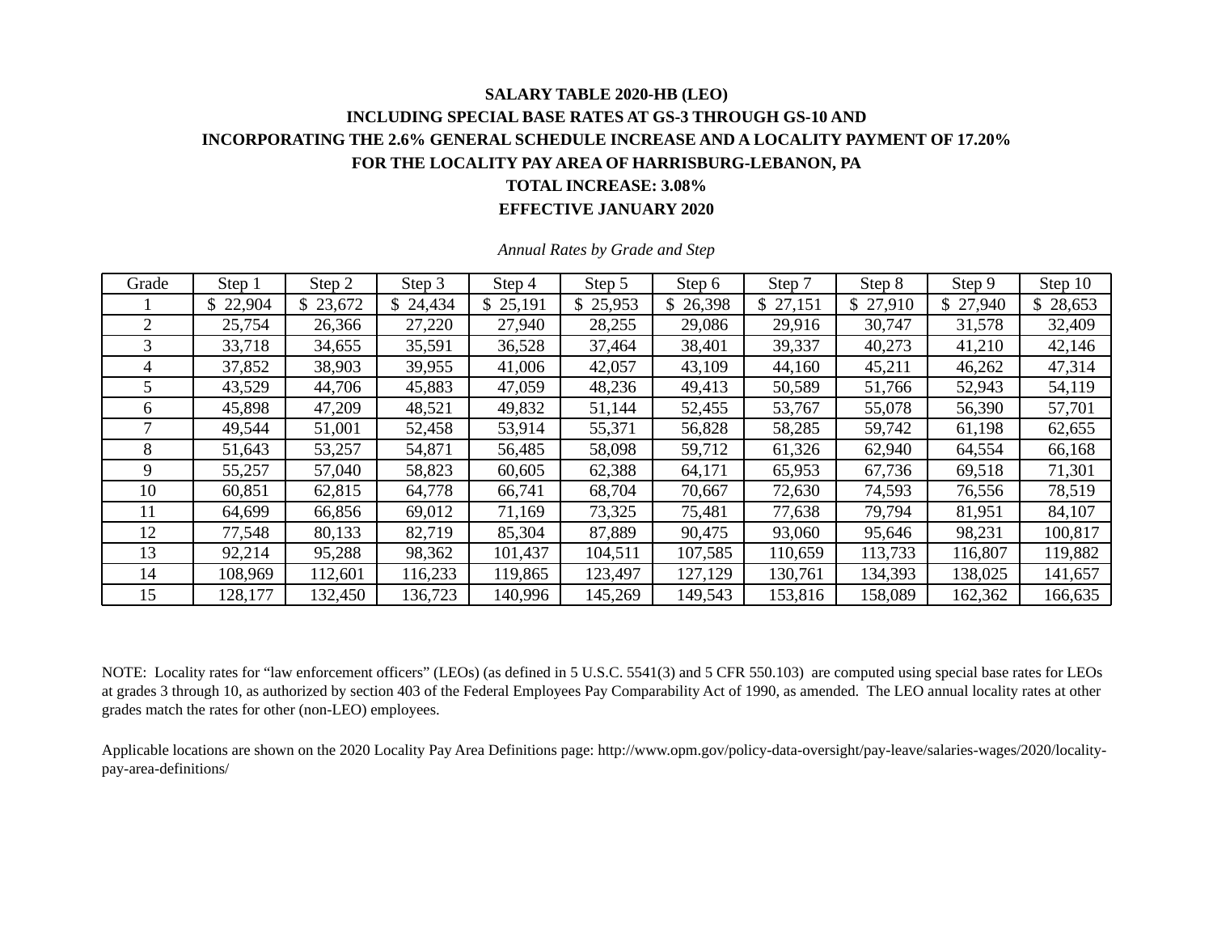**SALARY TABLE 2020-HB (LEO)**

**INCLUDING SPECIAL BASE RATES AT GS-3 THROUGH GS-10 AND**

**INCORPORATING THE 2.6% GENERAL SCHEDULE INCREASE AND A LOCALITY PAYMENT OF 17.20%**

**FOR THE LOCALITY PAY AREA OF HARRISBURG-LEBANON, PA**

**TOTAL INCREASE: 3.08%**

**EFFECTIVE JANUARY 2020**

*Annual Rates by Grade and Step*

| Grade | Step 1 | Step 2 | Step 3 | Step 4 | Step 5 | Step 6 | Step 7 | Step 8 | Step 9 | Step 10 |
|---|---|---|---|---|---|---|---|---|---|---|
| 1 | $ 22,904 | $ 23,672 | $ 24,434 | $ 25,191 | $ 25,953 | $ 26,398 | $ 27,151 | $ 27,910 | $ 27,940 | $ 28,653 |
| 2 | 25,754 | 26,366 | 27,220 | 27,940 | 28,255 | 29,086 | 29,916 | 30,747 | 31,578 | 32,409 |
| 3 | 33,718 | 34,655 | 35,591 | 36,528 | 37,464 | 38,401 | 39,337 | 40,273 | 41,210 | 42,146 |
| 4 | 37,852 | 38,903 | 39,955 | 41,006 | 42,057 | 43,109 | 44,160 | 45,211 | 46,262 | 47,314 |
| 5 | 43,529 | 44,706 | 45,883 | 47,059 | 48,236 | 49,413 | 50,589 | 51,766 | 52,943 | 54,119 |
| 6 | 45,898 | 47,209 | 48,521 | 49,832 | 51,144 | 52,455 | 53,767 | 55,078 | 56,390 | 57,701 |
| 7 | 49,544 | 51,001 | 52,458 | 53,914 | 55,371 | 56,828 | 58,285 | 59,742 | 61,198 | 62,655 |
| 8 | 51,643 | 53,257 | 54,871 | 56,485 | 58,098 | 59,712 | 61,326 | 62,940 | 64,554 | 66,168 |
| 9 | 55,257 | 57,040 | 58,823 | 60,605 | 62,388 | 64,171 | 65,953 | 67,736 | 69,518 | 71,301 |
| 10 | 60,851 | 62,815 | 64,778 | 66,741 | 68,704 | 70,667 | 72,630 | 74,593 | 76,556 | 78,519 |
| 11 | 64,699 | 66,856 | 69,012 | 71,169 | 73,325 | 75,481 | 77,638 | 79,794 | 81,951 | 84,107 |
| 12 | 77,548 | 80,133 | 82,719 | 85,304 | 87,889 | 90,475 | 93,060 | 95,646 | 98,231 | 100,817 |
| 13 | 92,214 | 95,288 | 98,362 | 101,437 | 104,511 | 107,585 | 110,659 | 113,733 | 116,807 | 119,882 |
| 14 | 108,969 | 112,601 | 116,233 | 119,865 | 123,497 | 127,129 | 130,761 | 134,393 | 138,025 | 141,657 |
| 15 | 128,177 | 132,450 | 136,723 | 140,996 | 145,269 | 149,543 | 153,816 | 158,089 | 162,362 | 166,635 |

NOTE: Locality rates for "law enforcement officers" (LEOs) (as defined in 5 U.S.C. 5541(3) and 5 CFR 550.103) are computed using special base rates for LEOs at grades 3 through 10, as authorized by section 403 of the Federal Employees Pay Comparability Act of 1990, as amended. The LEO annual locality rates at other grades match the rates for other (non-LEO) employees.

Applicable locations are shown on the 2020 Locality Pay Area Definitions page: http://www.opm.gov/policy-data-oversight/pay-leave/salaries-wages/2020/locality-pay-area-definitions/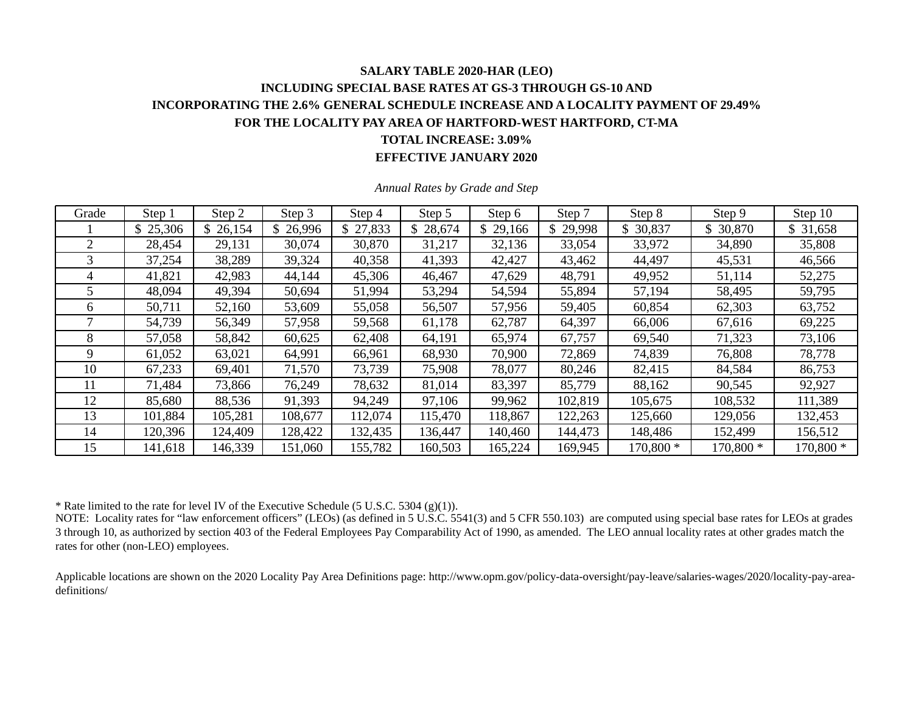**SALARY TABLE 2020-HAR (LEO)**

**INCLUDING SPECIAL BASE RATES AT GS-3 THROUGH GS-10 AND**

**INCORPORATING THE 2.6% GENERAL SCHEDULE INCREASE AND A LOCALITY PAYMENT OF 29.49%**

**FOR THE LOCALITY PAY AREA OF HARTFORD-WEST HARTFORD, CT-MA**

**TOTAL INCREASE: 3.09%**

**EFFECTIVE JANUARY 2020**

*Annual Rates by Grade and Step*

| Grade | Step 1 | Step 2 | Step 3 | Step 4 | Step 5 | Step 6 | Step 7 | Step 8 | Step 9 | Step 10 |
|---|---|---|---|---|---|---|---|---|---|---|
| 1 | $ 25,306 | $ 26,154 | $ 26,996 | $ 27,833 | $ 28,674 | $ 29,166 | $ 29,998 | $ 30,837 | $ 30,870 | $ 31,658 |
| 2 | 28,454 | 29,131 | 30,074 | 30,870 | 31,217 | 32,136 | 33,054 | 33,972 | 34,890 | 35,808 |
| 3 | 37,254 | 38,289 | 39,324 | 40,358 | 41,393 | 42,427 | 43,462 | 44,497 | 45,531 | 46,566 |
| 4 | 41,821 | 42,983 | 44,144 | 45,306 | 46,467 | 47,629 | 48,791 | 49,952 | 51,114 | 52,275 |
| 5 | 48,094 | 49,394 | 50,694 | 51,994 | 53,294 | 54,594 | 55,894 | 57,194 | 58,495 | 59,795 |
| 6 | 50,711 | 52,160 | 53,609 | 55,058 | 56,507 | 57,956 | 59,405 | 60,854 | 62,303 | 63,752 |
| 7 | 54,739 | 56,349 | 57,958 | 59,568 | 61,178 | 62,787 | 64,397 | 66,006 | 67,616 | 69,225 |
| 8 | 57,058 | 58,842 | 60,625 | 62,408 | 64,191 | 65,974 | 67,757 | 69,540 | 71,323 | 73,106 |
| 9 | 61,052 | 63,021 | 64,991 | 66,961 | 68,930 | 70,900 | 72,869 | 74,839 | 76,808 | 78,778 |
| 10 | 67,233 | 69,401 | 71,570 | 73,739 | 75,908 | 78,077 | 80,246 | 82,415 | 84,584 | 86,753 |
| 11 | 71,484 | 73,866 | 76,249 | 78,632 | 81,014 | 83,397 | 85,779 | 88,162 | 90,545 | 92,927 |
| 12 | 85,680 | 88,536 | 91,393 | 94,249 | 97,106 | 99,962 | 102,819 | 105,675 | 108,532 | 111,389 |
| 13 | 101,884 | 105,281 | 108,677 | 112,074 | 115,470 | 118,867 | 122,263 | 125,660 | 129,056 | 132,453 |
| 14 | 120,396 | 124,409 | 128,422 | 132,435 | 136,447 | 140,460 | 144,473 | 148,486 | 152,499 | 156,512 |
| 15 | 141,618 | 146,339 | 151,060 | 155,782 | 160,503 | 165,224 | 169,945 | 170,800 * | 170,800 * | 170,800 * |

* Rate limited to the rate for level IV of the Executive Schedule (5 U.S.C. 5304 (g)(1)).

NOTE: Locality rates for "law enforcement officers" (LEOs) (as defined in 5 U.S.C. 5541(3) and 5 CFR 550.103) are computed using special base rates for LEOs at grades 3 through 10, as authorized by section 403 of the Federal Employees Pay Comparability Act of 1990, as amended. The LEO annual locality rates at other grades match the rates for other (non-LEO) employees.

Applicable locations are shown on the 2020 Locality Pay Area Definitions page: http://www.opm.gov/policy-data-oversight/pay-leave/salaries-wages/2020/locality-pay-area-definitions/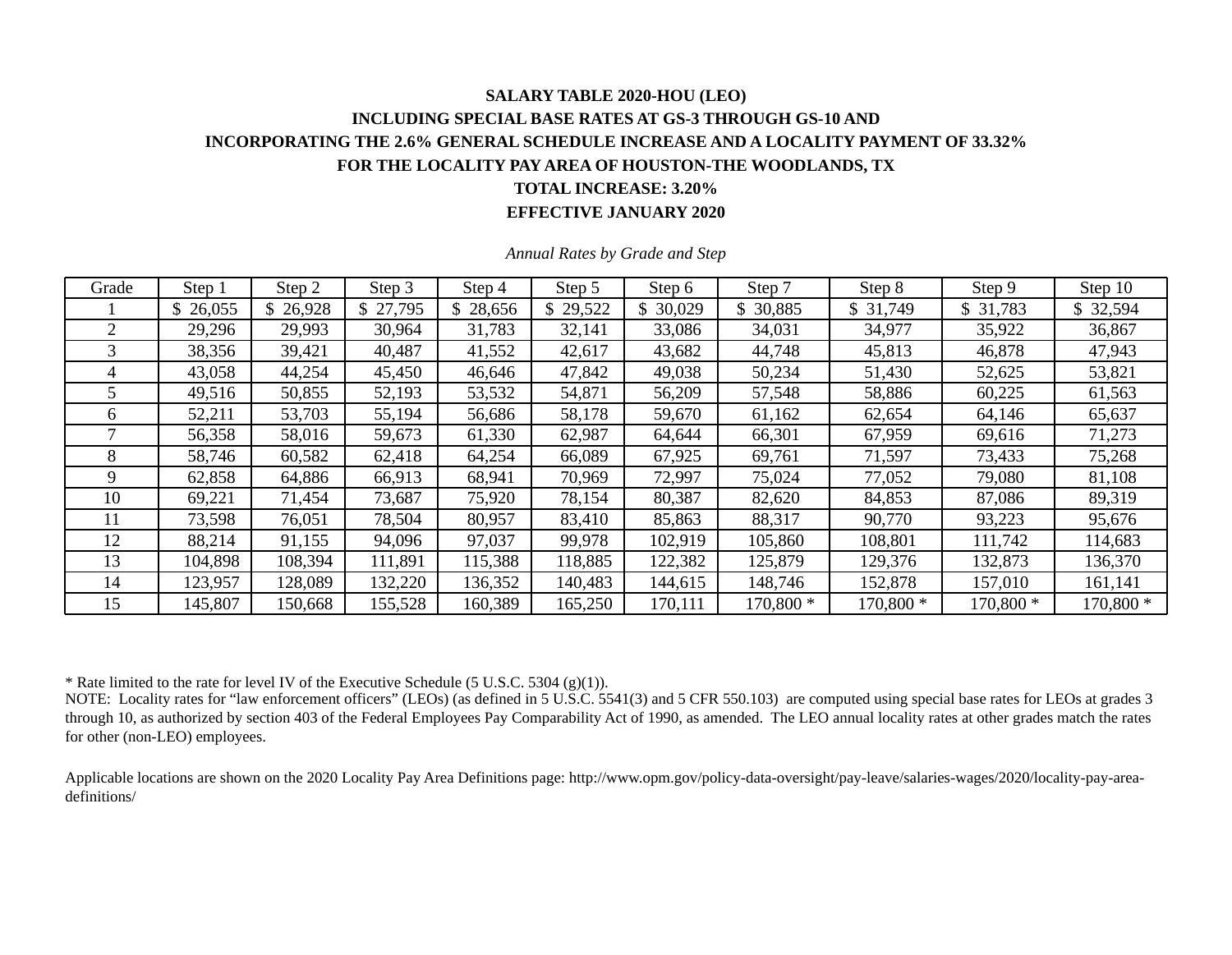**SALARY TABLE 2020-HOU (LEO)**

**INCLUDING SPECIAL BASE RATES AT GS-3 THROUGH GS-10 AND**

**INCORPORATING THE 2.6% GENERAL SCHEDULE INCREASE AND A LOCALITY PAYMENT OF 33.32%**

**FOR THE LOCALITY PAY AREA OF HOUSTON-THE WOODLANDS, TX**

**TOTAL INCREASE: 3.20%**

**EFFECTIVE JANUARY 2020**

*Annual Rates by Grade and Step*

| Grade | Step 1 | Step 2 | Step 3 | Step 4 | Step 5 | Step 6 | Step 7 | Step 8 | Step 9 | Step 10 |
|---|---|---|---|---|---|---|---|---|---|---|
| 1 | $ 26,055 | $ 26,928 | $ 27,795 | $ 28,656 | $ 29,522 | $ 30,029 | $ 30,885 | $ 31,749 | $ 31,783 | $ 32,594 |
| 2 | 29,296 | 29,993 | 30,964 | 31,783 | 32,141 | 33,086 | 34,031 | 34,977 | 35,922 | 36,867 |
| 3 | 38,356 | 39,421 | 40,487 | 41,552 | 42,617 | 43,682 | 44,748 | 45,813 | 46,878 | 47,943 |
| 4 | 43,058 | 44,254 | 45,450 | 46,646 | 47,842 | 49,038 | 50,234 | 51,430 | 52,625 | 53,821 |
| 5 | 49,516 | 50,855 | 52,193 | 53,532 | 54,871 | 56,209 | 57,548 | 58,886 | 60,225 | 61,563 |
| 6 | 52,211 | 53,703 | 55,194 | 56,686 | 58,178 | 59,670 | 61,162 | 62,654 | 64,146 | 65,637 |
| 7 | 56,358 | 58,016 | 59,673 | 61,330 | 62,987 | 64,644 | 66,301 | 67,959 | 69,616 | 71,273 |
| 8 | 58,746 | 60,582 | 62,418 | 64,254 | 66,089 | 67,925 | 69,761 | 71,597 | 73,433 | 75,268 |
| 9 | 62,858 | 64,886 | 66,913 | 68,941 | 70,969 | 72,997 | 75,024 | 77,052 | 79,080 | 81,108 |
| 10 | 69,221 | 71,454 | 73,687 | 75,920 | 78,154 | 80,387 | 82,620 | 84,853 | 87,086 | 89,319 |
| 11 | 73,598 | 76,051 | 78,504 | 80,957 | 83,410 | 85,863 | 88,317 | 90,770 | 93,223 | 95,676 |
| 12 | 88,214 | 91,155 | 94,096 | 97,037 | 99,978 | 102,919 | 105,860 | 108,801 | 111,742 | 114,683 |
| 13 | 104,898 | 108,394 | 111,891 | 115,388 | 118,885 | 122,382 | 125,879 | 129,376 | 132,873 | 136,370 |
| 14 | 123,957 | 128,089 | 132,220 | 136,352 | 140,483 | 144,615 | 148,746 | 152,878 | 157,010 | 161,141 |
| 15 | 145,807 | 150,668 | 155,528 | 160,389 | 165,250 | 170,111 | 170,800 * | 170,800 * | 170,800 * | 170,800 * |

* Rate limited to the rate for level IV of the Executive Schedule (5 U.S.C. 5304 (g)(1)).

NOTE: Locality rates for "law enforcement officers" (LEOs) (as defined in 5 U.S.C. 5541(3) and 5 CFR 550.103) are computed using special base rates for LEOs at grades 3 through 10, as authorized by section 403 of the Federal Employees Pay Comparability Act of 1990, as amended. The LEO annual locality rates at other grades match the rates for other (non-LEO) employees.

Applicable locations are shown on the 2020 Locality Pay Area Definitions page: http://www.opm.gov/policy-data-oversight/pay-leave/salaries-wages/2020/locality-pay-area-definitions/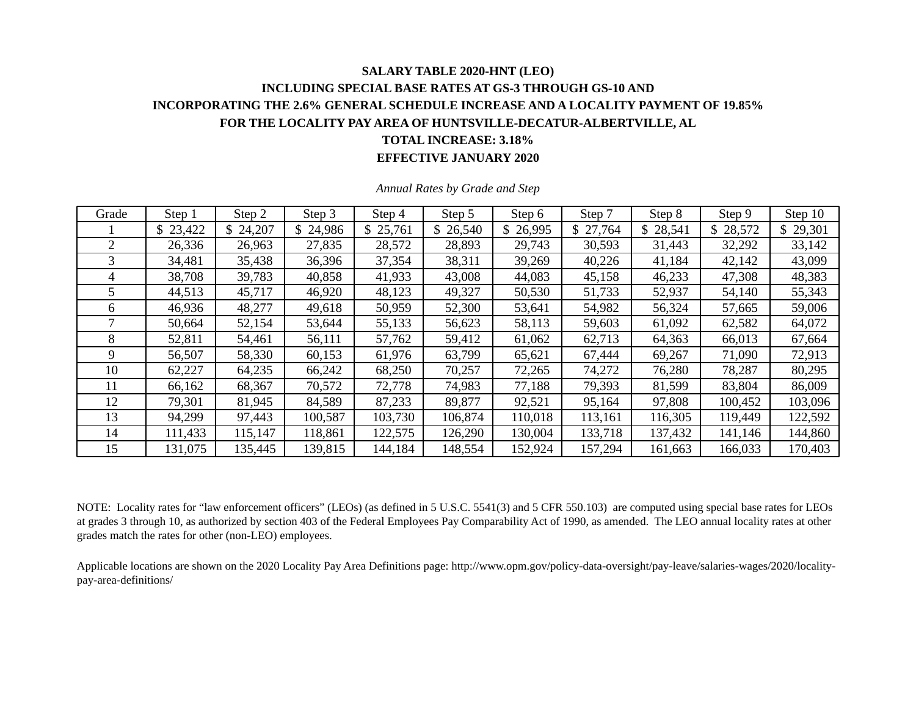**SALARY TABLE 2020-HNT (LEO)**

**INCLUDING SPECIAL BASE RATES AT GS-3 THROUGH GS-10 AND**

**INCORPORATING THE 2.6% GENERAL SCHEDULE INCREASE AND A LOCALITY PAYMENT OF 19.85%**

**FOR THE LOCALITY PAY AREA OF HUNTSVILLE-DECATUR-ALBERTVILLE, AL**

**TOTAL INCREASE: 3.18%**

**EFFECTIVE JANUARY 2020**

*Annual Rates by Grade and Step*

| Grade | Step 1 | Step 2 | Step 3 | Step 4 | Step 5 | Step 6 | Step 7 | Step 8 | Step 9 | Step 10 |
|---|---|---|---|---|---|---|---|---|---|---|
| 1 | $ 23,422 | $ 24,207 | $ 24,986 | $ 25,761 | $ 26,540 | $ 26,995 | $ 27,764 | $ 28,541 | $ 28,572 | $ 29,301 |
| 2 | 26,336 | 26,963 | 27,835 | 28,572 | 28,893 | 29,743 | 30,593 | 31,443 | 32,292 | 33,142 |
| 3 | 34,481 | 35,438 | 36,396 | 37,354 | 38,311 | 39,269 | 40,226 | 41,184 | 42,142 | 43,099 |
| 4 | 38,708 | 39,783 | 40,858 | 41,933 | 43,008 | 44,083 | 45,158 | 46,233 | 47,308 | 48,383 |
| 5 | 44,513 | 45,717 | 46,920 | 48,123 | 49,327 | 50,530 | 51,733 | 52,937 | 54,140 | 55,343 |
| 6 | 46,936 | 48,277 | 49,618 | 50,959 | 52,300 | 53,641 | 54,982 | 56,324 | 57,665 | 59,006 |
| 7 | 50,664 | 52,154 | 53,644 | 55,133 | 56,623 | 58,113 | 59,603 | 61,092 | 62,582 | 64,072 |
| 8 | 52,811 | 54,461 | 56,111 | 57,762 | 59,412 | 61,062 | 62,713 | 64,363 | 66,013 | 67,664 |
| 9 | 56,507 | 58,330 | 60,153 | 61,976 | 63,799 | 65,621 | 67,444 | 69,267 | 71,090 | 72,913 |
| 10 | 62,227 | 64,235 | 66,242 | 68,250 | 70,257 | 72,265 | 74,272 | 76,280 | 78,287 | 80,295 |
| 11 | 66,162 | 68,367 | 70,572 | 72,778 | 74,983 | 77,188 | 79,393 | 81,599 | 83,804 | 86,009 |
| 12 | 79,301 | 81,945 | 84,589 | 87,233 | 89,877 | 92,521 | 95,164 | 97,808 | 100,452 | 103,096 |
| 13 | 94,299 | 97,443 | 100,587 | 103,730 | 106,874 | 110,018 | 113,161 | 116,305 | 119,449 | 122,592 |
| 14 | 111,433 | 115,147 | 118,861 | 122,575 | 126,290 | 130,004 | 133,718 | 137,432 | 141,146 | 144,860 |
| 15 | 131,075 | 135,445 | 139,815 | 144,184 | 148,554 | 152,924 | 157,294 | 161,663 | 166,033 | 170,403 |

NOTE: Locality rates for "law enforcement officers" (LEOs) (as defined in 5 U.S.C. 5541(3) and 5 CFR 550.103) are computed using special base rates for LEOs at grades 3 through 10, as authorized by section 403 of the Federal Employees Pay Comparability Act of 1990, as amended. The LEO annual locality rates at other grades match the rates for other (non-LEO) employees.

Applicable locations are shown on the 2020 Locality Pay Area Definitions page: http://www.opm.gov/policy-data-oversight/pay-leave/salaries-wages/2020/locality-pay-area-definitions/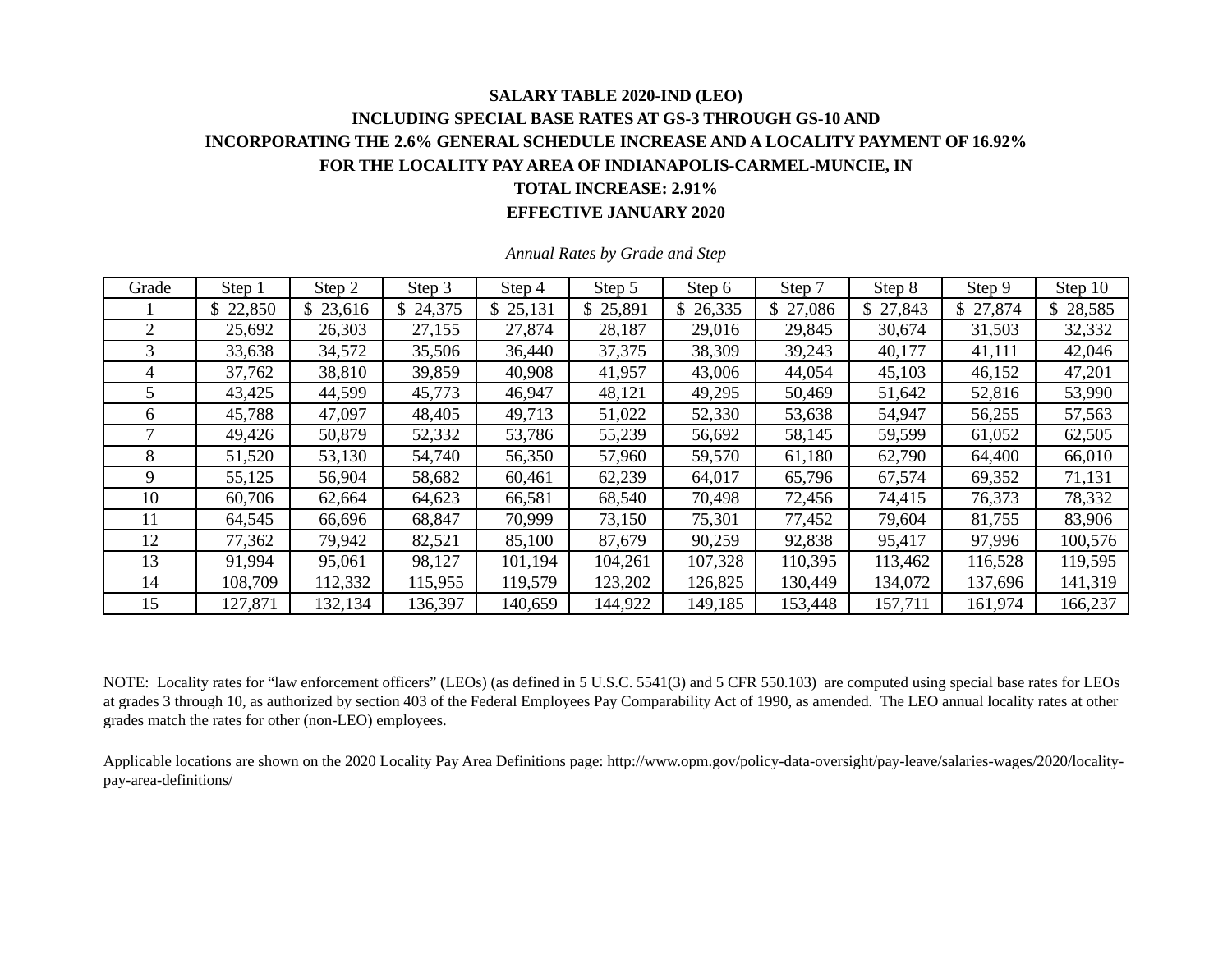**SALARY TABLE 2020-IND (LEO)**

**INCLUDING SPECIAL BASE RATES AT GS-3 THROUGH GS-10 AND**

**INCORPORATING THE 2.6% GENERAL SCHEDULE INCREASE AND A LOCALITY PAYMENT OF 16.92%**

**FOR THE LOCALITY PAY AREA OF INDIANAPOLIS-CARMEL-MUNCIE, IN**

**TOTAL INCREASE: 2.91%**

**EFFECTIVE JANUARY 2020**

*Annual Rates by Grade and Step*

| Grade | Step 1 | Step 2 | Step 3 | Step 4 | Step 5 | Step 6 | Step 7 | Step 8 | Step 9 | Step 10 |
|---|---|---|---|---|---|---|---|---|---|---|
| 1 | $ 22,850 | $ 23,616 | $ 24,375 | $ 25,131 | $ 25,891 | $ 26,335 | $ 27,086 | $ 27,843 | $ 27,874 | $ 28,585 |
| 2 | 25,692 | 26,303 | 27,155 | 27,874 | 28,187 | 29,016 | 29,845 | 30,674 | 31,503 | 32,332 |
| 3 | 33,638 | 34,572 | 35,506 | 36,440 | 37,375 | 38,309 | 39,243 | 40,177 | 41,111 | 42,046 |
| 4 | 37,762 | 38,810 | 39,859 | 40,908 | 41,957 | 43,006 | 44,054 | 45,103 | 46,152 | 47,201 |
| 5 | 43,425 | 44,599 | 45,773 | 46,947 | 48,121 | 49,295 | 50,469 | 51,642 | 52,816 | 53,990 |
| 6 | 45,788 | 47,097 | 48,405 | 49,713 | 51,022 | 52,330 | 53,638 | 54,947 | 56,255 | 57,563 |
| 7 | 49,426 | 50,879 | 52,332 | 53,786 | 55,239 | 56,692 | 58,145 | 59,599 | 61,052 | 62,505 |
| 8 | 51,520 | 53,130 | 54,740 | 56,350 | 57,960 | 59,570 | 61,180 | 62,790 | 64,400 | 66,010 |
| 9 | 55,125 | 56,904 | 58,682 | 60,461 | 62,239 | 64,017 | 65,796 | 67,574 | 69,352 | 71,131 |
| 10 | 60,706 | 62,664 | 64,623 | 66,581 | 68,540 | 70,498 | 72,456 | 74,415 | 76,373 | 78,332 |
| 11 | 64,545 | 66,696 | 68,847 | 70,999 | 73,150 | 75,301 | 77,452 | 79,604 | 81,755 | 83,906 |
| 12 | 77,362 | 79,942 | 82,521 | 85,100 | 87,679 | 90,259 | 92,838 | 95,417 | 97,996 | 100,576 |
| 13 | 91,994 | 95,061 | 98,127 | 101,194 | 104,261 | 107,328 | 110,395 | 113,462 | 116,528 | 119,595 |
| 14 | 108,709 | 112,332 | 115,955 | 119,579 | 123,202 | 126,825 | 130,449 | 134,072 | 137,696 | 141,319 |
| 15 | 127,871 | 132,134 | 136,397 | 140,659 | 144,922 | 149,185 | 153,448 | 157,711 | 161,974 | 166,237 |

NOTE: Locality rates for "law enforcement officers" (LEOs) (as defined in 5 U.S.C. 5541(3) and 5 CFR 550.103) are computed using special base rates for LEOs at grades 3 through 10, as authorized by section 403 of the Federal Employees Pay Comparability Act of 1990, as amended. The LEO annual locality rates at other grades match the rates for other (non-LEO) employees.

Applicable locations are shown on the 2020 Locality Pay Area Definitions page: http://www.opm.gov/policy-data-oversight/pay-leave/salaries-wages/2020/locality-pay-area-definitions/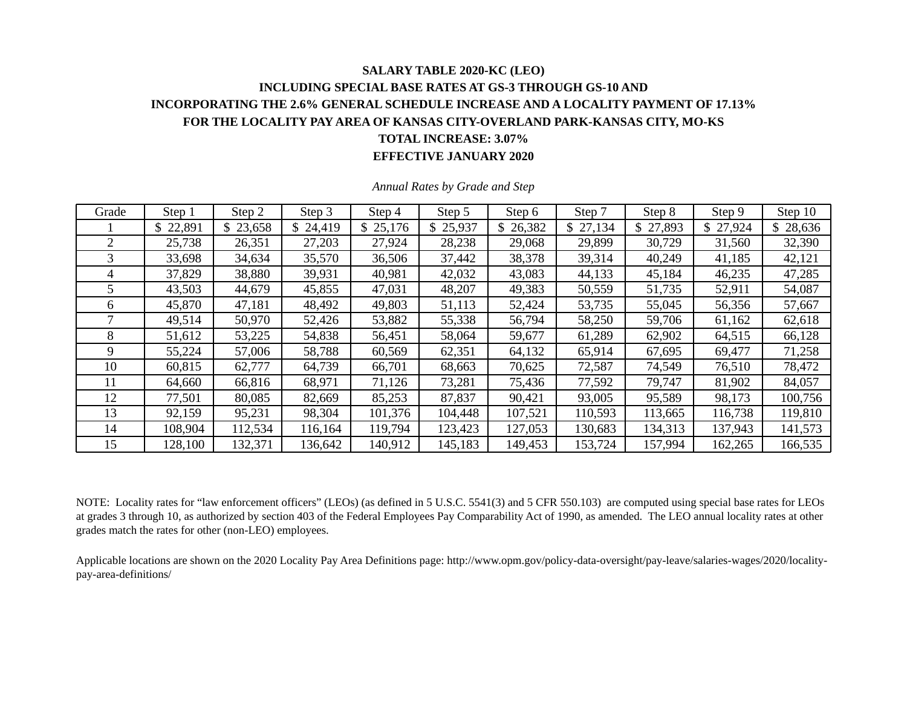**SALARY TABLE 2020-KC (LEO)**

**INCLUDING SPECIAL BASE RATES AT GS-3 THROUGH GS-10 AND**

**INCORPORATING THE 2.6% GENERAL SCHEDULE INCREASE AND A LOCALITY PAYMENT OF 17.13%**

**FOR THE LOCALITY PAY AREA OF KANSAS CITY-OVERLAND PARK-KANSAS CITY, MO-KS**

**TOTAL INCREASE: 3.07%**

**EFFECTIVE JANUARY 2020**

*Annual Rates by Grade and Step*

| Grade | Step 1 | Step 2 | Step 3 | Step 4 | Step 5 | Step 6 | Step 7 | Step 8 | Step 9 | Step 10 |
|---|---|---|---|---|---|---|---|---|---|---|
| 1 | $ 22,891 | $ 23,658 | $ 24,419 | $ 25,176 | $ 25,937 | $ 26,382 | $ 27,134 | $ 27,893 | $ 27,924 | $ 28,636 |
| 2 | 25,738 | 26,351 | 27,203 | 27,924 | 28,238 | 29,068 | 29,899 | 30,729 | 31,560 | 32,390 |
| 3 | 33,698 | 34,634 | 35,570 | 36,506 | 37,442 | 38,378 | 39,314 | 40,249 | 41,185 | 42,121 |
| 4 | 37,829 | 38,880 | 39,931 | 40,981 | 42,032 | 43,083 | 44,133 | 45,184 | 46,235 | 47,285 |
| 5 | 43,503 | 44,679 | 45,855 | 47,031 | 48,207 | 49,383 | 50,559 | 51,735 | 52,911 | 54,087 |
| 6 | 45,870 | 47,181 | 48,492 | 49,803 | 51,113 | 52,424 | 53,735 | 55,045 | 56,356 | 57,667 |
| 7 | 49,514 | 50,970 | 52,426 | 53,882 | 55,338 | 56,794 | 58,250 | 59,706 | 61,162 | 62,618 |
| 8 | 51,612 | 53,225 | 54,838 | 56,451 | 58,064 | 59,677 | 61,289 | 62,902 | 64,515 | 66,128 |
| 9 | 55,224 | 57,006 | 58,788 | 60,569 | 62,351 | 64,132 | 65,914 | 67,695 | 69,477 | 71,258 |
| 10 | 60,815 | 62,777 | 64,739 | 66,701 | 68,663 | 70,625 | 72,587 | 74,549 | 76,510 | 78,472 |
| 11 | 64,660 | 66,816 | 68,971 | 71,126 | 73,281 | 75,436 | 77,592 | 79,747 | 81,902 | 84,057 |
| 12 | 77,501 | 80,085 | 82,669 | 85,253 | 87,837 | 90,421 | 93,005 | 95,589 | 98,173 | 100,756 |
| 13 | 92,159 | 95,231 | 98,304 | 101,376 | 104,448 | 107,521 | 110,593 | 113,665 | 116,738 | 119,810 |
| 14 | 108,904 | 112,534 | 116,164 | 119,794 | 123,423 | 127,053 | 130,683 | 134,313 | 137,943 | 141,573 |
| 15 | 128,100 | 132,371 | 136,642 | 140,912 | 145,183 | 149,453 | 153,724 | 157,994 | 162,265 | 166,535 |

NOTE: Locality rates for “law enforcement officers” (LEOs) (as defined in 5 U.S.C. 5541(3) and 5 CFR 550.103) are computed using special base rates for LEOs at grades 3 through 10, as authorized by section 403 of the Federal Employees Pay Comparability Act of 1990, as amended. The LEO annual locality rates at other grades match the rates for other (non-LEO) employees.

Applicable locations are shown on the 2020 Locality Pay Area Definitions page: http://www.opm.gov/policy-data-oversight/pay-leave/salaries-wages/2020/locality-pay-area-definitions/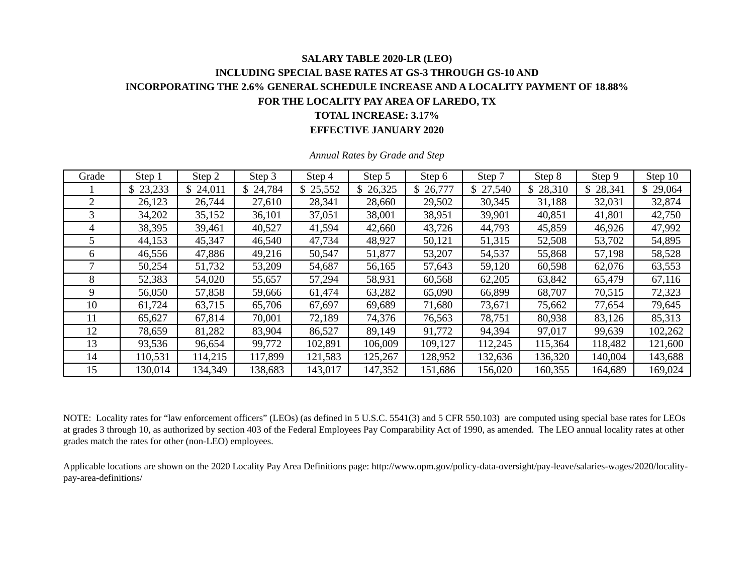**SALARY TABLE 2020-LR (LEO)**

**INCLUDING SPECIAL BASE RATES AT GS-3 THROUGH GS-10 AND**

**INCORPORATING THE 2.6% GENERAL SCHEDULE INCREASE AND A LOCALITY PAYMENT OF 18.88%**

**FOR THE LOCALITY PAY AREA OF LAREDO, TX**

**TOTAL INCREASE: 3.17%**

**EFFECTIVE JANUARY 2020**

*Annual Rates by Grade and Step*

| Grade | Step 1 | Step 2 | Step 3 | Step 4 | Step 5 | Step 6 | Step 7 | Step 8 | Step 9 | Step 10 |
|---|---|---|---|---|---|---|---|---|---|---|
| 1 | $ 23,233 | $ 24,011 | $ 24,784 | $ 25,552 | $ 26,325 | $ 26,777 | $ 27,540 | $ 28,310 | $ 28,341 | $ 29,064 |
| 2 | 26,123 | 26,744 | 27,610 | 28,341 | 28,660 | 29,502 | 30,345 | 31,188 | 32,031 | 32,874 |
| 3 | 34,202 | 35,152 | 36,101 | 37,051 | 38,001 | 38,951 | 39,901 | 40,851 | 41,801 | 42,750 |
| 4 | 38,395 | 39,461 | 40,527 | 41,594 | 42,660 | 43,726 | 44,793 | 45,859 | 46,926 | 47,992 |
| 5 | 44,153 | 45,347 | 46,540 | 47,734 | 48,927 | 50,121 | 51,315 | 52,508 | 53,702 | 54,895 |
| 6 | 46,556 | 47,886 | 49,216 | 50,547 | 51,877 | 53,207 | 54,537 | 55,868 | 57,198 | 58,528 |
| 7 | 50,254 | 51,732 | 53,209 | 54,687 | 56,165 | 57,643 | 59,120 | 60,598 | 62,076 | 63,553 |
| 8 | 52,383 | 54,020 | 55,657 | 57,294 | 58,931 | 60,568 | 62,205 | 63,842 | 65,479 | 67,116 |
| 9 | 56,050 | 57,858 | 59,666 | 61,474 | 63,282 | 65,090 | 66,899 | 68,707 | 70,515 | 72,323 |
| 10 | 61,724 | 63,715 | 65,706 | 67,697 | 69,689 | 71,680 | 73,671 | 75,662 | 77,654 | 79,645 |
| 11 | 65,627 | 67,814 | 70,001 | 72,189 | 74,376 | 76,563 | 78,751 | 80,938 | 83,126 | 85,313 |
| 12 | 78,659 | 81,282 | 83,904 | 86,527 | 89,149 | 91,772 | 94,394 | 97,017 | 99,639 | 102,262 |
| 13 | 93,536 | 96,654 | 99,772 | 102,891 | 106,009 | 109,127 | 112,245 | 115,364 | 118,482 | 121,600 |
| 14 | 110,531 | 114,215 | 117,899 | 121,583 | 125,267 | 128,952 | 132,636 | 136,320 | 140,004 | 143,688 |
| 15 | 130,014 | 134,349 | 138,683 | 143,017 | 147,352 | 151,686 | 156,020 | 160,355 | 164,689 | 169,024 |

NOTE: Locality rates for "law enforcement officers" (LEOs) (as defined in 5 U.S.C. 5541(3) and 5 CFR 550.103) are computed using special base rates for LEOs at grades 3 through 10, as authorized by section 403 of the Federal Employees Pay Comparability Act of 1990, as amended. The LEO annual locality rates at other grades match the rates for other (non-LEO) employees.

Applicable locations are shown on the 2020 Locality Pay Area Definitions page: http://www.opm.gov/policy-data-oversight/pay-leave/salaries-wages/2020/locality-pay-area-definitions/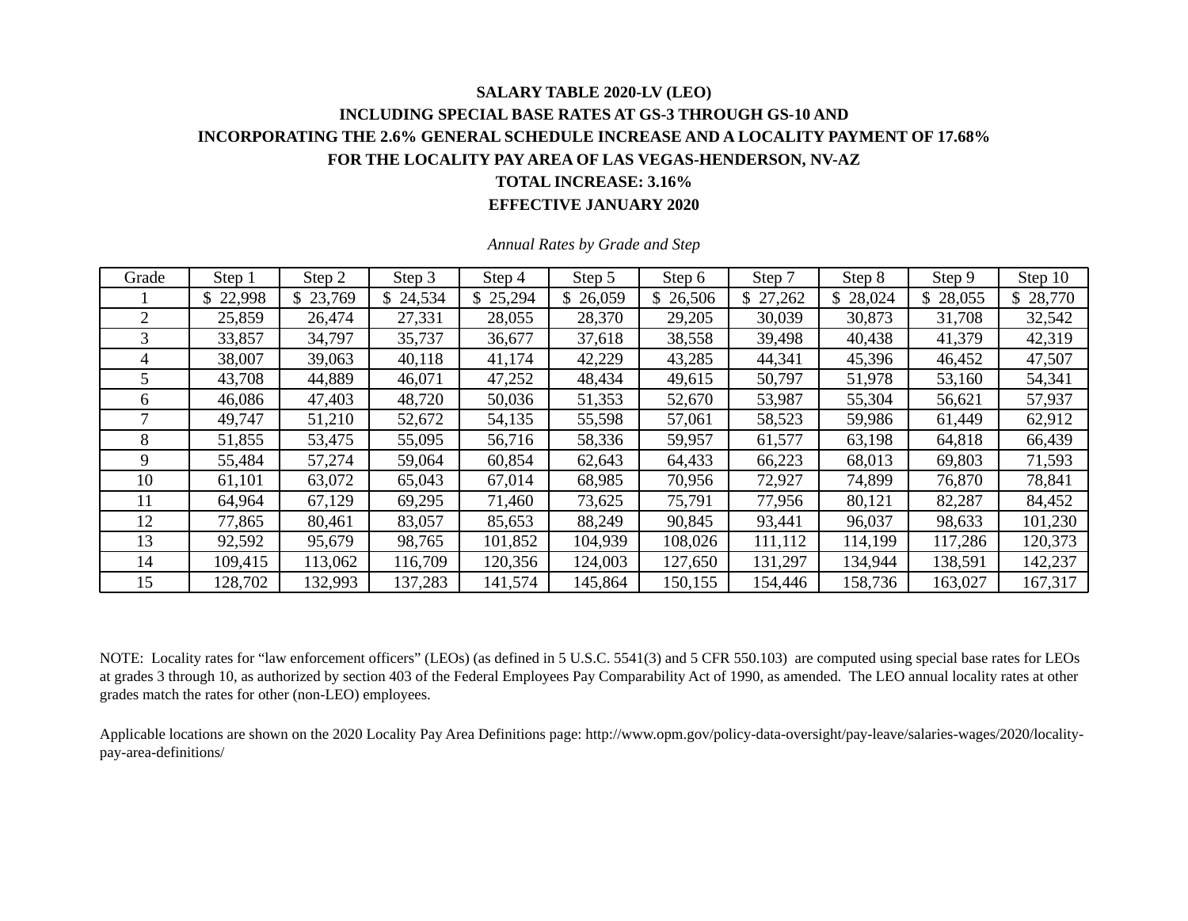**SALARY TABLE 2020-LV (LEO)**

**INCLUDING SPECIAL BASE RATES AT GS-3 THROUGH GS-10 AND**

**INCORPORATING THE 2.6% GENERAL SCHEDULE INCREASE AND A LOCALITY PAYMENT OF 17.68%**

**FOR THE LOCALITY PAY AREA OF LAS VEGAS-HENDERSON, NV-AZ**

**TOTAL INCREASE: 3.16%**

**EFFECTIVE JANUARY 2020**

*Annual Rates by Grade and Step*

| Grade | Step 1 | Step 2 | Step 3 | Step 4 | Step 5 | Step 6 | Step 7 | Step 8 | Step 9 | Step 10 |
|---|---|---|---|---|---|---|---|---|---|---|
| 1 | $ 22,998 | $ 23,769 | $ 24,534 | $ 25,294 | $ 26,059 | $ 26,506 | $ 27,262 | $ 28,024 | $ 28,055 | $ 28,770 |
| 2 | 25,859 | 26,474 | 27,331 | 28,055 | 28,370 | 29,205 | 30,039 | 30,873 | 31,708 | 32,542 |
| 3 | 33,857 | 34,797 | 35,737 | 36,677 | 37,618 | 38,558 | 39,498 | 40,438 | 41,379 | 42,319 |
| 4 | 38,007 | 39,063 | 40,118 | 41,174 | 42,229 | 43,285 | 44,341 | 45,396 | 46,452 | 47,507 |
| 5 | 43,708 | 44,889 | 46,071 | 47,252 | 48,434 | 49,615 | 50,797 | 51,978 | 53,160 | 54,341 |
| 6 | 46,086 | 47,403 | 48,720 | 50,036 | 51,353 | 52,670 | 53,987 | 55,304 | 56,621 | 57,937 |
| 7 | 49,747 | 51,210 | 52,672 | 54,135 | 55,598 | 57,061 | 58,523 | 59,986 | 61,449 | 62,912 |
| 8 | 51,855 | 53,475 | 55,095 | 56,716 | 58,336 | 59,957 | 61,577 | 63,198 | 64,818 | 66,439 |
| 9 | 55,484 | 57,274 | 59,064 | 60,854 | 62,643 | 64,433 | 66,223 | 68,013 | 69,803 | 71,593 |
| 10 | 61,101 | 63,072 | 65,043 | 67,014 | 68,985 | 70,956 | 72,927 | 74,899 | 76,870 | 78,841 |
| 11 | 64,964 | 67,129 | 69,295 | 71,460 | 73,625 | 75,791 | 77,956 | 80,121 | 82,287 | 84,452 |
| 12 | 77,865 | 80,461 | 83,057 | 85,653 | 88,249 | 90,845 | 93,441 | 96,037 | 98,633 | 101,230 |
| 13 | 92,592 | 95,679 | 98,765 | 101,852 | 104,939 | 108,026 | 111,112 | 114,199 | 117,286 | 120,373 |
| 14 | 109,415 | 113,062 | 116,709 | 120,356 | 124,003 | 127,650 | 131,297 | 134,944 | 138,591 | 142,237 |
| 15 | 128,702 | 132,993 | 137,283 | 141,574 | 145,864 | 150,155 | 154,446 | 158,736 | 163,027 | 167,317 |

NOTE: Locality rates for "law enforcement officers" (LEOs) (as defined in 5 U.S.C. 5541(3) and 5 CFR 550.103) are computed using special base rates for LEOs at grades 3 through 10, as authorized by section 403 of the Federal Employees Pay Comparability Act of 1990, as amended. The LEO annual locality rates at other grades match the rates for other (non-LEO) employees.

Applicable locations are shown on the 2020 Locality Pay Area Definitions page: http://www.opm.gov/policy-data-oversight/pay-leave/salaries-wages/2020/locality-pay-area-definitions/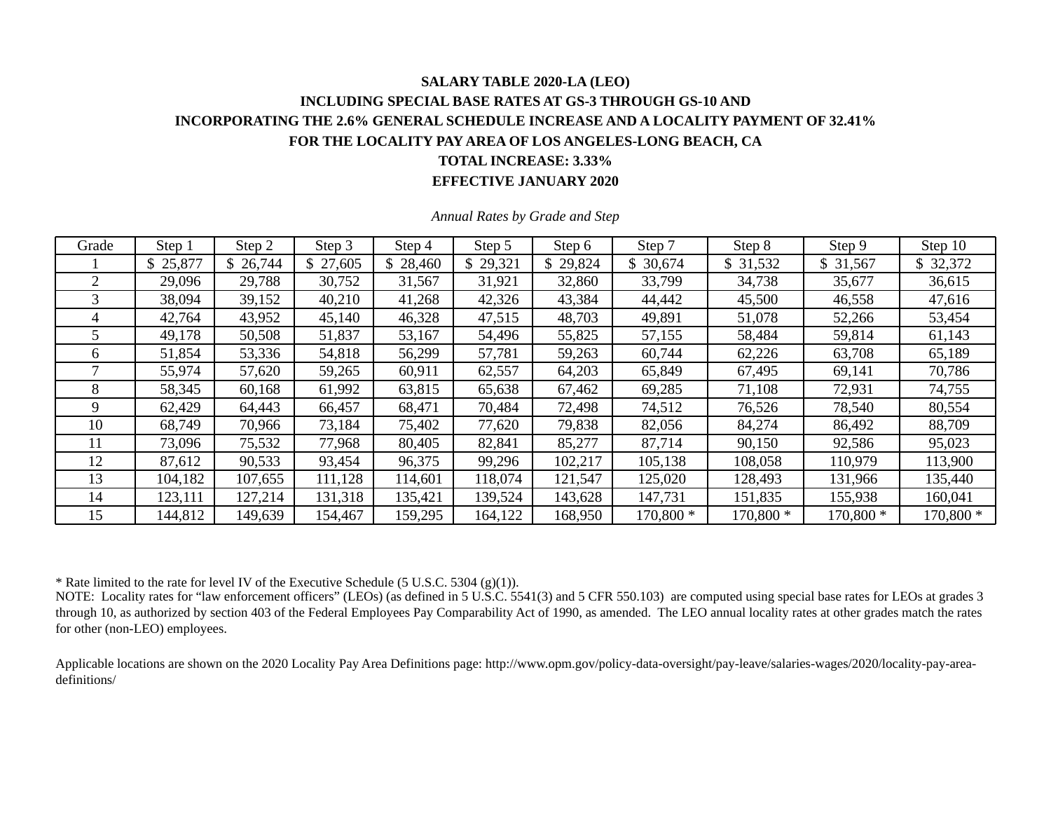**SALARY TABLE 2020-LA (LEO)**

**INCLUDING SPECIAL BASE RATES AT GS-3 THROUGH GS-10 AND**

**INCORPORATING THE 2.6% GENERAL SCHEDULE INCREASE AND A LOCALITY PAYMENT OF 32.41%**

**FOR THE LOCALITY PAY AREA OF LOS ANGELES-LONG BEACH, CA**

**TOTAL INCREASE: 3.33%**

**EFFECTIVE JANUARY 2020**

*Annual Rates by Grade and Step*

| Grade | Step 1 | Step 2 | Step 3 | Step 4 | Step 5 | Step 6 | Step 7 | Step 8 | Step 9 | Step 10 |
|---|---|---|---|---|---|---|---|---|---|---|
| 1 | $ 25,877 | $ 26,744 | $ 27,605 | $ 28,460 | $ 29,321 | $ 29,824 | $ 30,674 | $ 31,532 | $ 31,567 | $ 32,372 |
| 2 | 29,096 | 29,788 | 30,752 | 31,567 | 31,921 | 32,860 | 33,799 | 34,738 | 35,677 | 36,615 |
| 3 | 38,094 | 39,152 | 40,210 | 41,268 | 42,326 | 43,384 | 44,442 | 45,500 | 46,558 | 47,616 |
| 4 | 42,764 | 43,952 | 45,140 | 46,328 | 47,515 | 48,703 | 49,891 | 51,078 | 52,266 | 53,454 |
| 5 | 49,178 | 50,508 | 51,837 | 53,167 | 54,496 | 55,825 | 57,155 | 58,484 | 59,814 | 61,143 |
| 6 | 51,854 | 53,336 | 54,818 | 56,299 | 57,781 | 59,263 | 60,744 | 62,226 | 63,708 | 65,189 |
| 7 | 55,974 | 57,620 | 59,265 | 60,911 | 62,557 | 64,203 | 65,849 | 67,495 | 69,141 | 70,786 |
| 8 | 58,345 | 60,168 | 61,992 | 63,815 | 65,638 | 67,462 | 69,285 | 71,108 | 72,931 | 74,755 |
| 9 | 62,429 | 64,443 | 66,457 | 68,471 | 70,484 | 72,498 | 74,512 | 76,526 | 78,540 | 80,554 |
| 10 | 68,749 | 70,966 | 73,184 | 75,402 | 77,620 | 79,838 | 82,056 | 84,274 | 86,492 | 88,709 |
| 11 | 73,096 | 75,532 | 77,968 | 80,405 | 82,841 | 85,277 | 87,714 | 90,150 | 92,586 | 95,023 |
| 12 | 87,612 | 90,533 | 93,454 | 96,375 | 99,296 | 102,217 | 105,138 | 108,058 | 110,979 | 113,900 |
| 13 | 104,182 | 107,655 | 111,128 | 114,601 | 118,074 | 121,547 | 125,020 | 128,493 | 131,966 | 135,440 |
| 14 | 123,111 | 127,214 | 131,318 | 135,421 | 139,524 | 143,628 | 147,731 | 151,835 | 155,938 | 160,041 |
| 15 | 144,812 | 149,639 | 154,467 | 159,295 | 164,122 | 168,950 | 170,800 * | 170,800 * | 170,800 * | 170,800 * |

* Rate limited to the rate for level IV of the Executive Schedule (5 U.S.C. 5304 (g)(1)).

NOTE: Locality rates for "law enforcement officers" (LEOs) (as defined in 5 U.S.C. 5541(3) and 5 CFR 550.103) are computed using special base rates for LEOs at grades 3 through 10, as authorized by section 403 of the Federal Employees Pay Comparability Act of 1990, as amended. The LEO annual locality rates at other grades match the rates for other (non-LEO) employees.

Applicable locations are shown on the 2020 Locality Pay Area Definitions page: http://www.opm.gov/policy-data-oversight/pay-leave/salaries-wages/2020/locality-pay-area-definitions/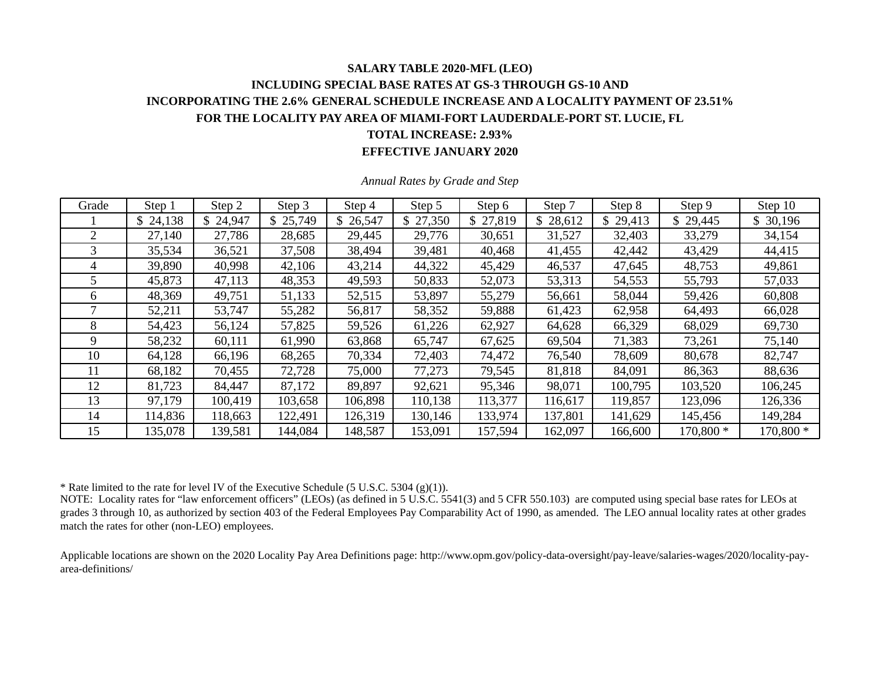**SALARY TABLE 2020-MFL (LEO)**

**INCLUDING SPECIAL BASE RATES AT GS-3 THROUGH GS-10 AND**

**INCORPORATING THE 2.6% GENERAL SCHEDULE INCREASE AND A LOCALITY PAYMENT OF 23.51%**

**FOR THE LOCALITY PAY AREA OF MIAMI-FORT LAUDERDALE-PORT ST. LUCIE, FL**

**TOTAL INCREASE: 2.93%**

**EFFECTIVE JANUARY 2020**

*Annual Rates by Grade and Step*

| Grade | Step 1 | Step 2 | Step 3 | Step 4 | Step 5 | Step 6 | Step 7 | Step 8 | Step 9 | Step 10 |
|---|---|---|---|---|---|---|---|---|---|---|
| 1 | $ 24,138 | $ 24,947 | $ 25,749 | $ 26,547 | $ 27,350 | $ 27,819 | $ 28,612 | $ 29,413 | $ 29,445 | $ 30,196 |
| 2 | 27,140 | 27,786 | 28,685 | 29,445 | 29,776 | 30,651 | 31,527 | 32,403 | 33,279 | 34,154 |
| 3 | 35,534 | 36,521 | 37,508 | 38,494 | 39,481 | 40,468 | 41,455 | 42,442 | 43,429 | 44,415 |
| 4 | 39,890 | 40,998 | 42,106 | 43,214 | 44,322 | 45,429 | 46,537 | 47,645 | 48,753 | 49,861 |
| 5 | 45,873 | 47,113 | 48,353 | 49,593 | 50,833 | 52,073 | 53,313 | 54,553 | 55,793 | 57,033 |
| 6 | 48,369 | 49,751 | 51,133 | 52,515 | 53,897 | 55,279 | 56,661 | 58,044 | 59,426 | 60,808 |
| 7 | 52,211 | 53,747 | 55,282 | 56,817 | 58,352 | 59,888 | 61,423 | 62,958 | 64,493 | 66,028 |
| 8 | 54,423 | 56,124 | 57,825 | 59,526 | 61,226 | 62,927 | 64,628 | 66,329 | 68,029 | 69,730 |
| 9 | 58,232 | 60,111 | 61,990 | 63,868 | 65,747 | 67,625 | 69,504 | 71,383 | 73,261 | 75,140 |
| 10 | 64,128 | 66,196 | 68,265 | 70,334 | 72,403 | 74,472 | 76,540 | 78,609 | 80,678 | 82,747 |
| 11 | 68,182 | 70,455 | 72,728 | 75,000 | 77,273 | 79,545 | 81,818 | 84,091 | 86,363 | 88,636 |
| 12 | 81,723 | 84,447 | 87,172 | 89,897 | 92,621 | 95,346 | 98,071 | 100,795 | 103,520 | 106,245 |
| 13 | 97,179 | 100,419 | 103,658 | 106,898 | 110,138 | 113,377 | 116,617 | 119,857 | 123,096 | 126,336 |
| 14 | 114,836 | 118,663 | 122,491 | 126,319 | 130,146 | 133,974 | 137,801 | 141,629 | 145,456 | 149,284 |
| 15 | 135,078 | 139,581 | 144,084 | 148,587 | 153,091 | 157,594 | 162,097 | 166,600 | 170,800 * | 170,800 * |

* Rate limited to the rate for level IV of the Executive Schedule (5 U.S.C. 5304 (g)(1)).

NOTE: Locality rates for "law enforcement officers" (LEOs) (as defined in 5 U.S.C. 5541(3) and 5 CFR 550.103) are computed using special base rates for LEOs at grades 3 through 10, as authorized by section 403 of the Federal Employees Pay Comparability Act of 1990, as amended. The LEO annual locality rates at other grades match the rates for other (non-LEO) employees.

Applicable locations are shown on the 2020 Locality Pay Area Definitions page: http://www.opm.gov/policy-data-oversight/pay-leave/salaries-wages/2020/locality-pay-area-definitions/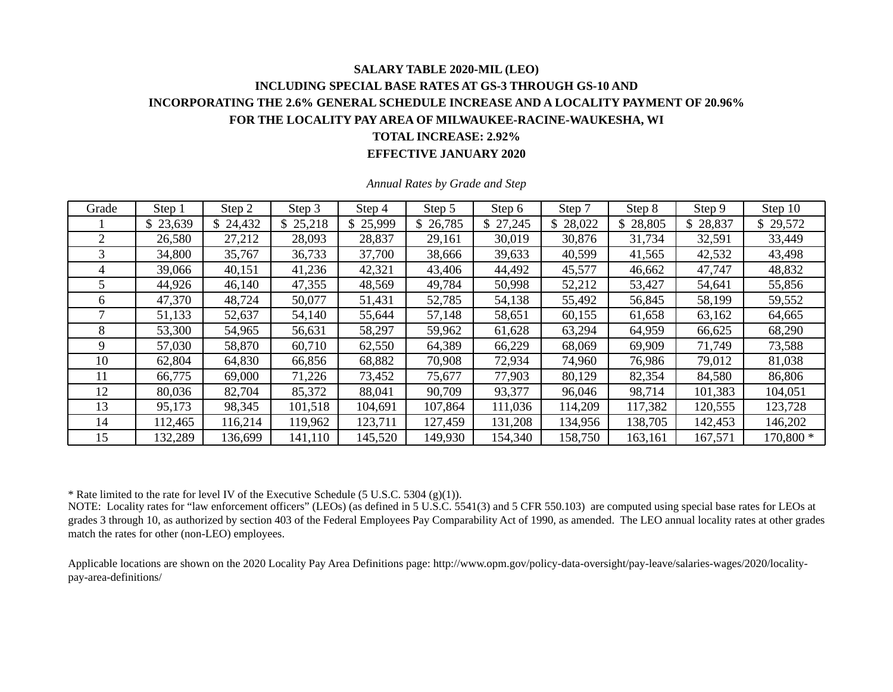**SALARY TABLE 2020-MIL (LEO)**

**INCLUDING SPECIAL BASE RATES AT GS-3 THROUGH GS-10 AND**

**INCORPORATING THE 2.6% GENERAL SCHEDULE INCREASE AND A LOCALITY PAYMENT OF 20.96%**

**FOR THE LOCALITY PAY AREA OF MILWAUKEE-RACINE-WAUKESHA, WI**

**TOTAL INCREASE: 2.92%**

**EFFECTIVE JANUARY 2020**

*Annual Rates by Grade and Step*

| Grade | Step 1 | Step 2 | Step 3 | Step 4 | Step 5 | Step 6 | Step 7 | Step 8 | Step 9 | Step 10 |
|---|---|---|---|---|---|---|---|---|---|---|
| 1 | $ 23,639 | $ 24,432 | $ 25,218 | $ 25,999 | $ 26,785 | $ 27,245 | $ 28,022 | $ 28,805 | $ 28,837 | $ 29,572 |
| 2 | 26,580 | 27,212 | 28,093 | 28,837 | 29,161 | 30,019 | 30,876 | 31,734 | 32,591 | 33,449 |
| 3 | 34,800 | 35,767 | 36,733 | 37,700 | 38,666 | 39,633 | 40,599 | 41,565 | 42,532 | 43,498 |
| 4 | 39,066 | 40,151 | 41,236 | 42,321 | 43,406 | 44,492 | 45,577 | 46,662 | 47,747 | 48,832 |
| 5 | 44,926 | 46,140 | 47,355 | 48,569 | 49,784 | 50,998 | 52,212 | 53,427 | 54,641 | 55,856 |
| 6 | 47,370 | 48,724 | 50,077 | 51,431 | 52,785 | 54,138 | 55,492 | 56,845 | 58,199 | 59,552 |
| 7 | 51,133 | 52,637 | 54,140 | 55,644 | 57,148 | 58,651 | 60,155 | 61,658 | 63,162 | 64,665 |
| 8 | 53,300 | 54,965 | 56,631 | 58,297 | 59,962 | 61,628 | 63,294 | 64,959 | 66,625 | 68,290 |
| 9 | 57,030 | 58,870 | 60,710 | 62,550 | 64,389 | 66,229 | 68,069 | 69,909 | 71,749 | 73,588 |
| 10 | 62,804 | 64,830 | 66,856 | 68,882 | 70,908 | 72,934 | 74,960 | 76,986 | 79,012 | 81,038 |
| 11 | 66,775 | 69,000 | 71,226 | 73,452 | 75,677 | 77,903 | 80,129 | 82,354 | 84,580 | 86,806 |
| 12 | 80,036 | 82,704 | 85,372 | 88,041 | 90,709 | 93,377 | 96,046 | 98,714 | 101,383 | 104,051 |
| 13 | 95,173 | 98,345 | 101,518 | 104,691 | 107,864 | 111,036 | 114,209 | 117,382 | 120,555 | 123,728 |
| 14 | 112,465 | 116,214 | 119,962 | 123,711 | 127,459 | 131,208 | 134,956 | 138,705 | 142,453 | 146,202 |
| 15 | 132,289 | 136,699 | 141,110 | 145,520 | 149,930 | 154,340 | 158,750 | 163,161 | 167,571 | 170,800 * |

\* Rate limited to the rate for level IV of the Executive Schedule (5 U.S.C. 5304 (g)(1)).

NOTE: Locality rates for "law enforcement officers" (LEOs) (as defined in 5 U.S.C. 5541(3) and 5 CFR 550.103) are computed using special base rates for LEOs at grades 3 through 10, as authorized by section 403 of the Federal Employees Pay Comparability Act of 1990, as amended. The LEO annual locality rates at other grades match the rates for other (non-LEO) employees.

Applicable locations are shown on the 2020 Locality Pay Area Definitions page: http://www.opm.gov/policy-data-oversight/pay-leave/salaries-wages/2020/locality-pay-area-definitions/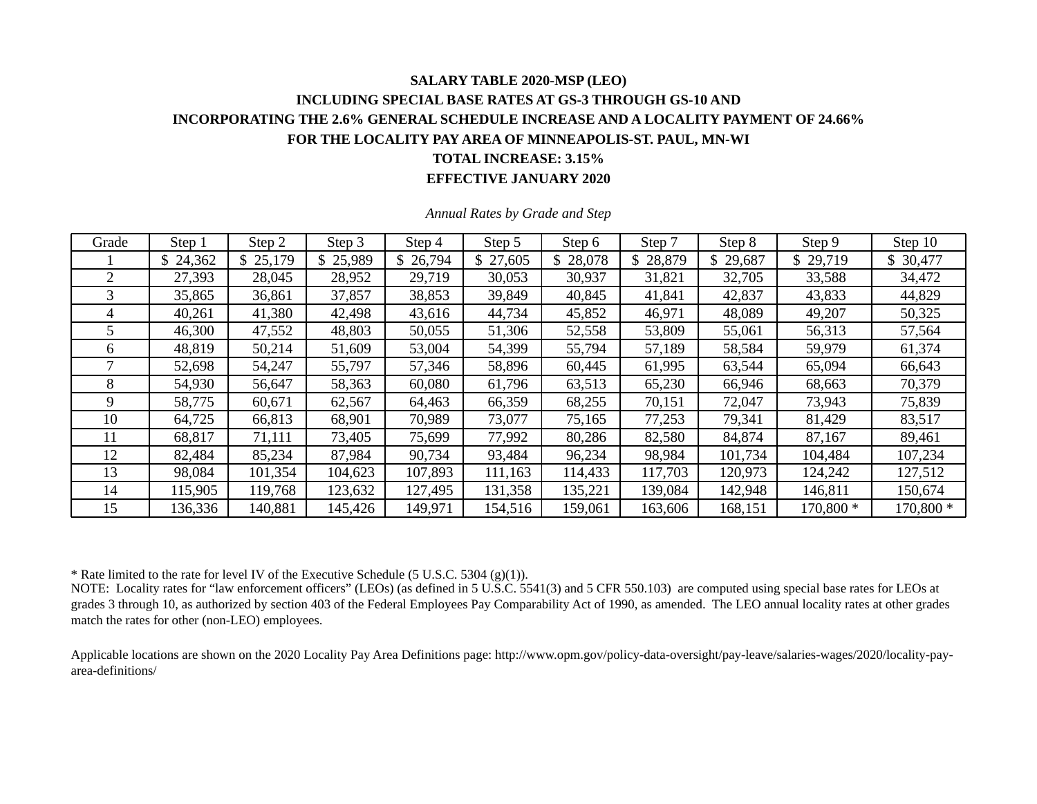**SALARY TABLE 2020-MSP (LEO)**

**INCLUDING SPECIAL BASE RATES AT GS-3 THROUGH GS-10 AND**

**INCORPORATING THE 2.6% GENERAL SCHEDULE INCREASE AND A LOCALITY PAYMENT OF 24.66%**

**FOR THE LOCALITY PAY AREA OF MINNEAPOLIS-ST. PAUL, MN-WI**

**TOTAL INCREASE: 3.15%**

**EFFECTIVE JANUARY 2020**

*Annual Rates by Grade and Step*

| Grade | Step 1 | Step 2 | Step 3 | Step 4 | Step 5 | Step 6 | Step 7 | Step 8 | Step 9 | Step 10 |
|---|---|---|---|---|---|---|---|---|---|---|
| 1 | $ 24,362 | $ 25,179 | $ 25,989 | $ 26,794 | $ 27,605 | $ 28,078 | $ 28,879 | $ 29,687 | $ 29,719 | $ 30,477 |
| 2 | 27,393 | 28,045 | 28,952 | 29,719 | 30,053 | 30,937 | 31,821 | 32,705 | 33,588 | 34,472 |
| 3 | 35,865 | 36,861 | 37,857 | 38,853 | 39,849 | 40,845 | 41,841 | 42,837 | 43,833 | 44,829 |
| 4 | 40,261 | 41,380 | 42,498 | 43,616 | 44,734 | 45,852 | 46,971 | 48,089 | 49,207 | 50,325 |
| 5 | 46,300 | 47,552 | 48,803 | 50,055 | 51,306 | 52,558 | 53,809 | 55,061 | 56,313 | 57,564 |
| 6 | 48,819 | 50,214 | 51,609 | 53,004 | 54,399 | 55,794 | 57,189 | 58,584 | 59,979 | 61,374 |
| 7 | 52,698 | 54,247 | 55,797 | 57,346 | 58,896 | 60,445 | 61,995 | 63,544 | 65,094 | 66,643 |
| 8 | 54,930 | 56,647 | 58,363 | 60,080 | 61,796 | 63,513 | 65,230 | 66,946 | 68,663 | 70,379 |
| 9 | 58,775 | 60,671 | 62,567 | 64,463 | 66,359 | 68,255 | 70,151 | 72,047 | 73,943 | 75,839 |
| 10 | 64,725 | 66,813 | 68,901 | 70,989 | 73,077 | 75,165 | 77,253 | 79,341 | 81,429 | 83,517 |
| 11 | 68,817 | 71,111 | 73,405 | 75,699 | 77,992 | 80,286 | 82,580 | 84,874 | 87,167 | 89,461 |
| 12 | 82,484 | 85,234 | 87,984 | 90,734 | 93,484 | 96,234 | 98,984 | 101,734 | 104,484 | 107,234 |
| 13 | 98,084 | 101,354 | 104,623 | 107,893 | 111,163 | 114,433 | 117,703 | 120,973 | 124,242 | 127,512 |
| 14 | 115,905 | 119,768 | 123,632 | 127,495 | 131,358 | 135,221 | 139,084 | 142,948 | 146,811 | 150,674 |
| 15 | 136,336 | 140,881 | 145,426 | 149,971 | 154,516 | 159,061 | 163,606 | 168,151 | 170,800 * | 170,800 * |

\* Rate limited to the rate for level IV of the Executive Schedule (5 U.S.C. 5304 (g)(1)).

NOTE: Locality rates for "law enforcement officers" (LEOs) (as defined in 5 U.S.C. 5541(3) and 5 CFR 550.103) are computed using special base rates for LEOs at grades 3 through 10, as authorized by section 403 of the Federal Employees Pay Comparability Act of 1990, as amended. The LEO annual locality rates at other grades match the rates for other (non-LEO) employees.

Applicable locations are shown on the 2020 Locality Pay Area Definitions page: http://www.opm.gov/policy-data-oversight/pay-leave/salaries-wages/2020/locality-pay-area-definitions/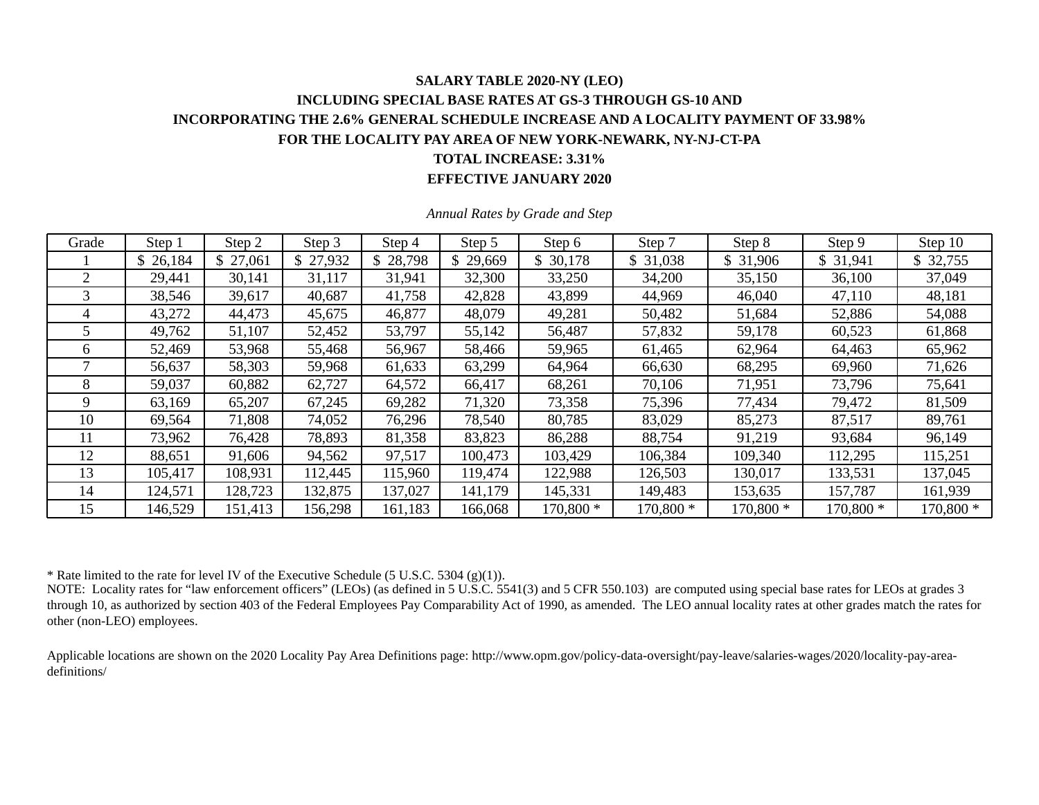## SALARY TABLE 2020-NY (LEO)

## INCLUDING SPECIAL BASE RATES AT GS-3 THROUGH GS-10 AND

## INCORPORATING THE 2.6% GENERAL SCHEDULE INCREASE AND A LOCALITY PAYMENT OF 33.98%

## FOR THE LOCALITY PAY AREA OF NEW YORK-NEWARK, NY-NJ-CT-PA

## TOTAL INCREASE: 3.31%

## EFFECTIVE JANUARY 2020

*Annual Rates by Grade and Step*

| Grade | Step 1 | Step 2 | Step 3 | Step 4 | Step 5 | Step 6 | Step 7 | Step 8 | Step 9 | Step 10 |
|---|---|---|---|---|---|---|---|---|---|---|
| 1 | $ 26,184 | $ 27,061 | $ 27,932 | $ 28,798 | $ 29,669 | $ 30,178 | $ 31,038 | $ 31,906 | $ 31,941 | $ 32,755 |
| 2 | 29,441 | 30,141 | 31,117 | 31,941 | 32,300 | 33,250 | 34,200 | 35,150 | 36,100 | 37,049 |
| 3 | 38,546 | 39,617 | 40,687 | 41,758 | 42,828 | 43,899 | 44,969 | 46,040 | 47,110 | 48,181 |
| 4 | 43,272 | 44,473 | 45,675 | 46,877 | 48,079 | 49,281 | 50,482 | 51,684 | 52,886 | 54,088 |
| 5 | 49,762 | 51,107 | 52,452 | 53,797 | 55,142 | 56,487 | 57,832 | 59,178 | 60,523 | 61,868 |
| 6 | 52,469 | 53,968 | 55,468 | 56,967 | 58,466 | 59,965 | 61,465 | 62,964 | 64,463 | 65,962 |
| 7 | 56,637 | 58,303 | 59,968 | 61,633 | 63,299 | 64,964 | 66,630 | 68,295 | 69,960 | 71,626 |
| 8 | 59,037 | 60,882 | 62,727 | 64,572 | 66,417 | 68,261 | 70,106 | 71,951 | 73,796 | 75,641 |
| 9 | 63,169 | 65,207 | 67,245 | 69,282 | 71,320 | 73,358 | 75,396 | 77,434 | 79,472 | 81,509 |
| 10 | 69,564 | 71,808 | 74,052 | 76,296 | 78,540 | 80,785 | 83,029 | 85,273 | 87,517 | 89,761 |
| 11 | 73,962 | 76,428 | 78,893 | 81,358 | 83,823 | 86,288 | 88,754 | 91,219 | 93,684 | 96,149 |
| 12 | 88,651 | 91,606 | 94,562 | 97,517 | 100,473 | 103,429 | 106,384 | 109,340 | 112,295 | 115,251 |
| 13 | 105,417 | 108,931 | 112,445 | 115,960 | 119,474 | 122,988 | 126,503 | 130,017 | 133,531 | 137,045 |
| 14 | 124,571 | 128,723 | 132,875 | 137,027 | 141,179 | 145,331 | 149,483 | 153,635 | 157,787 | 161,939 |
| 15 | 146,529 | 151,413 | 156,298 | 161,183 | 166,068 | 170,800 * | 170,800 * | 170,800 * | 170,800 * | 170,800 * |

* Rate limited to the rate for level IV of the Executive Schedule (5 U.S.C. 5304 (g)(1)).

NOTE: Locality rates for "law enforcement officers" (LEOs) (as defined in 5 U.S.C. 5541(3) and 5 CFR 550.103) are computed using special base rates for LEOs at grades 3 through 10, as authorized by section 403 of the Federal Employees Pay Comparability Act of 1990, as amended. The LEO annual locality rates at other grades match the rates for other (non-LEO) employees.

Applicable locations are shown on the 2020 Locality Pay Area Definitions page: http://www.opm.gov/policy-data-oversight/pay-leave/salaries-wages/2020/locality-pay-area-definitions/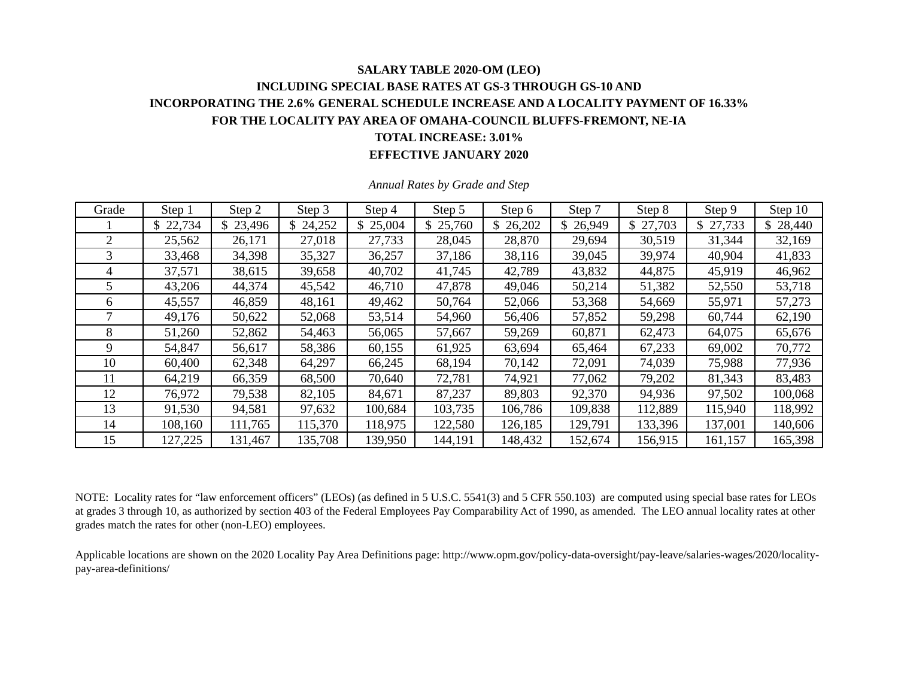**SALARY TABLE 2020-OM (LEO)**

**INCLUDING SPECIAL BASE RATES AT GS-3 THROUGH GS-10 AND**

**INCORPORATING THE 2.6% GENERAL SCHEDULE INCREASE AND A LOCALITY PAYMENT OF 16.33%**

**FOR THE LOCALITY PAY AREA OF OMAHA-COUNCIL BLUFFS-FREMONT, NE-IA**

**TOTAL INCREASE: 3.01%**

**EFFECTIVE JANUARY 2020**

*Annual Rates by Grade and Step*

| Grade | Step 1 | Step 2 | Step 3 | Step 4 | Step 5 | Step 6 | Step 7 | Step 8 | Step 9 | Step 10 |
|---|---|---|---|---|---|---|---|---|---|---|
| 1 | $ 22,734 | $ 23,496 | $ 24,252 | $ 25,004 | $ 25,760 | $ 26,202 | $ 26,949 | $ 27,703 | $ 27,733 | $ 28,440 |
| 2 | 25,562 | 26,171 | 27,018 | 27,733 | 28,045 | 28,870 | 29,694 | 30,519 | 31,344 | 32,169 |
| 3 | 33,468 | 34,398 | 35,327 | 36,257 | 37,186 | 38,116 | 39,045 | 39,974 | 40,904 | 41,833 |
| 4 | 37,571 | 38,615 | 39,658 | 40,702 | 41,745 | 42,789 | 43,832 | 44,875 | 45,919 | 46,962 |
| 5 | 43,206 | 44,374 | 45,542 | 46,710 | 47,878 | 49,046 | 50,214 | 51,382 | 52,550 | 53,718 |
| 6 | 45,557 | 46,859 | 48,161 | 49,462 | 50,764 | 52,066 | 53,368 | 54,669 | 55,971 | 57,273 |
| 7 | 49,176 | 50,622 | 52,068 | 53,514 | 54,960 | 56,406 | 57,852 | 59,298 | 60,744 | 62,190 |
| 8 | 51,260 | 52,862 | 54,463 | 56,065 | 57,667 | 59,269 | 60,871 | 62,473 | 64,075 | 65,676 |
| 9 | 54,847 | 56,617 | 58,386 | 60,155 | 61,925 | 63,694 | 65,464 | 67,233 | 69,002 | 70,772 |
| 10 | 60,400 | 62,348 | 64,297 | 66,245 | 68,194 | 70,142 | 72,091 | 74,039 | 75,988 | 77,936 |
| 11 | 64,219 | 66,359 | 68,500 | 70,640 | 72,781 | 74,921 | 77,062 | 79,202 | 81,343 | 83,483 |
| 12 | 76,972 | 79,538 | 82,105 | 84,671 | 87,237 | 89,803 | 92,370 | 94,936 | 97,502 | 100,068 |
| 13 | 91,530 | 94,581 | 97,632 | 100,684 | 103,735 | 106,786 | 109,838 | 112,889 | 115,940 | 118,992 |
| 14 | 108,160 | 111,765 | 115,370 | 118,975 | 122,580 | 126,185 | 129,791 | 133,396 | 137,001 | 140,606 |
| 15 | 127,225 | 131,467 | 135,708 | 139,950 | 144,191 | 148,432 | 152,674 | 156,915 | 161,157 | 165,398 |

NOTE: Locality rates for "law enforcement officers" (LEOs) (as defined in 5 U.S.C. 5541(3) and 5 CFR 550.103) are computed using special base rates for LEOs at grades 3 through 10, as authorized by section 403 of the Federal Employees Pay Comparability Act of 1990, as amended. The LEO annual locality rates at other grades match the rates for other (non-LEO) employees.

Applicable locations are shown on the 2020 Locality Pay Area Definitions page: http://www.opm.gov/policy-data-oversight/pay-leave/salaries-wages/2020/locality-pay-area-definitions/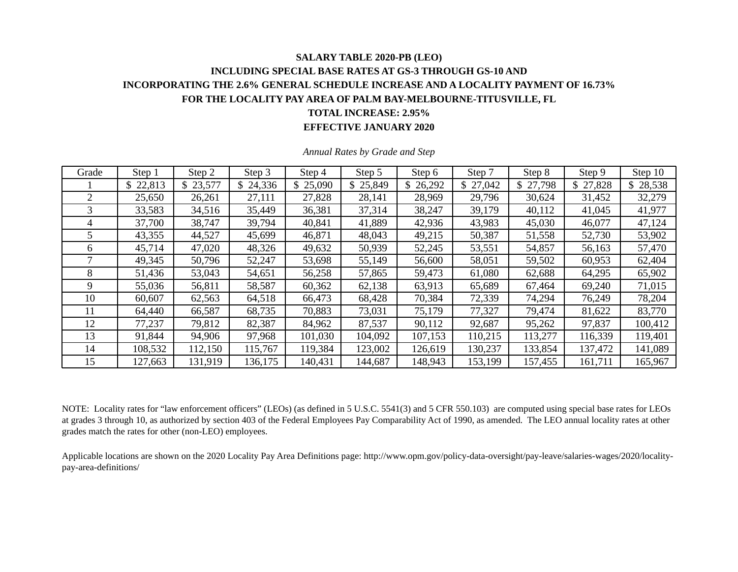**SALARY TABLE 2020-PB (LEO)**

**INCLUDING SPECIAL BASE RATES AT GS-3 THROUGH GS-10 AND**

**INCORPORATING THE 2.6% GENERAL SCHEDULE INCREASE AND A LOCALITY PAYMENT OF 16.73%**

**FOR THE LOCALITY PAY AREA OF PALM BAY-MELBOURNE-TITUSVILLE, FL**

**TOTAL INCREASE: 2.95%**

**EFFECTIVE JANUARY 2020**

*Annual Rates by Grade and Step*

| Grade | Step 1 | Step 2 | Step 3 | Step 4 | Step 5 | Step 6 | Step 7 | Step 8 | Step 9 | Step 10 |
|---|---|---|---|---|---|---|---|---|---|---|
| 1 | $ 22,813 | $ 23,577 | $ 24,336 | $ 25,090 | $ 25,849 | $ 26,292 | $ 27,042 | $ 27,798 | $ 27,828 | $ 28,538 |
| 2 | 25,650 | 26,261 | 27,111 | 27,828 | 28,141 | 28,969 | 29,796 | 30,624 | 31,452 | 32,279 |
| 3 | 33,583 | 34,516 | 35,449 | 36,381 | 37,314 | 38,247 | 39,179 | 40,112 | 41,045 | 41,977 |
| 4 | 37,700 | 38,747 | 39,794 | 40,841 | 41,889 | 42,936 | 43,983 | 45,030 | 46,077 | 47,124 |
| 5 | 43,355 | 44,527 | 45,699 | 46,871 | 48,043 | 49,215 | 50,387 | 51,558 | 52,730 | 53,902 |
| 6 | 45,714 | 47,020 | 48,326 | 49,632 | 50,939 | 52,245 | 53,551 | 54,857 | 56,163 | 57,470 |
| 7 | 49,345 | 50,796 | 52,247 | 53,698 | 55,149 | 56,600 | 58,051 | 59,502 | 60,953 | 62,404 |
| 8 | 51,436 | 53,043 | 54,651 | 56,258 | 57,865 | 59,473 | 61,080 | 62,688 | 64,295 | 65,902 |
| 9 | 55,036 | 56,811 | 58,587 | 60,362 | 62,138 | 63,913 | 65,689 | 67,464 | 69,240 | 71,015 |
| 10 | 60,607 | 62,563 | 64,518 | 66,473 | 68,428 | 70,384 | 72,339 | 74,294 | 76,249 | 78,204 |
| 11 | 64,440 | 66,587 | 68,735 | 70,883 | 73,031 | 75,179 | 77,327 | 79,474 | 81,622 | 83,770 |
| 12 | 77,237 | 79,812 | 82,387 | 84,962 | 87,537 | 90,112 | 92,687 | 95,262 | 97,837 | 100,412 |
| 13 | 91,844 | 94,906 | 97,968 | 101,030 | 104,092 | 107,153 | 110,215 | 113,277 | 116,339 | 119,401 |
| 14 | 108,532 | 112,150 | 115,767 | 119,384 | 123,002 | 126,619 | 130,237 | 133,854 | 137,472 | 141,089 |
| 15 | 127,663 | 131,919 | 136,175 | 140,431 | 144,687 | 148,943 | 153,199 | 157,455 | 161,711 | 165,967 |

NOTE: Locality rates for "law enforcement officers" (LEOs) (as defined in 5 U.S.C. 5541(3) and 5 CFR 550.103) are computed using special base rates for LEOs at grades 3 through 10, as authorized by section 403 of the Federal Employees Pay Comparability Act of 1990, as amended. The LEO annual locality rates at other grades match the rates for other (non-LEO) employees.

Applicable locations are shown on the 2020 Locality Pay Area Definitions page: http://www.opm.gov/policy-data-oversight/pay-leave/salaries-wages/2020/locality-pay-area-definitions/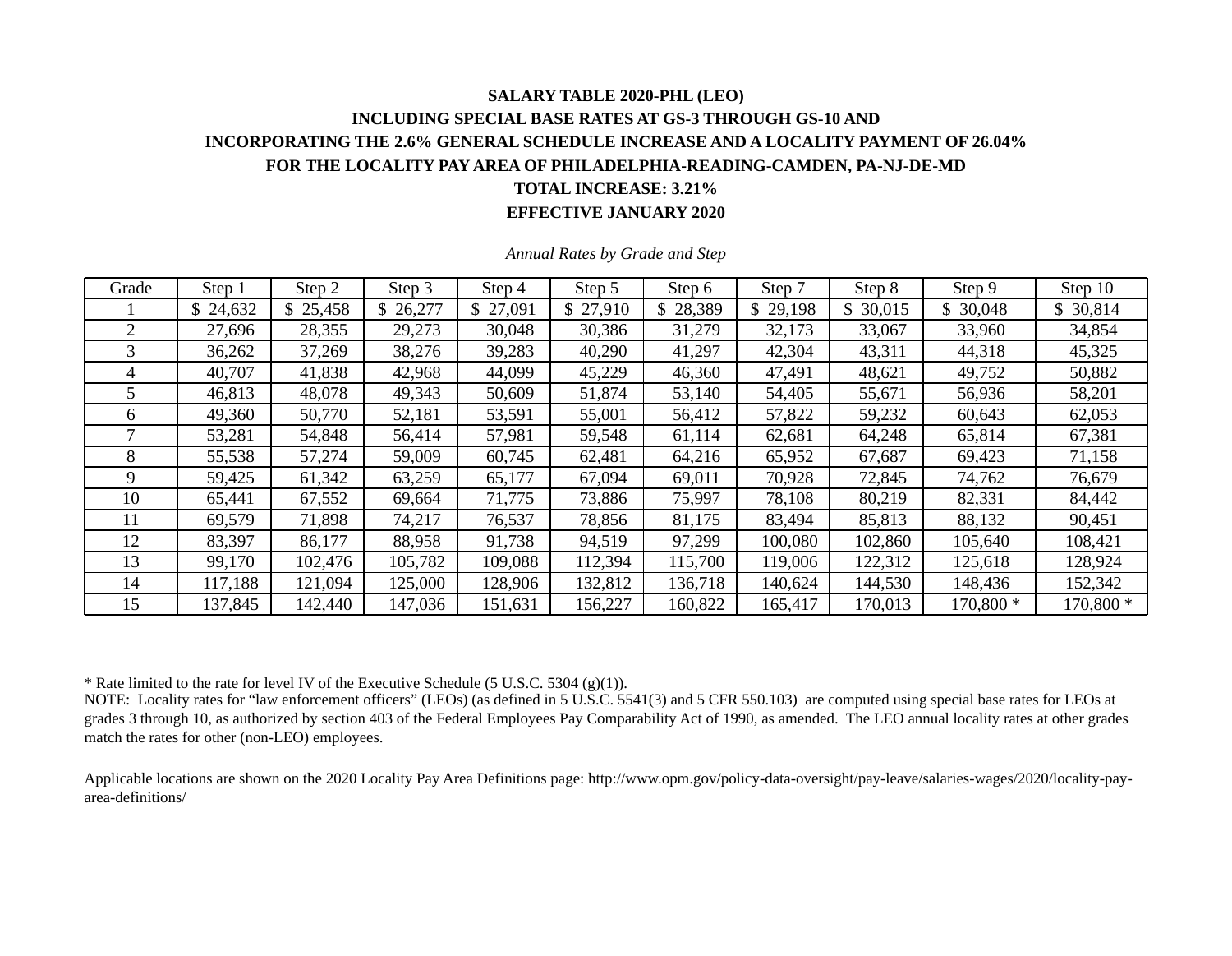**SALARY TABLE 2020-PHL (LEO)**

**INCLUDING SPECIAL BASE RATES AT GS-3 THROUGH GS-10 AND**

**INCORPORATING THE 2.6% GENERAL SCHEDULE INCREASE AND A LOCALITY PAYMENT OF 26.04%**

**FOR THE LOCALITY PAY AREA OF PHILADELPHIA-READING-CAMDEN, PA-NJ-DE-MD**

**TOTAL INCREASE: 3.21%**

**EFFECTIVE JANUARY 2020**

*Annual Rates by Grade and Step*

| Grade | Step 1 | Step 2 | Step 3 | Step 4 | Step 5 | Step 6 | Step 7 | Step 8 | Step 9 | Step 10 |
|---|---|---|---|---|---|---|---|---|---|---|
| 1 | $ 24,632 | $ 25,458 | $ 26,277 | $ 27,091 | $ 27,910 | $ 28,389 | $ 29,198 | $ 30,015 | $ 30,048 | $ 30,814 |
| 2 | 27,696 | 28,355 | 29,273 | 30,048 | 30,386 | 31,279 | 32,173 | 33,067 | 33,960 | 34,854 |
| 3 | 36,262 | 37,269 | 38,276 | 39,283 | 40,290 | 41,297 | 42,304 | 43,311 | 44,318 | 45,325 |
| 4 | 40,707 | 41,838 | 42,968 | 44,099 | 45,229 | 46,360 | 47,491 | 48,621 | 49,752 | 50,882 |
| 5 | 46,813 | 48,078 | 49,343 | 50,609 | 51,874 | 53,140 | 54,405 | 55,671 | 56,936 | 58,201 |
| 6 | 49,360 | 50,770 | 52,181 | 53,591 | 55,001 | 56,412 | 57,822 | 59,232 | 60,643 | 62,053 |
| 7 | 53,281 | 54,848 | 56,414 | 57,981 | 59,548 | 61,114 | 62,681 | 64,248 | 65,814 | 67,381 |
| 8 | 55,538 | 57,274 | 59,009 | 60,745 | 62,481 | 64,216 | 65,952 | 67,687 | 69,423 | 71,158 |
| 9 | 59,425 | 61,342 | 63,259 | 65,177 | 67,094 | 69,011 | 70,928 | 72,845 | 74,762 | 76,679 |
| 10 | 65,441 | 67,552 | 69,664 | 71,775 | 73,886 | 75,997 | 78,108 | 80,219 | 82,331 | 84,442 |
| 11 | 69,579 | 71,898 | 74,217 | 76,537 | 78,856 | 81,175 | 83,494 | 85,813 | 88,132 | 90,451 |
| 12 | 83,397 | 86,177 | 88,958 | 91,738 | 94,519 | 97,299 | 100,080 | 102,860 | 105,640 | 108,421 |
| 13 | 99,170 | 102,476 | 105,782 | 109,088 | 112,394 | 115,700 | 119,006 | 122,312 | 125,618 | 128,924 |
| 14 | 117,188 | 121,094 | 125,000 | 128,906 | 132,812 | 136,718 | 140,624 | 144,530 | 148,436 | 152,342 |
| 15 | 137,845 | 142,440 | 147,036 | 151,631 | 156,227 | 160,822 | 165,417 | 170,013 | 170,800 * | 170,800 * |

* Rate limited to the rate for level IV of the Executive Schedule (5 U.S.C. 5304 (g)(1)).

NOTE: Locality rates for "law enforcement officers" (LEOs) (as defined in 5 U.S.C. 5541(3) and 5 CFR 550.103) are computed using special base rates for LEOs at grades 3 through 10, as authorized by section 403 of the Federal Employees Pay Comparability Act of 1990, as amended. The LEO annual locality rates at other grades match the rates for other (non-LEO) employees.

Applicable locations are shown on the 2020 Locality Pay Area Definitions page: http://www.opm.gov/policy-data-oversight/pay-leave/salaries-wages/2020/locality-pay-area-definitions/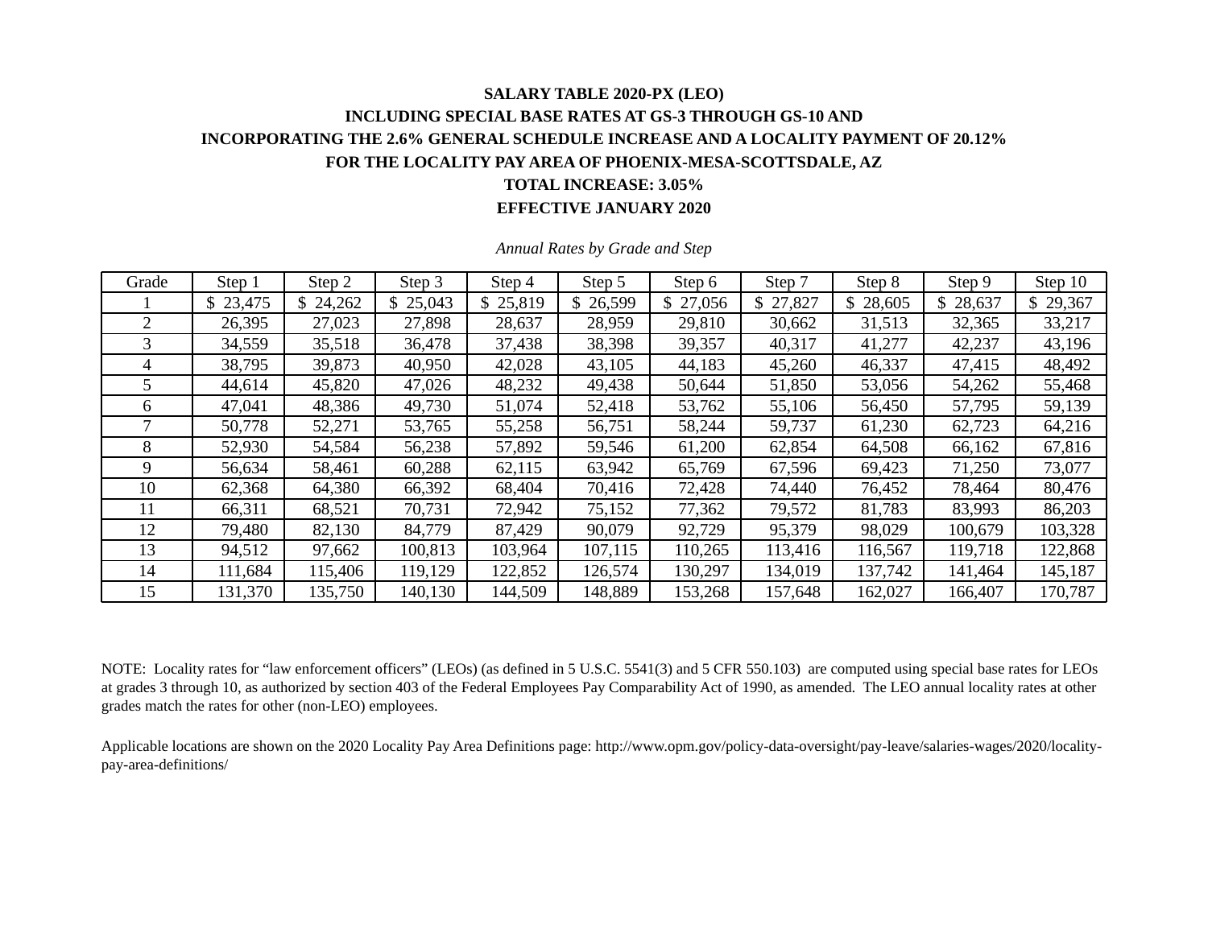**SALARY TABLE 2020-PX (LEO)**

**INCLUDING SPECIAL BASE RATES AT GS-3 THROUGH GS-10 AND**

**INCORPORATING THE 2.6% GENERAL SCHEDULE INCREASE AND A LOCALITY PAYMENT OF 20.12%**

**FOR THE LOCALITY PAY AREA OF PHOENIX-MESA-SCOTTSDALE, AZ**

**TOTAL INCREASE: 3.05%**

**EFFECTIVE JANUARY 2020**

*Annual Rates by Grade and Step*

| Grade | Step 1 | Step 2 | Step 3 | Step 4 | Step 5 | Step 6 | Step 7 | Step 8 | Step 9 | Step 10 |
|---|---|---|---|---|---|---|---|---|---|---|
| 1 | $ 23,475 | $ 24,262 | $ 25,043 | $ 25,819 | $ 26,599 | $ 27,056 | $ 27,827 | $ 28,605 | $ 28,637 | $ 29,367 |
| 2 | 26,395 | 27,023 | 27,898 | 28,637 | 28,959 | 29,810 | 30,662 | 31,513 | 32,365 | 33,217 |
| 3 | 34,559 | 35,518 | 36,478 | 37,438 | 38,398 | 39,357 | 40,317 | 41,277 | 42,237 | 43,196 |
| 4 | 38,795 | 39,873 | 40,950 | 42,028 | 43,105 | 44,183 | 45,260 | 46,337 | 47,415 | 48,492 |
| 5 | 44,614 | 45,820 | 47,026 | 48,232 | 49,438 | 50,644 | 51,850 | 53,056 | 54,262 | 55,468 |
| 6 | 47,041 | 48,386 | 49,730 | 51,074 | 52,418 | 53,762 | 55,106 | 56,450 | 57,795 | 59,139 |
| 7 | 50,778 | 52,271 | 53,765 | 55,258 | 56,751 | 58,244 | 59,737 | 61,230 | 62,723 | 64,216 |
| 8 | 52,930 | 54,584 | 56,238 | 57,892 | 59,546 | 61,200 | 62,854 | 64,508 | 66,162 | 67,816 |
| 9 | 56,634 | 58,461 | 60,288 | 62,115 | 63,942 | 65,769 | 67,596 | 69,423 | 71,250 | 73,077 |
| 10 | 62,368 | 64,380 | 66,392 | 68,404 | 70,416 | 72,428 | 74,440 | 76,452 | 78,464 | 80,476 |
| 11 | 66,311 | 68,521 | 70,731 | 72,942 | 75,152 | 77,362 | 79,572 | 81,783 | 83,993 | 86,203 |
| 12 | 79,480 | 82,130 | 84,779 | 87,429 | 90,079 | 92,729 | 95,379 | 98,029 | 100,679 | 103,328 |
| 13 | 94,512 | 97,662 | 100,813 | 103,964 | 107,115 | 110,265 | 113,416 | 116,567 | 119,718 | 122,868 |
| 14 | 111,684 | 115,406 | 119,129 | 122,852 | 126,574 | 130,297 | 134,019 | 137,742 | 141,464 | 145,187 |
| 15 | 131,370 | 135,750 | 140,130 | 144,509 | 148,889 | 153,268 | 157,648 | 162,027 | 166,407 | 170,787 |

NOTE: Locality rates for "law enforcement officers" (LEOs) (as defined in 5 U.S.C. 5541(3) and 5 CFR 550.103) are computed using special base rates for LEOs at grades 3 through 10, as authorized by section 403 of the Federal Employees Pay Comparability Act of 1990, as amended. The LEO annual locality rates at other grades match the rates for other (non-LEO) employees.

Applicable locations are shown on the 2020 Locality Pay Area Definitions page: http://www.opm.gov/policy-data-oversight/pay-leave/salaries-wages/2020/locality-pay-area-definitions/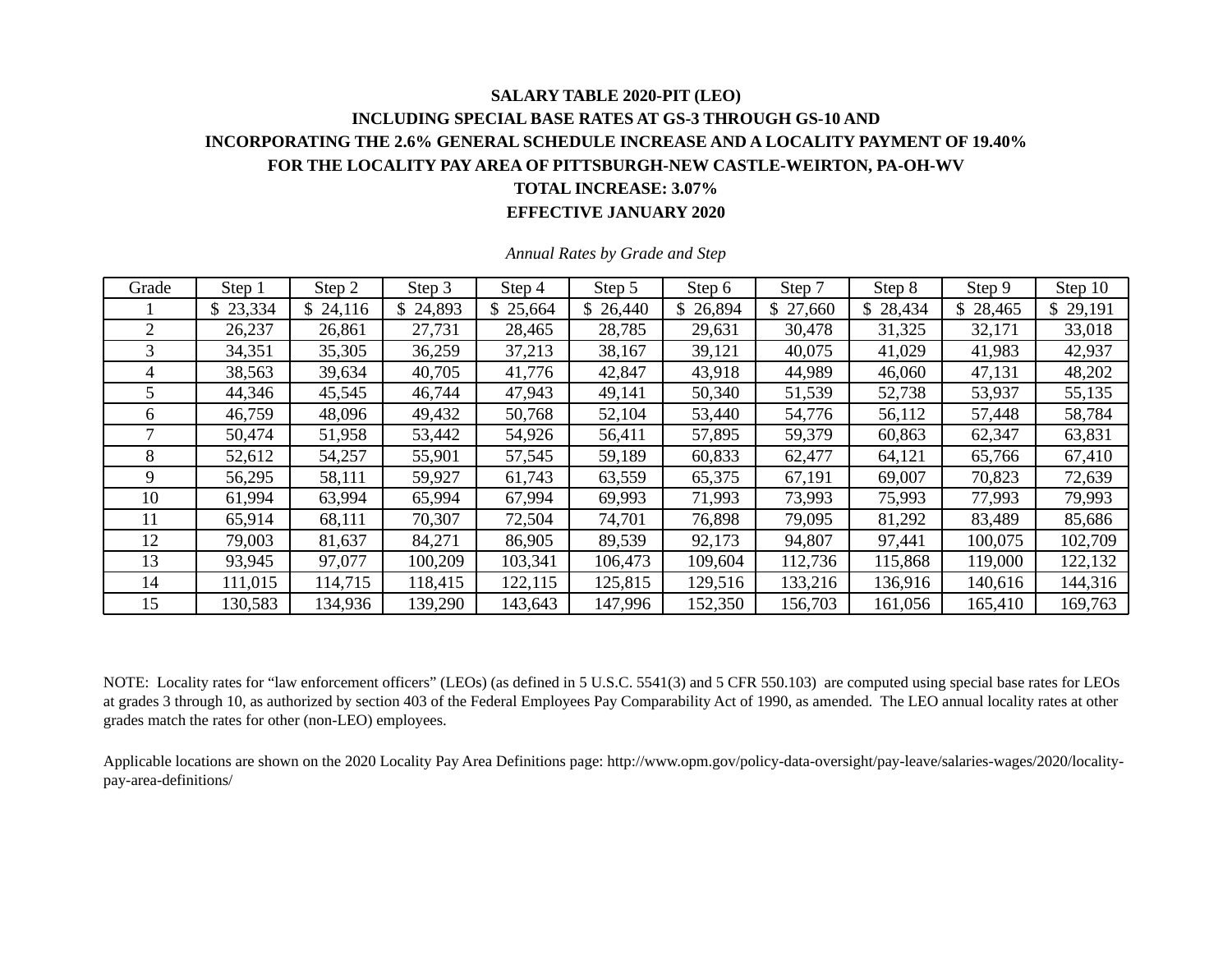**SALARY TABLE 2020-PIT (LEO)**

**INCLUDING SPECIAL BASE RATES AT GS-3 THROUGH GS-10 AND**

**INCORPORATING THE 2.6% GENERAL SCHEDULE INCREASE AND A LOCALITY PAYMENT OF 19.40%**

**FOR THE LOCALITY PAY AREA OF PITTSBURGH-NEW CASTLE-WEIRTON, PA-OH-WV**

**TOTAL INCREASE: 3.07%**

**EFFECTIVE JANUARY 2020**

*Annual Rates by Grade and Step*

| Grade | Step 1 | Step 2 | Step 3 | Step 4 | Step 5 | Step 6 | Step 7 | Step 8 | Step 9 | Step 10 |
|---|---|---|---|---|---|---|---|---|---|---|
| 1 | $ 23,334 | $ 24,116 | $ 24,893 | $ 25,664 | $ 26,440 | $ 26,894 | $ 27,660 | $ 28,434 | $ 28,465 | $ 29,191 |
| 2 | 26,237 | 26,861 | 27,731 | 28,465 | 28,785 | 29,631 | 30,478 | 31,325 | 32,171 | 33,018 |
| 3 | 34,351 | 35,305 | 36,259 | 37,213 | 38,167 | 39,121 | 40,075 | 41,029 | 41,983 | 42,937 |
| 4 | 38,563 | 39,634 | 40,705 | 41,776 | 42,847 | 43,918 | 44,989 | 46,060 | 47,131 | 48,202 |
| 5 | 44,346 | 45,545 | 46,744 | 47,943 | 49,141 | 50,340 | 51,539 | 52,738 | 53,937 | 55,135 |
| 6 | 46,759 | 48,096 | 49,432 | 50,768 | 52,104 | 53,440 | 54,776 | 56,112 | 57,448 | 58,784 |
| 7 | 50,474 | 51,958 | 53,442 | 54,926 | 56,411 | 57,895 | 59,379 | 60,863 | 62,347 | 63,831 |
| 8 | 52,612 | 54,257 | 55,901 | 57,545 | 59,189 | 60,833 | 62,477 | 64,121 | 65,766 | 67,410 |
| 9 | 56,295 | 58,111 | 59,927 | 61,743 | 63,559 | 65,375 | 67,191 | 69,007 | 70,823 | 72,639 |
| 10 | 61,994 | 63,994 | 65,994 | 67,994 | 69,993 | 71,993 | 73,993 | 75,993 | 77,993 | 79,993 |
| 11 | 65,914 | 68,111 | 70,307 | 72,504 | 74,701 | 76,898 | 79,095 | 81,292 | 83,489 | 85,686 |
| 12 | 79,003 | 81,637 | 84,271 | 86,905 | 89,539 | 92,173 | 94,807 | 97,441 | 100,075 | 102,709 |
| 13 | 93,945 | 97,077 | 100,209 | 103,341 | 106,473 | 109,604 | 112,736 | 115,868 | 119,000 | 122,132 |
| 14 | 111,015 | 114,715 | 118,415 | 122,115 | 125,815 | 129,516 | 133,216 | 136,916 | 140,616 | 144,316 |
| 15 | 130,583 | 134,936 | 139,290 | 143,643 | 147,996 | 152,350 | 156,703 | 161,056 | 165,410 | 169,763 |

NOTE: Locality rates for "law enforcement officers" (LEOs) (as defined in 5 U.S.C. 5541(3) and 5 CFR 550.103) are computed using special base rates for LEOs at grades 3 through 10, as authorized by section 403 of the Federal Employees Pay Comparability Act of 1990, as amended. The LEO annual locality rates at other grades match the rates for other (non-LEO) employees.

Applicable locations are shown on the 2020 Locality Pay Area Definitions page: http://www.opm.gov/policy-data-oversight/pay-leave/salaries-wages/2020/locality-pay-area-definitions/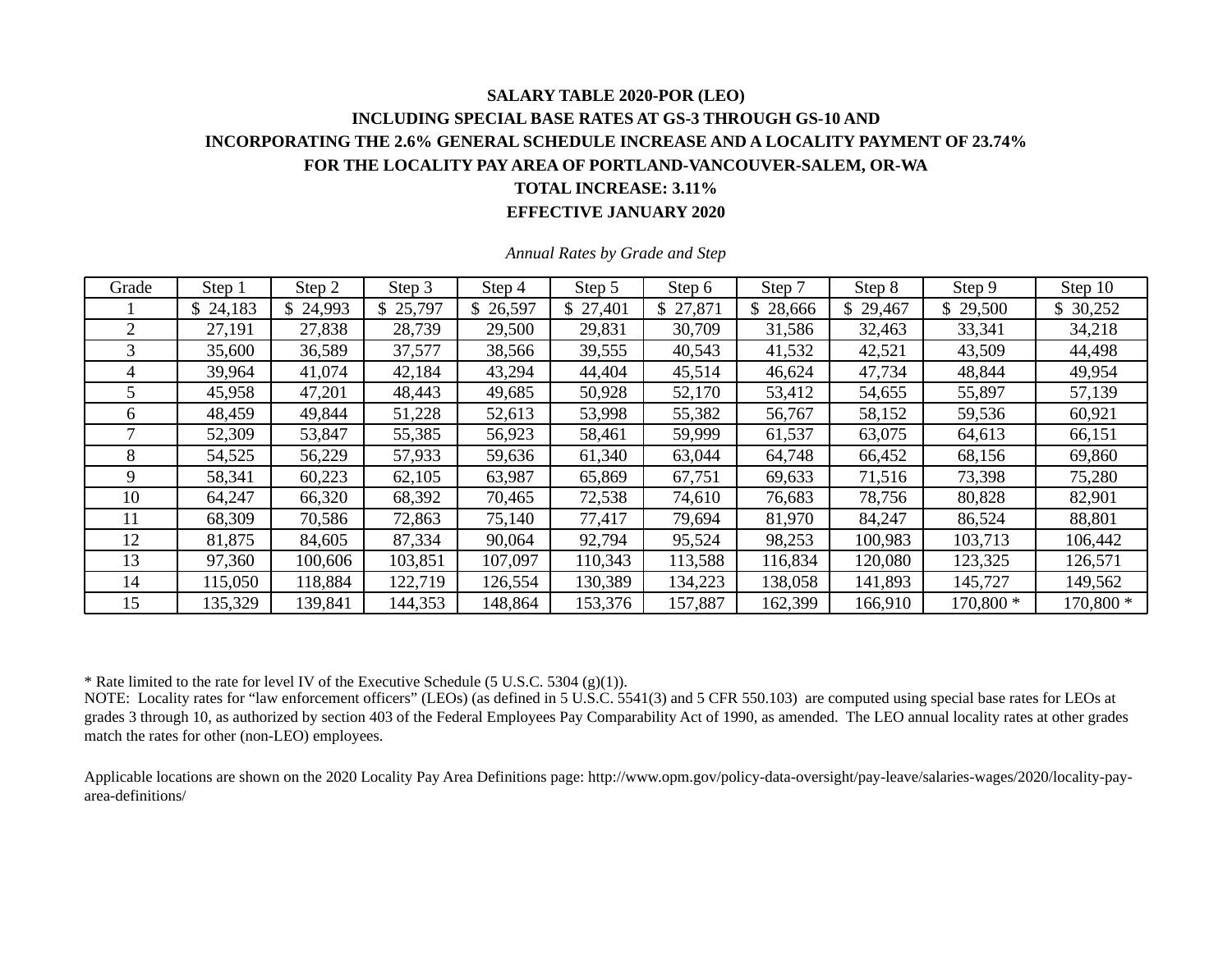**SALARY TABLE 2020-POR (LEO)**

**INCLUDING SPECIAL BASE RATES AT GS-3 THROUGH GS-10 AND**

**INCORPORATING THE 2.6% GENERAL SCHEDULE INCREASE AND A LOCALITY PAYMENT OF 23.74%**

**FOR THE LOCALITY PAY AREA OF PORTLAND-VANCOUVER-SALEM, OR-WA**

**TOTAL INCREASE: 3.11%**

**EFFECTIVE JANUARY 2020**

*Annual Rates by Grade and Step*

| Grade | Step 1 | Step 2 | Step 3 | Step 4 | Step 5 | Step 6 | Step 7 | Step 8 | Step 9 | Step 10 |
|---|---|---|---|---|---|---|---|---|---|---|
| 1 | $ 24,183 | $ 24,993 | $ 25,797 | $ 26,597 | $ 27,401 | $ 27,871 | $ 28,666 | $ 29,467 | $ 29,500 | $ 30,252 |
| 2 | 27,191 | 27,838 | 28,739 | 29,500 | 29,831 | 30,709 | 31,586 | 32,463 | 33,341 | 34,218 |
| 3 | 35,600 | 36,589 | 37,577 | 38,566 | 39,555 | 40,543 | 41,532 | 42,521 | 43,509 | 44,498 |
| 4 | 39,964 | 41,074 | 42,184 | 43,294 | 44,404 | 45,514 | 46,624 | 47,734 | 48,844 | 49,954 |
| 5 | 45,958 | 47,201 | 48,443 | 49,685 | 50,928 | 52,170 | 53,412 | 54,655 | 55,897 | 57,139 |
| 6 | 48,459 | 49,844 | 51,228 | 52,613 | 53,998 | 55,382 | 56,767 | 58,152 | 59,536 | 60,921 |
| 7 | 52,309 | 53,847 | 55,385 | 56,923 | 58,461 | 59,999 | 61,537 | 63,075 | 64,613 | 66,151 |
| 8 | 54,525 | 56,229 | 57,933 | 59,636 | 61,340 | 63,044 | 64,748 | 66,452 | 68,156 | 69,860 |
| 9 | 58,341 | 60,223 | 62,105 | 63,987 | 65,869 | 67,751 | 69,633 | 71,516 | 73,398 | 75,280 |
| 10 | 64,247 | 66,320 | 68,392 | 70,465 | 72,538 | 74,610 | 76,683 | 78,756 | 80,828 | 82,901 |
| 11 | 68,309 | 70,586 | 72,863 | 75,140 | 77,417 | 79,694 | 81,970 | 84,247 | 86,524 | 88,801 |
| 12 | 81,875 | 84,605 | 87,334 | 90,064 | 92,794 | 95,524 | 98,253 | 100,983 | 103,713 | 106,442 |
| 13 | 97,360 | 100,606 | 103,851 | 107,097 | 110,343 | 113,588 | 116,834 | 120,080 | 123,325 | 126,571 |
| 14 | 115,050 | 118,884 | 122,719 | 126,554 | 130,389 | 134,223 | 138,058 | 141,893 | 145,727 | 149,562 |
| 15 | 135,329 | 139,841 | 144,353 | 148,864 | 153,376 | 157,887 | 162,399 | 166,910 | 170,800 * | 170,800 * |

* Rate limited to the rate for level IV of the Executive Schedule (5 U.S.C. 5304 (g)(1)).

NOTE: Locality rates for "law enforcement officers" (LEOs) (as defined in 5 U.S.C. 5541(3) and 5 CFR 550.103) are computed using special base rates for LEOs at grades 3 through 10, as authorized by section 403 of the Federal Employees Pay Comparability Act of 1990, as amended. The LEO annual locality rates at other grades match the rates for other (non-LEO) employees.

Applicable locations are shown on the 2020 Locality Pay Area Definitions page: http://www.opm.gov/policy-data-oversight/pay-leave/salaries-wages/2020/locality-pay-area-definitions/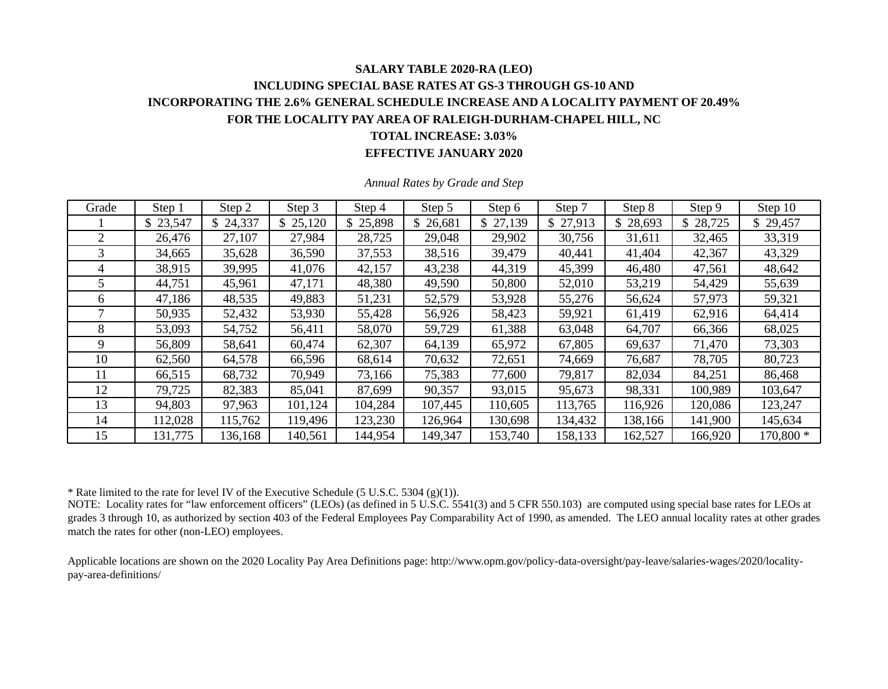**SALARY TABLE 2020-RA (LEO)**

**INCLUDING SPECIAL BASE RATES AT GS-3 THROUGH GS-10 AND**

**INCORPORATING THE 2.6% GENERAL SCHEDULE INCREASE AND A LOCALITY PAYMENT OF 20.49%**

**FOR THE LOCALITY PAY AREA OF RALEIGH-DURHAM-CHAPEL HILL, NC**

**TOTAL INCREASE: 3.03%**

**EFFECTIVE JANUARY 2020**

*Annual Rates by Grade and Step*

| Grade | Step 1 | Step 2 | Step 3 | Step 4 | Step 5 | Step 6 | Step 7 | Step 8 | Step 9 | Step 10 |
|---|---|---|---|---|---|---|---|---|---|---|
| 1 | $ 23,547 | $ 24,337 | $ 25,120 | $ 25,898 | $ 26,681 | $ 27,139 | $ 27,913 | $ 28,693 | $ 28,725 | $ 29,457 |
| 2 | 26,476 | 27,107 | 27,984 | 28,725 | 29,048 | 29,902 | 30,756 | 31,611 | 32,465 | 33,319 |
| 3 | 34,665 | 35,628 | 36,590 | 37,553 | 38,516 | 39,479 | 40,441 | 41,404 | 42,367 | 43,329 |
| 4 | 38,915 | 39,995 | 41,076 | 42,157 | 43,238 | 44,319 | 45,399 | 46,480 | 47,561 | 48,642 |
| 5 | 44,751 | 45,961 | 47,171 | 48,380 | 49,590 | 50,800 | 52,010 | 53,219 | 54,429 | 55,639 |
| 6 | 47,186 | 48,535 | 49,883 | 51,231 | 52,579 | 53,928 | 55,276 | 56,624 | 57,973 | 59,321 |
| 7 | 50,935 | 52,432 | 53,930 | 55,428 | 56,926 | 58,423 | 59,921 | 61,419 | 62,916 | 64,414 |
| 8 | 53,093 | 54,752 | 56,411 | 58,070 | 59,729 | 61,388 | 63,048 | 64,707 | 66,366 | 68,025 |
| 9 | 56,809 | 58,641 | 60,474 | 62,307 | 64,139 | 65,972 | 67,805 | 69,637 | 71,470 | 73,303 |
| 10 | 62,560 | 64,578 | 66,596 | 68,614 | 70,632 | 72,651 | 74,669 | 76,687 | 78,705 | 80,723 |
| 11 | 66,515 | 68,732 | 70,949 | 73,166 | 75,383 | 77,600 | 79,817 | 82,034 | 84,251 | 86,468 |
| 12 | 79,725 | 82,383 | 85,041 | 87,699 | 90,357 | 93,015 | 95,673 | 98,331 | 100,989 | 103,647 |
| 13 | 94,803 | 97,963 | 101,124 | 104,284 | 107,445 | 110,605 | 113,765 | 116,926 | 120,086 | 123,247 |
| 14 | 112,028 | 115,762 | 119,496 | 123,230 | 126,964 | 130,698 | 134,432 | 138,166 | 141,900 | 145,634 |
| 15 | 131,775 | 136,168 | 140,561 | 144,954 | 149,347 | 153,740 | 158,133 | 162,527 | 166,920 | 170,800 * |

* Rate limited to the rate for level IV of the Executive Schedule (5 U.S.C. 5304 (g)(1)).

NOTE: Locality rates for “law enforcement officers” (LEOs) (as defined in 5 U.S.C. 5541(3) and 5 CFR 550.103) are computed using special base rates for LEOs at grades 3 through 10, as authorized by section 403 of the Federal Employees Pay Comparability Act of 1990, as amended. The LEO annual locality rates at other grades match the rates for other (non-LEO) employees.

Applicable locations are shown on the 2020 Locality Pay Area Definitions page: http://www.opm.gov/policy-data-oversight/pay-leave/salaries-wages/2020/locality-pay-area-definitions/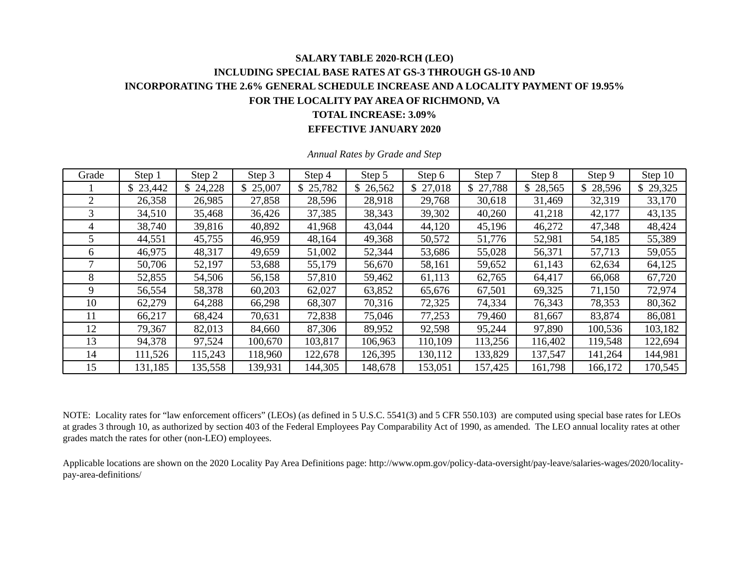**SALARY TABLE 2020-RCH (LEO)**

**INCLUDING SPECIAL BASE RATES AT GS-3 THROUGH GS-10 AND**

**INCORPORATING THE 2.6% GENERAL SCHEDULE INCREASE AND A LOCALITY PAYMENT OF 19.95%**

**FOR THE LOCALITY PAY AREA OF RICHMOND, VA**

**TOTAL INCREASE: 3.09%**

**EFFECTIVE JANUARY 2020**

*Annual Rates by Grade and Step*

| Grade | Step 1 | Step 2 | Step 3 | Step 4 | Step 5 | Step 6 | Step 7 | Step 8 | Step 9 | Step 10 |
|---|---|---|---|---|---|---|---|---|---|---|
| 1 | $ 23,442 | $ 24,228 | $ 25,007 | $ 25,782 | $ 26,562 | $ 27,018 | $ 27,788 | $ 28,565 | $ 28,596 | $ 29,325 |
| 2 | 26,358 | 26,985 | 27,858 | 28,596 | 28,918 | 29,768 | 30,618 | 31,469 | 32,319 | 33,170 |
| 3 | 34,510 | 35,468 | 36,426 | 37,385 | 38,343 | 39,302 | 40,260 | 41,218 | 42,177 | 43,135 |
| 4 | 38,740 | 39,816 | 40,892 | 41,968 | 43,044 | 44,120 | 45,196 | 46,272 | 47,348 | 48,424 |
| 5 | 44,551 | 45,755 | 46,959 | 48,164 | 49,368 | 50,572 | 51,776 | 52,981 | 54,185 | 55,389 |
| 6 | 46,975 | 48,317 | 49,659 | 51,002 | 52,344 | 53,686 | 55,028 | 56,371 | 57,713 | 59,055 |
| 7 | 50,706 | 52,197 | 53,688 | 55,179 | 56,670 | 58,161 | 59,652 | 61,143 | 62,634 | 64,125 |
| 8 | 52,855 | 54,506 | 56,158 | 57,810 | 59,462 | 61,113 | 62,765 | 64,417 | 66,068 | 67,720 |
| 9 | 56,554 | 58,378 | 60,203 | 62,027 | 63,852 | 65,676 | 67,501 | 69,325 | 71,150 | 72,974 |
| 10 | 62,279 | 64,288 | 66,298 | 68,307 | 70,316 | 72,325 | 74,334 | 76,343 | 78,353 | 80,362 |
| 11 | 66,217 | 68,424 | 70,631 | 72,838 | 75,046 | 77,253 | 79,460 | 81,667 | 83,874 | 86,081 |
| 12 | 79,367 | 82,013 | 84,660 | 87,306 | 89,952 | 92,598 | 95,244 | 97,890 | 100,536 | 103,182 |
| 13 | 94,378 | 97,524 | 100,670 | 103,817 | 106,963 | 110,109 | 113,256 | 116,402 | 119,548 | 122,694 |
| 14 | 111,526 | 115,243 | 118,960 | 122,678 | 126,395 | 130,112 | 133,829 | 137,547 | 141,264 | 144,981 |
| 15 | 131,185 | 135,558 | 139,931 | 144,305 | 148,678 | 153,051 | 157,425 | 161,798 | 166,172 | 170,545 |

NOTE: Locality rates for "law enforcement officers" (LEOs) (as defined in 5 U.S.C. 5541(3) and 5 CFR 550.103) are computed using special base rates for LEOs at grades 3 through 10, as authorized by section 403 of the Federal Employees Pay Comparability Act of 1990, as amended. The LEO annual locality rates at other grades match the rates for other (non-LEO) employees.

Applicable locations are shown on the 2020 Locality Pay Area Definitions page: http://www.opm.gov/policy-data-oversight/pay-leave/salaries-wages/2020/locality-pay-area-definitions/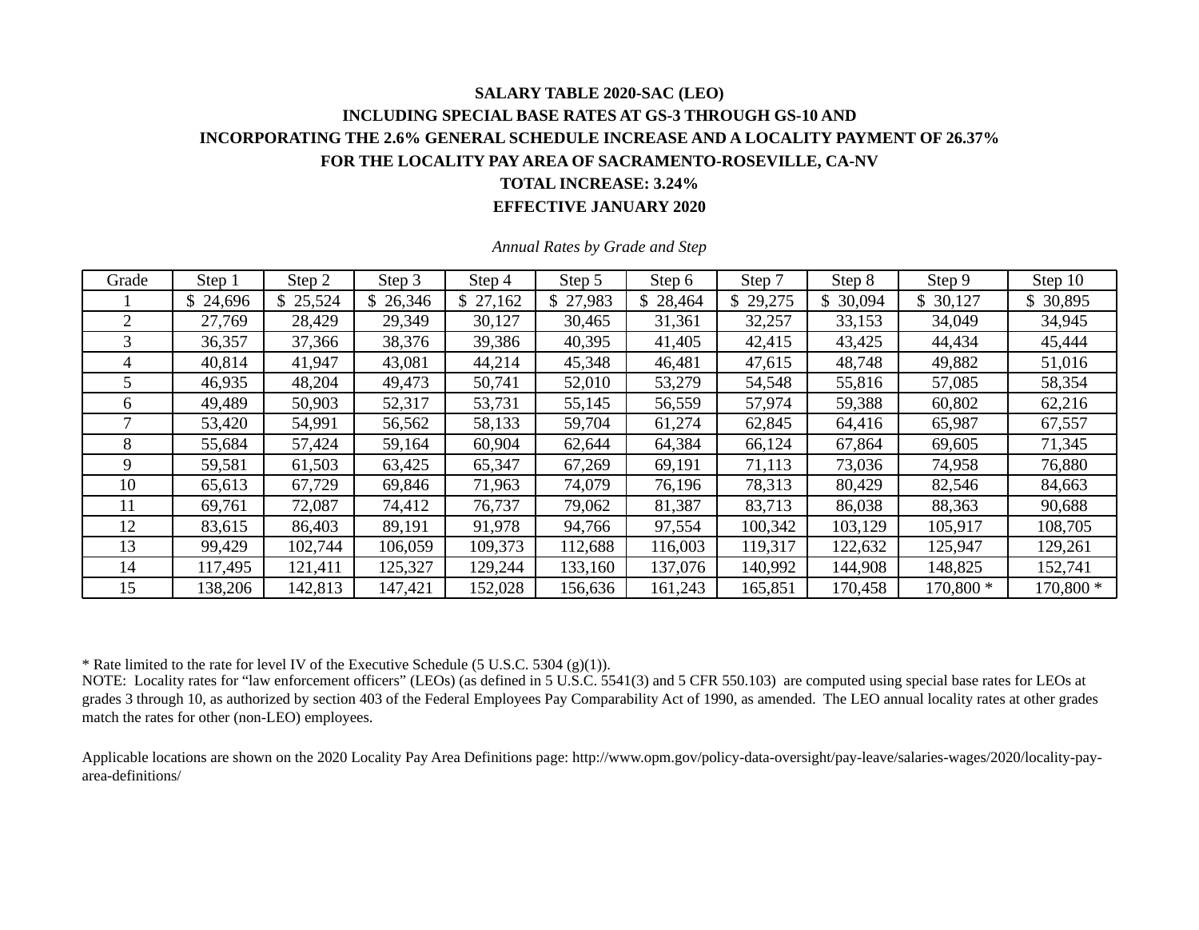**SALARY TABLE 2020-SAC (LEO)**

**INCLUDING SPECIAL BASE RATES AT GS-3 THROUGH GS-10 AND**

**INCORPORATING THE 2.6% GENERAL SCHEDULE INCREASE AND A LOCALITY PAYMENT OF 26.37%**

**FOR THE LOCALITY PAY AREA OF SACRAMENTO-ROSEVILLE, CA-NV**

**TOTAL INCREASE: 3.24%**

**EFFECTIVE JANUARY 2020**

*Annual Rates by Grade and Step*

| Grade | Step 1 | Step 2 | Step 3 | Step 4 | Step 5 | Step 6 | Step 7 | Step 8 | Step 9 | Step 10 |
|---|---|---|---|---|---|---|---|---|---|---|
| 1 | $ 24,696 | $ 25,524 | $ 26,346 | $ 27,162 | $ 27,983 | $ 28,464 | $ 29,275 | $ 30,094 | $ 30,127 | $ 30,895 |
| 2 | 27,769 | 28,429 | 29,349 | 30,127 | 30,465 | 31,361 | 32,257 | 33,153 | 34,049 | 34,945 |
| 3 | 36,357 | 37,366 | 38,376 | 39,386 | 40,395 | 41,405 | 42,415 | 43,425 | 44,434 | 45,444 |
| 4 | 40,814 | 41,947 | 43,081 | 44,214 | 45,348 | 46,481 | 47,615 | 48,748 | 49,882 | 51,016 |
| 5 | 46,935 | 48,204 | 49,473 | 50,741 | 52,010 | 53,279 | 54,548 | 55,816 | 57,085 | 58,354 |
| 6 | 49,489 | 50,903 | 52,317 | 53,731 | 55,145 | 56,559 | 57,974 | 59,388 | 60,802 | 62,216 |
| 7 | 53,420 | 54,991 | 56,562 | 58,133 | 59,704 | 61,274 | 62,845 | 64,416 | 65,987 | 67,557 |
| 8 | 55,684 | 57,424 | 59,164 | 60,904 | 62,644 | 64,384 | 66,124 | 67,864 | 69,605 | 71,345 |
| 9 | 59,581 | 61,503 | 63,425 | 65,347 | 67,269 | 69,191 | 71,113 | 73,036 | 74,958 | 76,880 |
| 10 | 65,613 | 67,729 | 69,846 | 71,963 | 74,079 | 76,196 | 78,313 | 80,429 | 82,546 | 84,663 |
| 11 | 69,761 | 72,087 | 74,412 | 76,737 | 79,062 | 81,387 | 83,713 | 86,038 | 88,363 | 90,688 |
| 12 | 83,615 | 86,403 | 89,191 | 91,978 | 94,766 | 97,554 | 100,342 | 103,129 | 105,917 | 108,705 |
| 13 | 99,429 | 102,744 | 106,059 | 109,373 | 112,688 | 116,003 | 119,317 | 122,632 | 125,947 | 129,261 |
| 14 | 117,495 | 121,411 | 125,327 | 129,244 | 133,160 | 137,076 | 140,992 | 144,908 | 148,825 | 152,741 |
| 15 | 138,206 | 142,813 | 147,421 | 152,028 | 156,636 | 161,243 | 165,851 | 170,458 | 170,800 * | 170,800 * |

* Rate limited to the rate for level IV of the Executive Schedule (5 U.S.C. 5304 (g)(1)).

NOTE: Locality rates for "law enforcement officers" (LEOs) (as defined in 5 U.S.C. 5541(3) and 5 CFR 550.103) are computed using special base rates for LEOs at grades 3 through 10, as authorized by section 403 of the Federal Employees Pay Comparability Act of 1990, as amended. The LEO annual locality rates at other grades match the rates for other (non-LEO) employees.

Applicable locations are shown on the 2020 Locality Pay Area Definitions page: http://www.opm.gov/policy-data-oversight/pay-leave/salaries-wages/2020/locality-pay-area-definitions/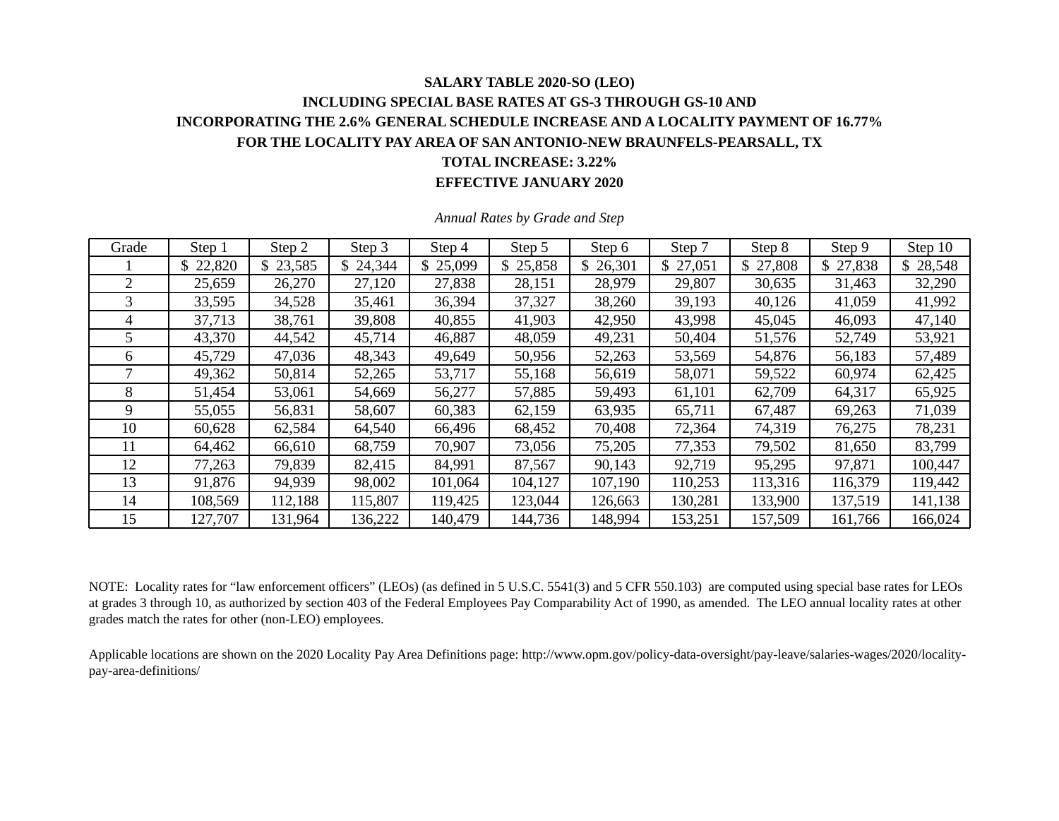**SALARY TABLE 2020-SO (LEO)**

**INCLUDING SPECIAL BASE RATES AT GS-3 THROUGH GS-10 AND**

**INCORPORATING THE 2.6% GENERAL SCHEDULE INCREASE AND A LOCALITY PAYMENT OF 16.77%**

**FOR THE LOCALITY PAY AREA OF SAN ANTONIO-NEW BRAUNFELS-PEARSALL, TX**

**TOTAL INCREASE: 3.22%**

**EFFECTIVE JANUARY 2020**

*Annual Rates by Grade and Step*

| Grade | Step 1 | Step 2 | Step 3 | Step 4 | Step 5 | Step 6 | Step 7 | Step 8 | Step 9 | Step 10 |
|---|---|---|---|---|---|---|---|---|---|---|
| 1 | $ 22,820 | $ 23,585 | $ 24,344 | $ 25,099 | $ 25,858 | $ 26,301 | $ 27,051 | $ 27,808 | $ 27,838 | $ 28,548 |
| 2 | 25,659 | 26,270 | 27,120 | 27,838 | 28,151 | 28,979 | 29,807 | 30,635 | 31,463 | 32,290 |
| 3 | 33,595 | 34,528 | 35,461 | 36,394 | 37,327 | 38,260 | 39,193 | 40,126 | 41,059 | 41,992 |
| 4 | 37,713 | 38,761 | 39,808 | 40,855 | 41,903 | 42,950 | 43,998 | 45,045 | 46,093 | 47,140 |
| 5 | 43,370 | 44,542 | 45,714 | 46,887 | 48,059 | 49,231 | 50,404 | 51,576 | 52,749 | 53,921 |
| 6 | 45,729 | 47,036 | 48,343 | 49,649 | 50,956 | 52,263 | 53,569 | 54,876 | 56,183 | 57,489 |
| 7 | 49,362 | 50,814 | 52,265 | 53,717 | 55,168 | 56,619 | 58,071 | 59,522 | 60,974 | 62,425 |
| 8 | 51,454 | 53,061 | 54,669 | 56,277 | 57,885 | 59,493 | 61,101 | 62,709 | 64,317 | 65,925 |
| 9 | 55,055 | 56,831 | 58,607 | 60,383 | 62,159 | 63,935 | 65,711 | 67,487 | 69,263 | 71,039 |
| 10 | 60,628 | 62,584 | 64,540 | 66,496 | 68,452 | 70,408 | 72,364 | 74,319 | 76,275 | 78,231 |
| 11 | 64,462 | 66,610 | 68,759 | 70,907 | 73,056 | 75,205 | 77,353 | 79,502 | 81,650 | 83,799 |
| 12 | 77,263 | 79,839 | 82,415 | 84,991 | 87,567 | 90,143 | 92,719 | 95,295 | 97,871 | 100,447 |
| 13 | 91,876 | 94,939 | 98,002 | 101,064 | 104,127 | 107,190 | 110,253 | 113,316 | 116,379 | 119,442 |
| 14 | 108,569 | 112,188 | 115,807 | 119,425 | 123,044 | 126,663 | 130,281 | 133,900 | 137,519 | 141,138 |
| 15 | 127,707 | 131,964 | 136,222 | 140,479 | 144,736 | 148,994 | 153,251 | 157,509 | 161,766 | 166,024 |

NOTE: Locality rates for "law enforcement officers" (LEOs) (as defined in 5 U.S.C. 5541(3) and 5 CFR 550.103) are computed using special base rates for LEOs at grades 3 through 10, as authorized by section 403 of the Federal Employees Pay Comparability Act of 1990, as amended. The LEO annual locality rates at other grades match the rates for other (non-LEO) employees.

Applicable locations are shown on the 2020 Locality Pay Area Definitions page: http://www.opm.gov/policy-data-oversight/pay-leave/salaries-wages/2020/locality-pay-area-definitions/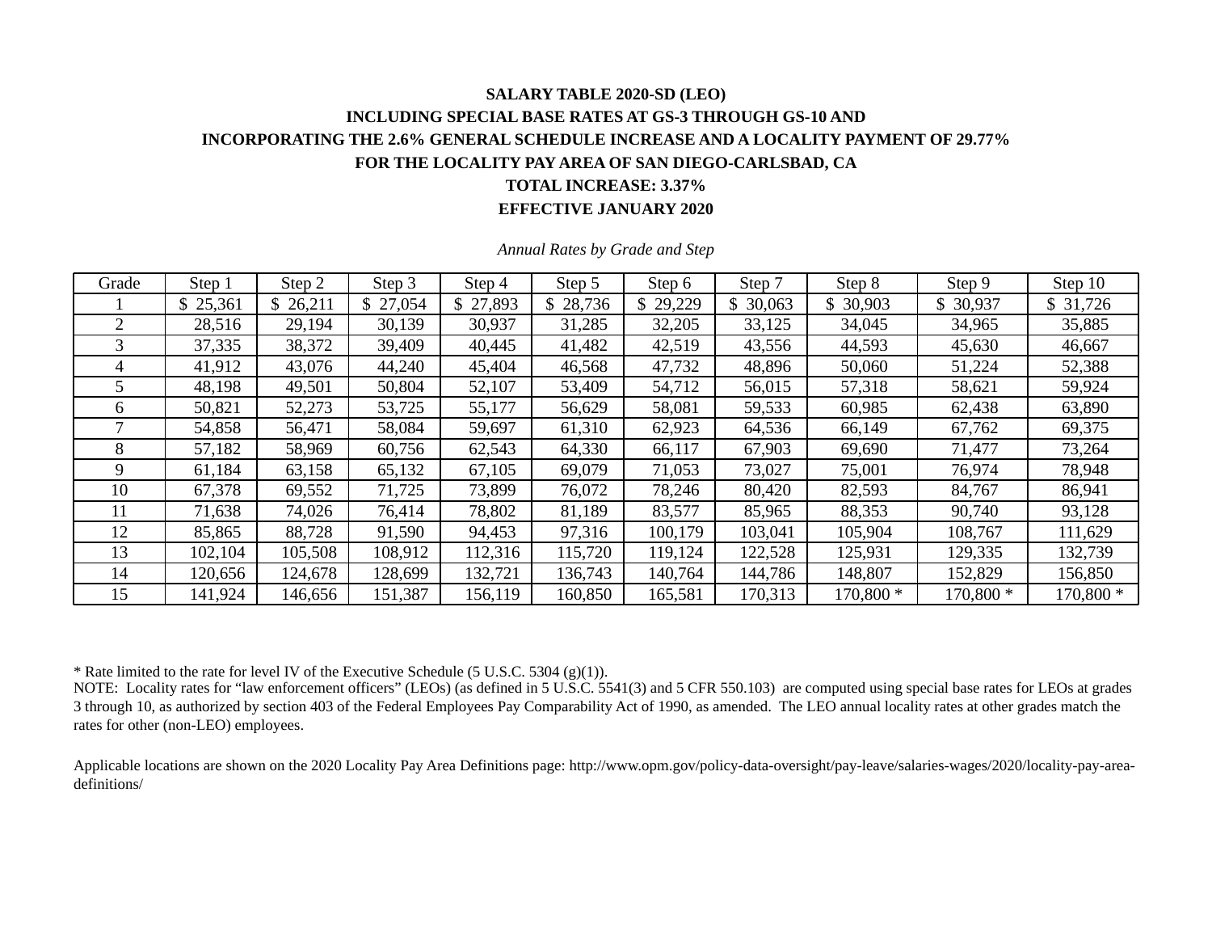**SALARY TABLE 2020-SD (LEO)**

**INCLUDING SPECIAL BASE RATES AT GS-3 THROUGH GS-10 AND**

**INCORPORATING THE 2.6% GENERAL SCHEDULE INCREASE AND A LOCALITY PAYMENT OF 29.77%**

**FOR THE LOCALITY PAY AREA OF SAN DIEGO-CARLSBAD, CA**

**TOTAL INCREASE: 3.37%**

**EFFECTIVE JANUARY 2020**

*Annual Rates by Grade and Step*

| Grade | Step 1 | Step 2 | Step 3 | Step 4 | Step 5 | Step 6 | Step 7 | Step 8 | Step 9 | Step 10 |
|---|---|---|---|---|---|---|---|---|---|---|
| 1 | $ 25,361 | $ 26,211 | $ 27,054 | $ 27,893 | $ 28,736 | $ 29,229 | $ 30,063 | $ 30,903 | $ 30,937 | $ 31,726 |
| 2 | 28,516 | 29,194 | 30,139 | 30,937 | 31,285 | 32,205 | 33,125 | 34,045 | 34,965 | 35,885 |
| 3 | 37,335 | 38,372 | 39,409 | 40,445 | 41,482 | 42,519 | 43,556 | 44,593 | 45,630 | 46,667 |
| 4 | 41,912 | 43,076 | 44,240 | 45,404 | 46,568 | 47,732 | 48,896 | 50,060 | 51,224 | 52,388 |
| 5 | 48,198 | 49,501 | 50,804 | 52,107 | 53,409 | 54,712 | 56,015 | 57,318 | 58,621 | 59,924 |
| 6 | 50,821 | 52,273 | 53,725 | 55,177 | 56,629 | 58,081 | 59,533 | 60,985 | 62,438 | 63,890 |
| 7 | 54,858 | 56,471 | 58,084 | 59,697 | 61,310 | 62,923 | 64,536 | 66,149 | 67,762 | 69,375 |
| 8 | 57,182 | 58,969 | 60,756 | 62,543 | 64,330 | 66,117 | 67,903 | 69,690 | 71,477 | 73,264 |
| 9 | 61,184 | 63,158 | 65,132 | 67,105 | 69,079 | 71,053 | 73,027 | 75,001 | 76,974 | 78,948 |
| 10 | 67,378 | 69,552 | 71,725 | 73,899 | 76,072 | 78,246 | 80,420 | 82,593 | 84,767 | 86,941 |
| 11 | 71,638 | 74,026 | 76,414 | 78,802 | 81,189 | 83,577 | 85,965 | 88,353 | 90,740 | 93,128 |
| 12 | 85,865 | 88,728 | 91,590 | 94,453 | 97,316 | 100,179 | 103,041 | 105,904 | 108,767 | 111,629 |
| 13 | 102,104 | 105,508 | 108,912 | 112,316 | 115,720 | 119,124 | 122,528 | 125,931 | 129,335 | 132,739 |
| 14 | 120,656 | 124,678 | 128,699 | 132,721 | 136,743 | 140,764 | 144,786 | 148,807 | 152,829 | 156,850 |
| 15 | 141,924 | 146,656 | 151,387 | 156,119 | 160,850 | 165,581 | 170,313 | 170,800 * | 170,800 * | 170,800 * |

* Rate limited to the rate for level IV of the Executive Schedule (5 U.S.C. 5304 (g)(1)).

NOTE: Locality rates for "law enforcement officers" (LEOs) (as defined in 5 U.S.C. 5541(3) and 5 CFR 550.103) are computed using special base rates for LEOs at grades 3 through 10, as authorized by section 403 of the Federal Employees Pay Comparability Act of 1990, as amended. The LEO annual locality rates at other grades match the rates for other (non-LEO) employees.

Applicable locations are shown on the 2020 Locality Pay Area Definitions page: http://www.opm.gov/policy-data-oversight/pay-leave/salaries-wages/2020/locality-pay-area-definitions/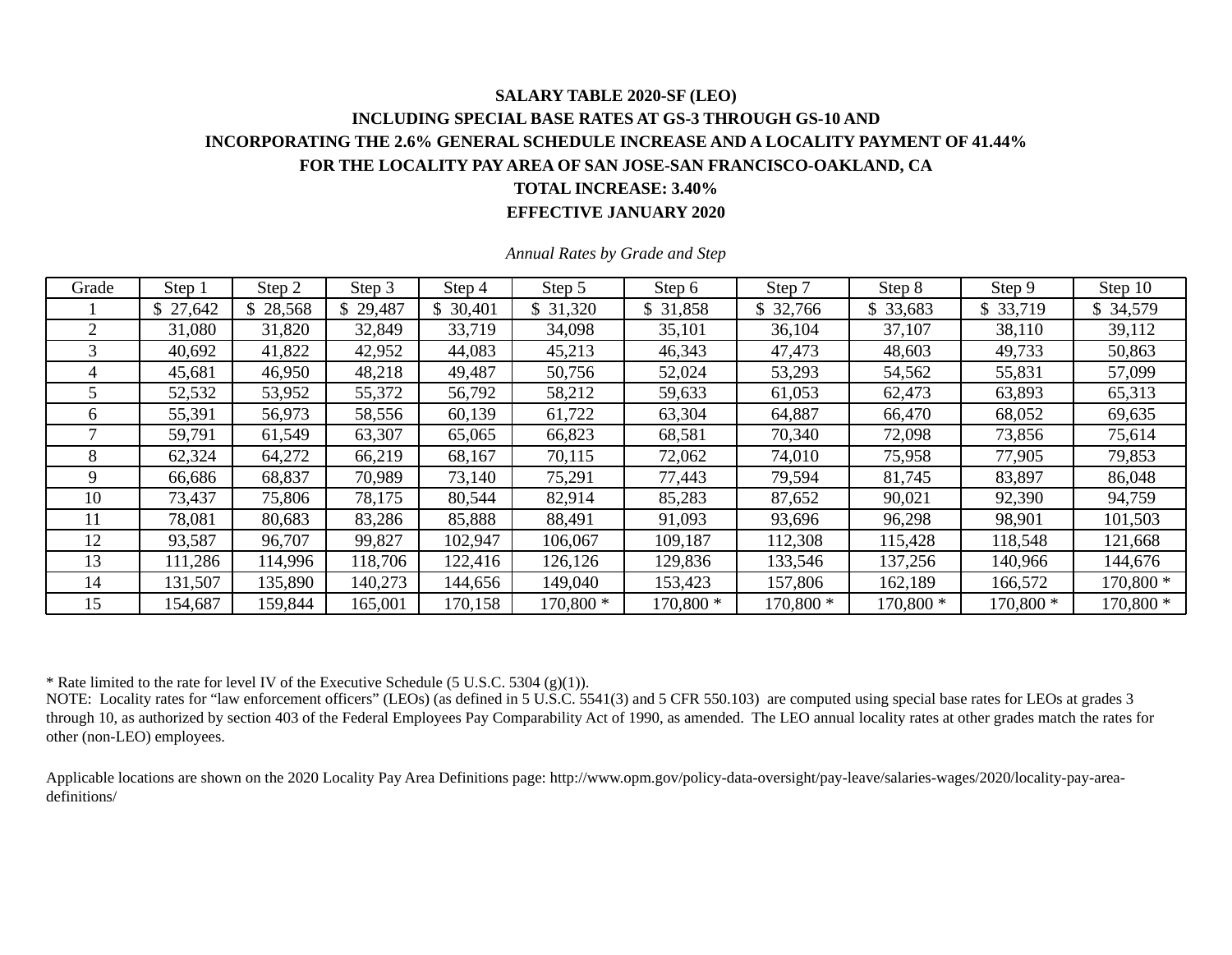**SALARY TABLE 2020-SF (LEO)**

**INCLUDING SPECIAL BASE RATES AT GS-3 THROUGH GS-10 AND**

**INCORPORATING THE 2.6% GENERAL SCHEDULE INCREASE AND A LOCALITY PAYMENT OF 41.44%**

**FOR THE LOCALITY PAY AREA OF SAN JOSE-SAN FRANCISCO-OAKLAND, CA**

**TOTAL INCREASE: 3.40%**

**EFFECTIVE JANUARY 2020**

*Annual Rates by Grade and Step*

| Grade | Step 1 | Step 2 | Step 3 | Step 4 | Step 5 | Step 6 | Step 7 | Step 8 | Step 9 | Step 10 |
|---|---|---|---|---|---|---|---|---|---|---|
| 1 | $ 27,642 | $ 28,568 | $ 29,487 | $ 30,401 | $ 31,320 | $ 31,858 | $ 32,766 | $ 33,683 | $ 33,719 | $ 34,579 |
| 2 | 31,080 | 31,820 | 32,849 | 33,719 | 34,098 | 35,101 | 36,104 | 37,107 | 38,110 | 39,112 |
| 3 | 40,692 | 41,822 | 42,952 | 44,083 | 45,213 | 46,343 | 47,473 | 48,603 | 49,733 | 50,863 |
| 4 | 45,681 | 46,950 | 48,218 | 49,487 | 50,756 | 52,024 | 53,293 | 54,562 | 55,831 | 57,099 |
| 5 | 52,532 | 53,952 | 55,372 | 56,792 | 58,212 | 59,633 | 61,053 | 62,473 | 63,893 | 65,313 |
| 6 | 55,391 | 56,973 | 58,556 | 60,139 | 61,722 | 63,304 | 64,887 | 66,470 | 68,052 | 69,635 |
| 7 | 59,791 | 61,549 | 63,307 | 65,065 | 66,823 | 68,581 | 70,340 | 72,098 | 73,856 | 75,614 |
| 8 | 62,324 | 64,272 | 66,219 | 68,167 | 70,115 | 72,062 | 74,010 | 75,958 | 77,905 | 79,853 |
| 9 | 66,686 | 68,837 | 70,989 | 73,140 | 75,291 | 77,443 | 79,594 | 81,745 | 83,897 | 86,048 |
| 10 | 73,437 | 75,806 | 78,175 | 80,544 | 82,914 | 85,283 | 87,652 | 90,021 | 92,390 | 94,759 |
| 11 | 78,081 | 80,683 | 83,286 | 85,888 | 88,491 | 91,093 | 93,696 | 96,298 | 98,901 | 101,503 |
| 12 | 93,587 | 96,707 | 99,827 | 102,947 | 106,067 | 109,187 | 112,308 | 115,428 | 118,548 | 121,668 |
| 13 | 111,286 | 114,996 | 118,706 | 122,416 | 126,126 | 129,836 | 133,546 | 137,256 | 140,966 | 144,676 |
| 14 | 131,507 | 135,890 | 140,273 | 144,656 | 149,040 | 153,423 | 157,806 | 162,189 | 166,572 | 170,800 * |
| 15 | 154,687 | 159,844 | 165,001 | 170,158 | 170,800 * | 170,800 * | 170,800 * | 170,800 * | 170,800 * | 170,800 * |

* Rate limited to the rate for level IV of the Executive Schedule (5 U.S.C. 5304 (g)(1)).

NOTE: Locality rates for “law enforcement officers” (LEOs) (as defined in 5 U.S.C. 5541(3) and 5 CFR 550.103) are computed using special base rates for LEOs at grades 3 through 10, as authorized by section 403 of the Federal Employees Pay Comparability Act of 1990, as amended. The LEO annual locality rates at other grades match the rates for other (non-LEO) employees.

Applicable locations are shown on the 2020 Locality Pay Area Definitions page: http://www.opm.gov/policy-data-oversight/pay-leave/salaries-wages/2020/locality-pay-area-definitions/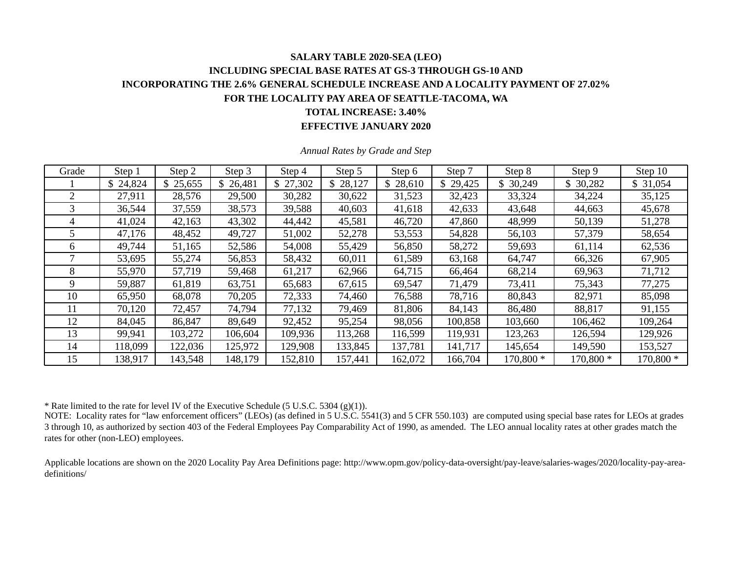**SALARY TABLE 2020-SEA (LEO)**

**INCLUDING SPECIAL BASE RATES AT GS-3 THROUGH GS-10 AND**

**INCORPORATING THE 2.6% GENERAL SCHEDULE INCREASE AND A LOCALITY PAYMENT OF 27.02%**

**FOR THE LOCALITY PAY AREA OF SEATTLE-TACOMA, WA**

**TOTAL INCREASE: 3.40%**

**EFFECTIVE JANUARY 2020**

*Annual Rates by Grade and Step*

| Grade | Step 1 | Step 2 | Step 3 | Step 4 | Step 5 | Step 6 | Step 7 | Step 8 | Step 9 | Step 10 |
|---|---|---|---|---|---|---|---|---|---|---|
| 1 | $ 24,824 | $ 25,655 | $ 26,481 | $ 27,302 | $ 28,127 | $ 28,610 | $ 29,425 | $ 30,249 | $ 30,282 | $ 31,054 |
| 2 | 27,911 | 28,576 | 29,500 | 30,282 | 30,622 | 31,523 | 32,423 | 33,324 | 34,224 | 35,125 |
| 3 | 36,544 | 37,559 | 38,573 | 39,588 | 40,603 | 41,618 | 42,633 | 43,648 | 44,663 | 45,678 |
| 4 | 41,024 | 42,163 | 43,302 | 44,442 | 45,581 | 46,720 | 47,860 | 48,999 | 50,139 | 51,278 |
| 5 | 47,176 | 48,452 | 49,727 | 51,002 | 52,278 | 53,553 | 54,828 | 56,103 | 57,379 | 58,654 |
| 6 | 49,744 | 51,165 | 52,586 | 54,008 | 55,429 | 56,850 | 58,272 | 59,693 | 61,114 | 62,536 |
| 7 | 53,695 | 55,274 | 56,853 | 58,432 | 60,011 | 61,589 | 63,168 | 64,747 | 66,326 | 67,905 |
| 8 | 55,970 | 57,719 | 59,468 | 61,217 | 62,966 | 64,715 | 66,464 | 68,214 | 69,963 | 71,712 |
| 9 | 59,887 | 61,819 | 63,751 | 65,683 | 67,615 | 69,547 | 71,479 | 73,411 | 75,343 | 77,275 |
| 10 | 65,950 | 68,078 | 70,205 | 72,333 | 74,460 | 76,588 | 78,716 | 80,843 | 82,971 | 85,098 |
| 11 | 70,120 | 72,457 | 74,794 | 77,132 | 79,469 | 81,806 | 84,143 | 86,480 | 88,817 | 91,155 |
| 12 | 84,045 | 86,847 | 89,649 | 92,452 | 95,254 | 98,056 | 100,858 | 103,660 | 106,462 | 109,264 |
| 13 | 99,941 | 103,272 | 106,604 | 109,936 | 113,268 | 116,599 | 119,931 | 123,263 | 126,594 | 129,926 |
| 14 | 118,099 | 122,036 | 125,972 | 129,908 | 133,845 | 137,781 | 141,717 | 145,654 | 149,590 | 153,527 |
| 15 | 138,917 | 143,548 | 148,179 | 152,810 | 157,441 | 162,072 | 166,704 | 170,800 * | 170,800 * | 170,800 * |

* Rate limited to the rate for level IV of the Executive Schedule (5 U.S.C. 5304 (g)(1)).

NOTE: Locality rates for "law enforcement officers" (LEOs) (as defined in 5 U.S.C. 5541(3) and 5 CFR 550.103) are computed using special base rates for LEOs at grades 3 through 10, as authorized by section 403 of the Federal Employees Pay Comparability Act of 1990, as amended. The LEO annual locality rates at other grades match the rates for other (non-LEO) employees.

Applicable locations are shown on the 2020 Locality Pay Area Definitions page: http://www.opm.gov/policy-data-oversight/pay-leave/salaries-wages/2020/locality-pay-area-definitions/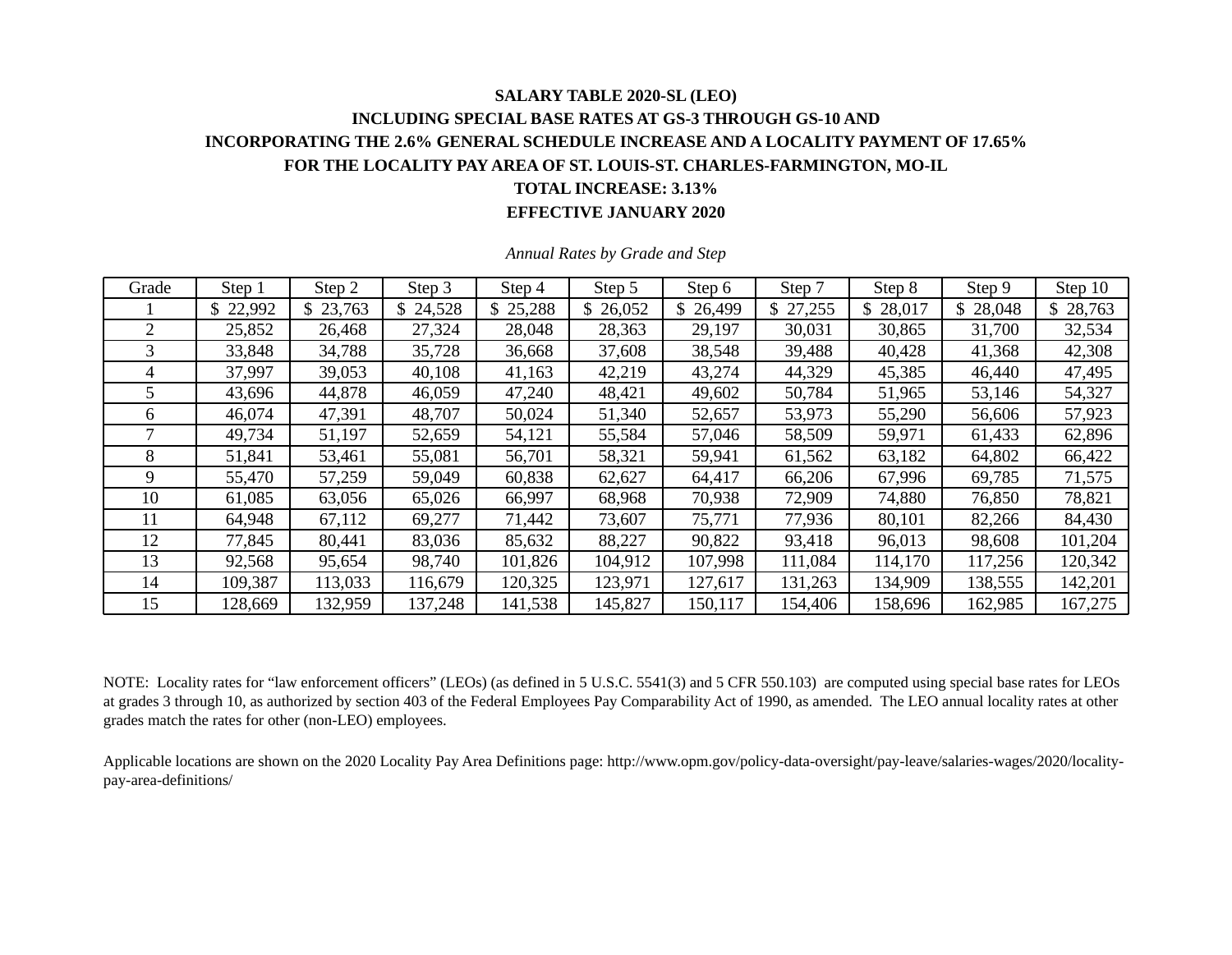**SALARY TABLE 2020-SL (LEO)**

**INCLUDING SPECIAL BASE RATES AT GS-3 THROUGH GS-10 AND**

**INCORPORATING THE 2.6% GENERAL SCHEDULE INCREASE AND A LOCALITY PAYMENT OF 17.65%**

**FOR THE LOCALITY PAY AREA OF ST. LOUIS-ST. CHARLES-FARMINGTON, MO-IL**

**TOTAL INCREASE: 3.13%**

**EFFECTIVE JANUARY 2020**

*Annual Rates by Grade and Step*

| Grade | Step 1 | Step 2 | Step 3 | Step 4 | Step 5 | Step 6 | Step 7 | Step 8 | Step 9 | Step 10 |
|---|---|---|---|---|---|---|---|---|---|---|
| 1 | $ 22,992 | $ 23,763 | $ 24,528 | $ 25,288 | $ 26,052 | $ 26,499 | $ 27,255 | $ 28,017 | $ 28,048 | $ 28,763 |
| 2 | 25,852 | 26,468 | 27,324 | 28,048 | 28,363 | 29,197 | 30,031 | 30,865 | 31,700 | 32,534 |
| 3 | 33,848 | 34,788 | 35,728 | 36,668 | 37,608 | 38,548 | 39,488 | 40,428 | 41,368 | 42,308 |
| 4 | 37,997 | 39,053 | 40,108 | 41,163 | 42,219 | 43,274 | 44,329 | 45,385 | 46,440 | 47,495 |
| 5 | 43,696 | 44,878 | 46,059 | 47,240 | 48,421 | 49,602 | 50,784 | 51,965 | 53,146 | 54,327 |
| 6 | 46,074 | 47,391 | 48,707 | 50,024 | 51,340 | 52,657 | 53,973 | 55,290 | 56,606 | 57,923 |
| 7 | 49,734 | 51,197 | 52,659 | 54,121 | 55,584 | 57,046 | 58,509 | 59,971 | 61,433 | 62,896 |
| 8 | 51,841 | 53,461 | 55,081 | 56,701 | 58,321 | 59,941 | 61,562 | 63,182 | 64,802 | 66,422 |
| 9 | 55,470 | 57,259 | 59,049 | 60,838 | 62,627 | 64,417 | 66,206 | 67,996 | 69,785 | 71,575 |
| 10 | 61,085 | 63,056 | 65,026 | 66,997 | 68,968 | 70,938 | 72,909 | 74,880 | 76,850 | 78,821 |
| 11 | 64,948 | 67,112 | 69,277 | 71,442 | 73,607 | 75,771 | 77,936 | 80,101 | 82,266 | 84,430 |
| 12 | 77,845 | 80,441 | 83,036 | 85,632 | 88,227 | 90,822 | 93,418 | 96,013 | 98,608 | 101,204 |
| 13 | 92,568 | 95,654 | 98,740 | 101,826 | 104,912 | 107,998 | 111,084 | 114,170 | 117,256 | 120,342 |
| 14 | 109,387 | 113,033 | 116,679 | 120,325 | 123,971 | 127,617 | 131,263 | 134,909 | 138,555 | 142,201 |
| 15 | 128,669 | 132,959 | 137,248 | 141,538 | 145,827 | 150,117 | 154,406 | 158,696 | 162,985 | 167,275 |

NOTE: Locality rates for “law enforcement officers” (LEOs) (as defined in 5 U.S.C. 5541(3) and 5 CFR 550.103) are computed using special base rates for LEOs at grades 3 through 10, as authorized by section 403 of the Federal Employees Pay Comparability Act of 1990, as amended. The LEO annual locality rates at other grades match the rates for other (non-LEO) employees.

Applicable locations are shown on the 2020 Locality Pay Area Definitions page: http://www.opm.gov/policy-data-oversight/pay-leave/salaries-wages/2020/locality-pay-area-definitions/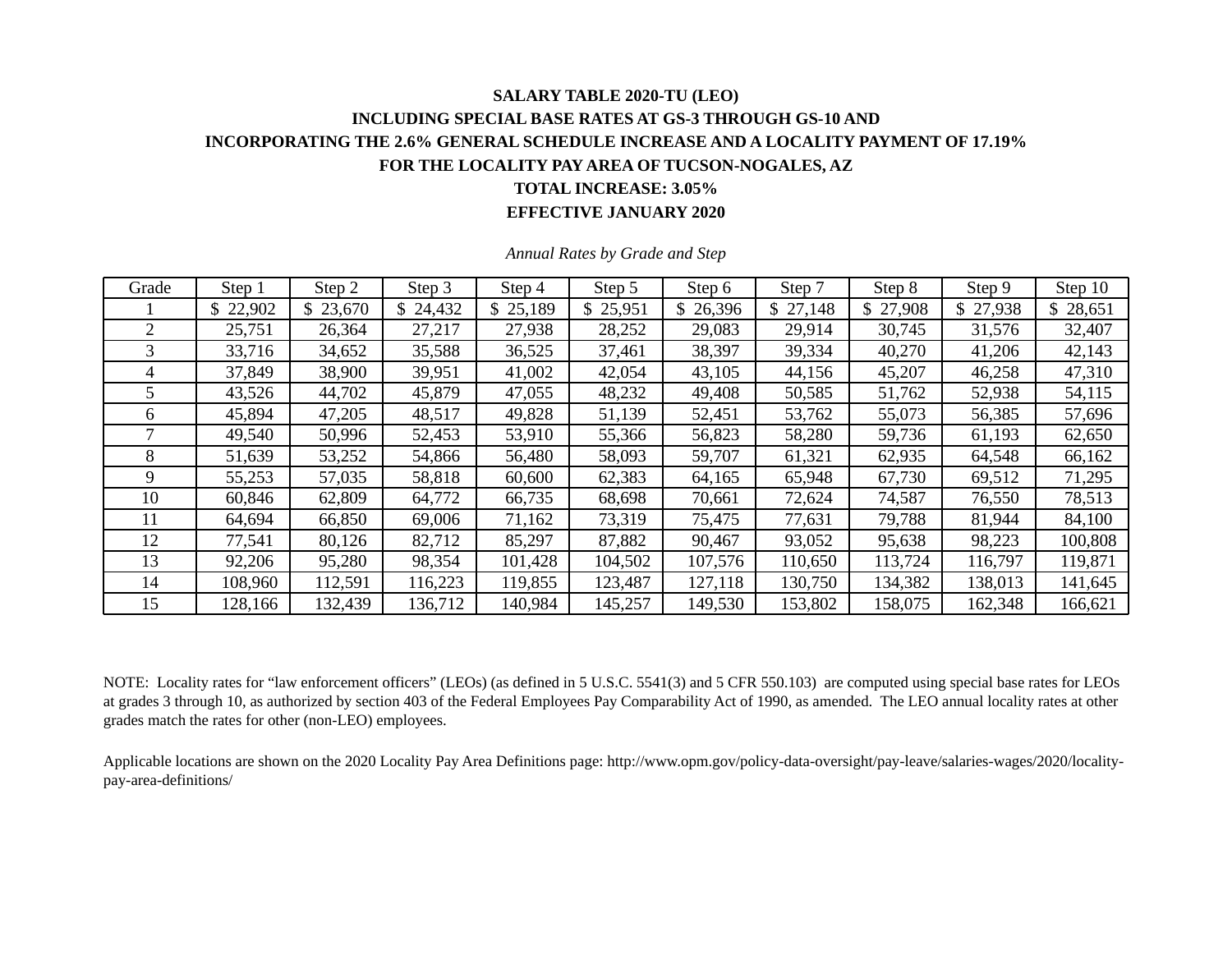**SALARY TABLE 2020-TU (LEO)**

**INCLUDING SPECIAL BASE RATES AT GS-3 THROUGH GS-10 AND**

**INCORPORATING THE 2.6% GENERAL SCHEDULE INCREASE AND A LOCALITY PAYMENT OF 17.19%**

**FOR THE LOCALITY PAY AREA OF TUCSON-NOGALES, AZ**

**TOTAL INCREASE: 3.05%**

**EFFECTIVE JANUARY 2020**

*Annual Rates by Grade and Step*

| Grade | Step 1 | Step 2 | Step 3 | Step 4 | Step 5 | Step 6 | Step 7 | Step 8 | Step 9 | Step 10 |
|---|---|---|---|---|---|---|---|---|---|---|
| 1 | $ 22,902 | $ 23,670 | $ 24,432 | $ 25,189 | $ 25,951 | $ 26,396 | $ 27,148 | $ 27,908 | $ 27,938 | $ 28,651 |
| 2 | 25,751 | 26,364 | 27,217 | 27,938 | 28,252 | 29,083 | 29,914 | 30,745 | 31,576 | 32,407 |
| 3 | 33,716 | 34,652 | 35,588 | 36,525 | 37,461 | 38,397 | 39,334 | 40,270 | 41,206 | 42,143 |
| 4 | 37,849 | 38,900 | 39,951 | 41,002 | 42,054 | 43,105 | 44,156 | 45,207 | 46,258 | 47,310 |
| 5 | 43,526 | 44,702 | 45,879 | 47,055 | 48,232 | 49,408 | 50,585 | 51,762 | 52,938 | 54,115 |
| 6 | 45,894 | 47,205 | 48,517 | 49,828 | 51,139 | 52,451 | 53,762 | 55,073 | 56,385 | 57,696 |
| 7 | 49,540 | 50,996 | 52,453 | 53,910 | 55,366 | 56,823 | 58,280 | 59,736 | 61,193 | 62,650 |
| 8 | 51,639 | 53,252 | 54,866 | 56,480 | 58,093 | 59,707 | 61,321 | 62,935 | 64,548 | 66,162 |
| 9 | 55,253 | 57,035 | 58,818 | 60,600 | 62,383 | 64,165 | 65,948 | 67,730 | 69,512 | 71,295 |
| 10 | 60,846 | 62,809 | 64,772 | 66,735 | 68,698 | 70,661 | 72,624 | 74,587 | 76,550 | 78,513 |
| 11 | 64,694 | 66,850 | 69,006 | 71,162 | 73,319 | 75,475 | 77,631 | 79,788 | 81,944 | 84,100 |
| 12 | 77,541 | 80,126 | 82,712 | 85,297 | 87,882 | 90,467 | 93,052 | 95,638 | 98,223 | 100,808 |
| 13 | 92,206 | 95,280 | 98,354 | 101,428 | 104,502 | 107,576 | 110,650 | 113,724 | 116,797 | 119,871 |
| 14 | 108,960 | 112,591 | 116,223 | 119,855 | 123,487 | 127,118 | 130,750 | 134,382 | 138,013 | 141,645 |
| 15 | 128,166 | 132,439 | 136,712 | 140,984 | 145,257 | 149,530 | 153,802 | 158,075 | 162,348 | 166,621 |

NOTE: Locality rates for "law enforcement officers" (LEOs) (as defined in 5 U.S.C. 5541(3) and 5 CFR 550.103) are computed using special base rates for LEOs at grades 3 through 10, as authorized by section 403 of the Federal Employees Pay Comparability Act of 1990, as amended. The LEO annual locality rates at other grades match the rates for other (non-LEO) employees.

Applicable locations are shown on the 2020 Locality Pay Area Definitions page: http://www.opm.gov/policy-data-oversight/pay-leave/salaries-wages/2020/locality-pay-area-definitions/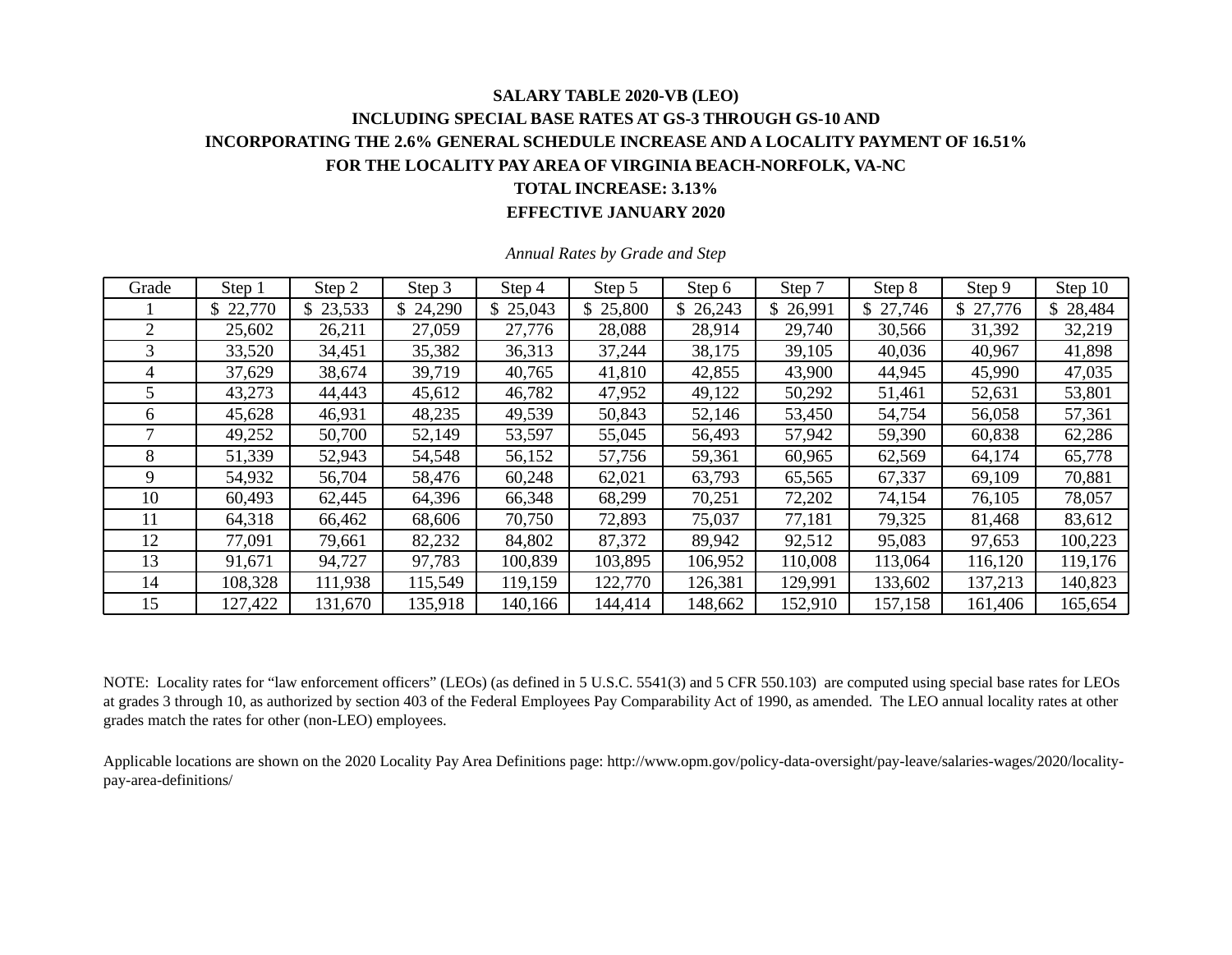**SALARY TABLE 2020-VB (LEO)**

**INCLUDING SPECIAL BASE RATES AT GS-3 THROUGH GS-10 AND**

**INCORPORATING THE 2.6% GENERAL SCHEDULE INCREASE AND A LOCALITY PAYMENT OF 16.51%**

**FOR THE LOCALITY PAY AREA OF VIRGINIA BEACH-NORFOLK, VA-NC**

**TOTAL INCREASE: 3.13%**

**EFFECTIVE JANUARY 2020**

*Annual Rates by Grade and Step*

| Grade | Step 1 | Step 2 | Step 3 | Step 4 | Step 5 | Step 6 | Step 7 | Step 8 | Step 9 | Step 10 |
|---|---|---|---|---|---|---|---|---|---|---|
| 1 | $ 22,770 | $ 23,533 | $ 24,290 | $ 25,043 | $ 25,800 | $ 26,243 | $ 26,991 | $ 27,746 | $ 27,776 | $ 28,484 |
| 2 | 25,602 | 26,211 | 27,059 | 27,776 | 28,088 | 28,914 | 29,740 | 30,566 | 31,392 | 32,219 |
| 3 | 33,520 | 34,451 | 35,382 | 36,313 | 37,244 | 38,175 | 39,105 | 40,036 | 40,967 | 41,898 |
| 4 | 37,629 | 38,674 | 39,719 | 40,765 | 41,810 | 42,855 | 43,900 | 44,945 | 45,990 | 47,035 |
| 5 | 43,273 | 44,443 | 45,612 | 46,782 | 47,952 | 49,122 | 50,292 | 51,461 | 52,631 | 53,801 |
| 6 | 45,628 | 46,931 | 48,235 | 49,539 | 50,843 | 52,146 | 53,450 | 54,754 | 56,058 | 57,361 |
| 7 | 49,252 | 50,700 | 52,149 | 53,597 | 55,045 | 56,493 | 57,942 | 59,390 | 60,838 | 62,286 |
| 8 | 51,339 | 52,943 | 54,548 | 56,152 | 57,756 | 59,361 | 60,965 | 62,569 | 64,174 | 65,778 |
| 9 | 54,932 | 56,704 | 58,476 | 60,248 | 62,021 | 63,793 | 65,565 | 67,337 | 69,109 | 70,881 |
| 10 | 60,493 | 62,445 | 64,396 | 66,348 | 68,299 | 70,251 | 72,202 | 74,154 | 76,105 | 78,057 |
| 11 | 64,318 | 66,462 | 68,606 | 70,750 | 72,893 | 75,037 | 77,181 | 79,325 | 81,468 | 83,612 |
| 12 | 77,091 | 79,661 | 82,232 | 84,802 | 87,372 | 89,942 | 92,512 | 95,083 | 97,653 | 100,223 |
| 13 | 91,671 | 94,727 | 97,783 | 100,839 | 103,895 | 106,952 | 110,008 | 113,064 | 116,120 | 119,176 |
| 14 | 108,328 | 111,938 | 115,549 | 119,159 | 122,770 | 126,381 | 129,991 | 133,602 | 137,213 | 140,823 |
| 15 | 127,422 | 131,670 | 135,918 | 140,166 | 144,414 | 148,662 | 152,910 | 157,158 | 161,406 | 165,654 |

NOTE: Locality rates for "law enforcement officers" (LEOs) (as defined in 5 U.S.C. 5541(3) and 5 CFR 550.103) are computed using special base rates for LEOs at grades 3 through 10, as authorized by section 403 of the Federal Employees Pay Comparability Act of 1990, as amended. The LEO annual locality rates at other grades match the rates for other (non-LEO) employees.

Applicable locations are shown on the 2020 Locality Pay Area Definitions page: http://www.opm.gov/policy-data-oversight/pay-leave/salaries-wages/2020/locality-pay-area-definitions/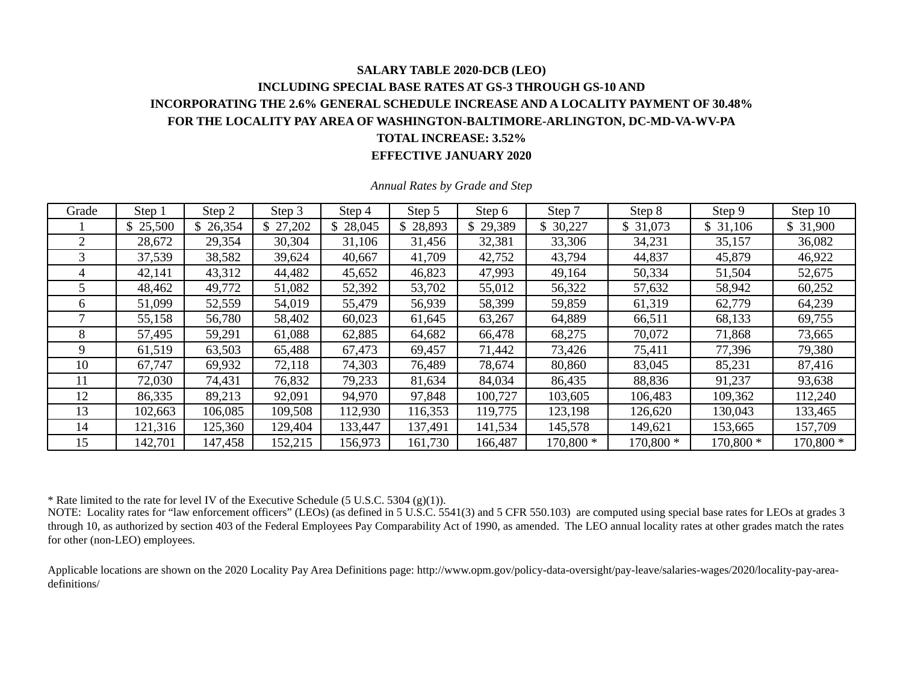**SALARY TABLE 2020-DCB (LEO)**

**INCLUDING SPECIAL BASE RATES AT GS-3 THROUGH GS-10 AND**

**INCORPORATING THE 2.6% GENERAL SCHEDULE INCREASE AND A LOCALITY PAYMENT OF 30.48%**

**FOR THE LOCALITY PAY AREA OF WASHINGTON-BALTIMORE-ARLINGTON, DC-MD-VA-WV-PA**

**TOTAL INCREASE: 3.52%**

**EFFECTIVE JANUARY 2020**

*Annual Rates by Grade and Step*

| Grade | Step 1 | Step 2 | Step 3 | Step 4 | Step 5 | Step 6 | Step 7 | Step 8 | Step 9 | Step 10 |
|---|---|---|---|---|---|---|---|---|---|---|
| 1 | $ 25,500 | $ 26,354 | $ 27,202 | $ 28,045 | $ 28,893 | $ 29,389 | $ 30,227 | $ 31,073 | $ 31,106 | $ 31,900 |
| 2 | 28,672 | 29,354 | 30,304 | 31,106 | 31,456 | 32,381 | 33,306 | 34,231 | 35,157 | 36,082 |
| 3 | 37,539 | 38,582 | 39,624 | 40,667 | 41,709 | 42,752 | 43,794 | 44,837 | 45,879 | 46,922 |
| 4 | 42,141 | 43,312 | 44,482 | 45,652 | 46,823 | 47,993 | 49,164 | 50,334 | 51,504 | 52,675 |
| 5 | 48,462 | 49,772 | 51,082 | 52,392 | 53,702 | 55,012 | 56,322 | 57,632 | 58,942 | 60,252 |
| 6 | 51,099 | 52,559 | 54,019 | 55,479 | 56,939 | 58,399 | 59,859 | 61,319 | 62,779 | 64,239 |
| 7 | 55,158 | 56,780 | 58,402 | 60,023 | 61,645 | 63,267 | 64,889 | 66,511 | 68,133 | 69,755 |
| 8 | 57,495 | 59,291 | 61,088 | 62,885 | 64,682 | 66,478 | 68,275 | 70,072 | 71,868 | 73,665 |
| 9 | 61,519 | 63,503 | 65,488 | 67,473 | 69,457 | 71,442 | 73,426 | 75,411 | 77,396 | 79,380 |
| 10 | 67,747 | 69,932 | 72,118 | 74,303 | 76,489 | 78,674 | 80,860 | 83,045 | 85,231 | 87,416 |
| 11 | 72,030 | 74,431 | 76,832 | 79,233 | 81,634 | 84,034 | 86,435 | 88,836 | 91,237 | 93,638 |
| 12 | 86,335 | 89,213 | 92,091 | 94,970 | 97,848 | 100,727 | 103,605 | 106,483 | 109,362 | 112,240 |
| 13 | 102,663 | 106,085 | 109,508 | 112,930 | 116,353 | 119,775 | 123,198 | 126,620 | 130,043 | 133,465 |
| 14 | 121,316 | 125,360 | 129,404 | 133,447 | 137,491 | 141,534 | 145,578 | 149,621 | 153,665 | 157,709 |
| 15 | 142,701 | 147,458 | 152,215 | 156,973 | 161,730 | 166,487 | 170,800 * | 170,800 * | 170,800 * | 170,800 * |

* Rate limited to the rate for level IV of the Executive Schedule (5 U.S.C. 5304 (g)(1)).

NOTE: Locality rates for "law enforcement officers" (LEOs) (as defined in 5 U.S.C. 5541(3) and 5 CFR 550.103) are computed using special base rates for LEOs at grades 3 through 10, as authorized by section 403 of the Federal Employees Pay Comparability Act of 1990, as amended. The LEO annual locality rates at other grades match the rates for other (non-LEO) employees.

Applicable locations are shown on the 2020 Locality Pay Area Definitions page: http://www.opm.gov/policy-data-oversight/pay-leave/salaries-wages/2020/locality-pay-area-definitions/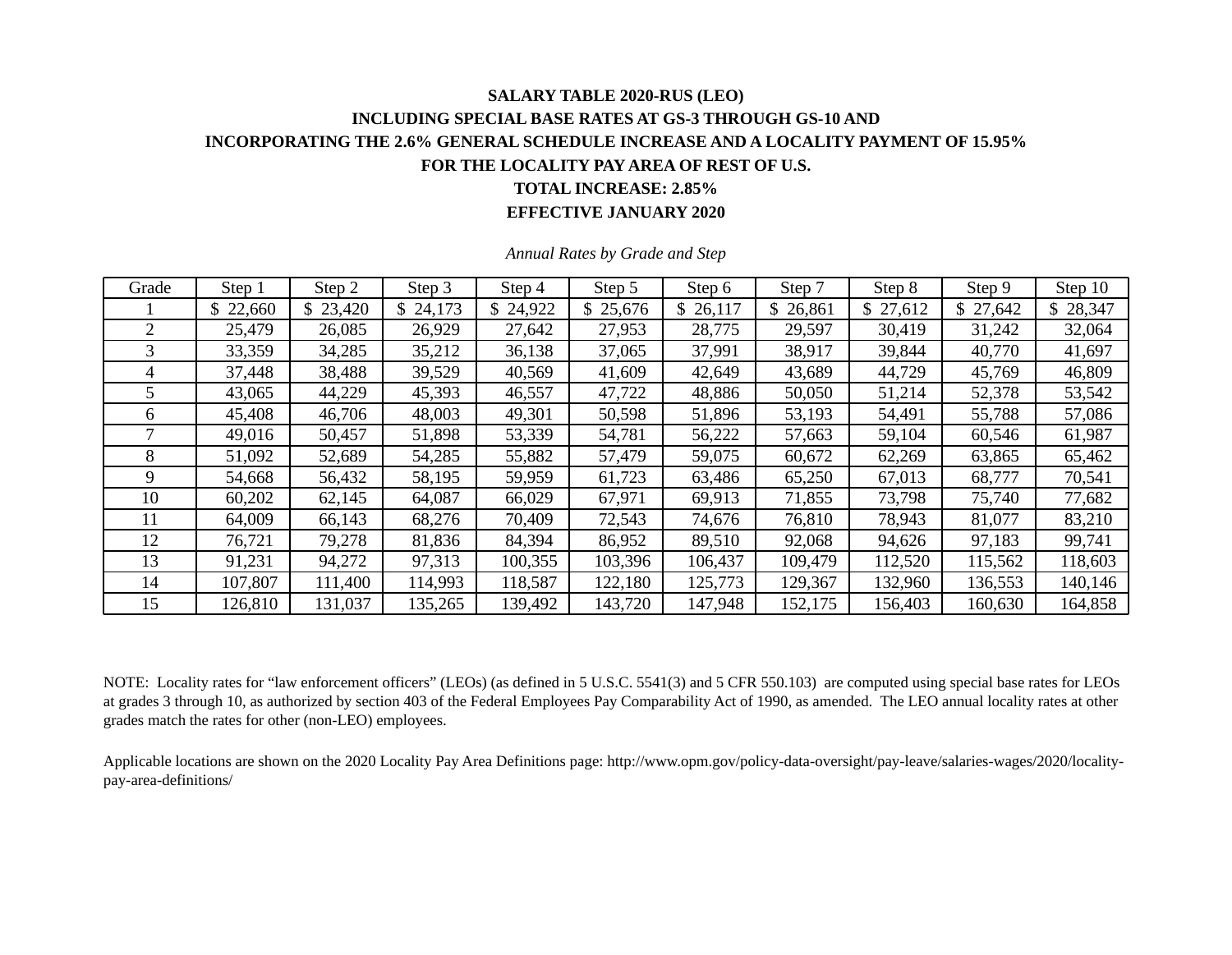**SALARY TABLE 2020-RUS (LEO)**

**INCLUDING SPECIAL BASE RATES AT GS-3 THROUGH GS-10 AND**

**INCORPORATING THE 2.6% GENERAL SCHEDULE INCREASE AND A LOCALITY PAYMENT OF 15.95%**

**FOR THE LOCALITY PAY AREA OF REST OF U.S.**

**TOTAL INCREASE: 2.85%**

**EFFECTIVE JANUARY 2020**

*Annual Rates by Grade and Step*

| Grade | Step 1 | Step 2 | Step 3 | Step 4 | Step 5 | Step 6 | Step 7 | Step 8 | Step 9 | Step 10 |
|---|---|---|---|---|---|---|---|---|---|---|
| 1 | $ 22,660 | $ 23,420 | $ 24,173 | $ 24,922 | $ 25,676 | $ 26,117 | $ 26,861 | $ 27,612 | $ 27,642 | $ 28,347 |
| 2 | 25,479 | 26,085 | 26,929 | 27,642 | 27,953 | 28,775 | 29,597 | 30,419 | 31,242 | 32,064 |
| 3 | 33,359 | 34,285 | 35,212 | 36,138 | 37,065 | 37,991 | 38,917 | 39,844 | 40,770 | 41,697 |
| 4 | 37,448 | 38,488 | 39,529 | 40,569 | 41,609 | 42,649 | 43,689 | 44,729 | 45,769 | 46,809 |
| 5 | 43,065 | 44,229 | 45,393 | 46,557 | 47,722 | 48,886 | 50,050 | 51,214 | 52,378 | 53,542 |
| 6 | 45,408 | 46,706 | 48,003 | 49,301 | 50,598 | 51,896 | 53,193 | 54,491 | 55,788 | 57,086 |
| 7 | 49,016 | 50,457 | 51,898 | 53,339 | 54,781 | 56,222 | 57,663 | 59,104 | 60,546 | 61,987 |
| 8 | 51,092 | 52,689 | 54,285 | 55,882 | 57,479 | 59,075 | 60,672 | 62,269 | 63,865 | 65,462 |
| 9 | 54,668 | 56,432 | 58,195 | 59,959 | 61,723 | 63,486 | 65,250 | 67,013 | 68,777 | 70,541 |
| 10 | 60,202 | 62,145 | 64,087 | 66,029 | 67,971 | 69,913 | 71,855 | 73,798 | 75,740 | 77,682 |
| 11 | 64,009 | 66,143 | 68,276 | 70,409 | 72,543 | 74,676 | 76,810 | 78,943 | 81,077 | 83,210 |
| 12 | 76,721 | 79,278 | 81,836 | 84,394 | 86,952 | 89,510 | 92,068 | 94,626 | 97,183 | 99,741 |
| 13 | 91,231 | 94,272 | 97,313 | 100,355 | 103,396 | 106,437 | 109,479 | 112,520 | 115,562 | 118,603 |
| 14 | 107,807 | 111,400 | 114,993 | 118,587 | 122,180 | 125,773 | 129,367 | 132,960 | 136,553 | 140,146 |
| 15 | 126,810 | 131,037 | 135,265 | 139,492 | 143,720 | 147,948 | 152,175 | 156,403 | 160,630 | 164,858 |

NOTE: Locality rates for "law enforcement officers" (LEOs) (as defined in 5 U.S.C. 5541(3) and 5 CFR 550.103) are computed using special base rates for LEOs at grades 3 through 10, as authorized by section 403 of the Federal Employees Pay Comparability Act of 1990, as amended. The LEO annual locality rates at other grades match the rates for other (non-LEO) employees.

Applicable locations are shown on the 2020 Locality Pay Area Definitions page: http://www.opm.gov/policy-data-oversight/pay-leave/salaries-wages/2020/locality-pay-area-definitions/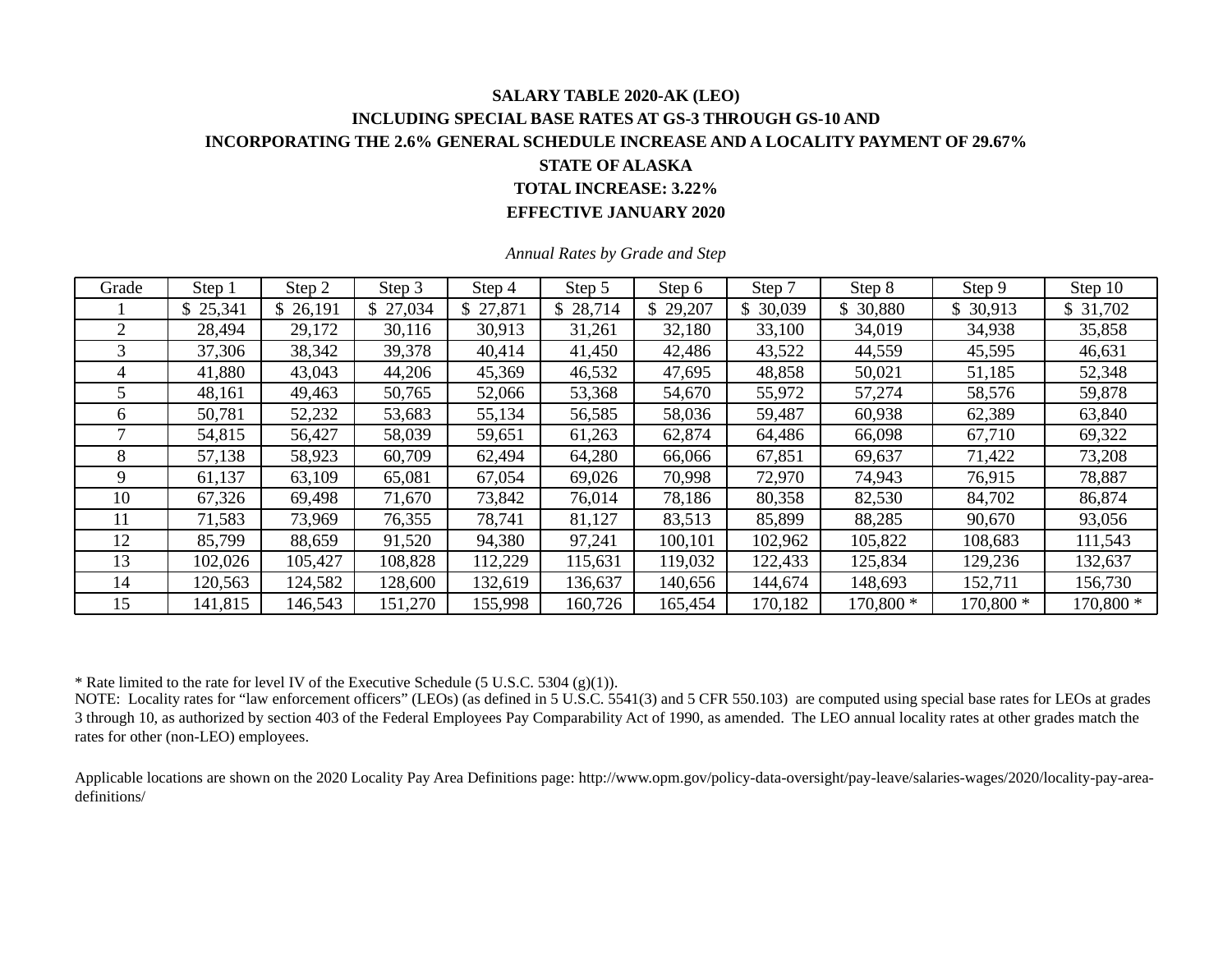**SALARY TABLE 2020-AK (LEO)**

**INCLUDING SPECIAL BASE RATES AT GS-3 THROUGH GS-10 AND**

**INCORPORATING THE 2.6% GENERAL SCHEDULE INCREASE AND A LOCALITY PAYMENT OF 29.67%**

**STATE OF ALASKA**

**TOTAL INCREASE: 3.22%**

**EFFECTIVE JANUARY 2020**

*Annual Rates by Grade and Step*

| Grade | Step 1 | Step 2 | Step 3 | Step 4 | Step 5 | Step 6 | Step 7 | Step 8 | Step 9 | Step 10 |
|---|---|---|---|---|---|---|---|---|---|---|
| 1 | $ 25,341 | $ 26,191 | $ 27,034 | $ 27,871 | $ 28,714 | $ 29,207 | $ 30,039 | $ 30,880 | $ 30,913 | $ 31,702 |
| 2 | 28,494 | 29,172 | 30,116 | 30,913 | 31,261 | 32,180 | 33,100 | 34,019 | 34,938 | 35,858 |
| 3 | 37,306 | 38,342 | 39,378 | 40,414 | 41,450 | 42,486 | 43,522 | 44,559 | 45,595 | 46,631 |
| 4 | 41,880 | 43,043 | 44,206 | 45,369 | 46,532 | 47,695 | 48,858 | 50,021 | 51,185 | 52,348 |
| 5 | 48,161 | 49,463 | 50,765 | 52,066 | 53,368 | 54,670 | 55,972 | 57,274 | 58,576 | 59,878 |
| 6 | 50,781 | 52,232 | 53,683 | 55,134 | 56,585 | 58,036 | 59,487 | 60,938 | 62,389 | 63,840 |
| 7 | 54,815 | 56,427 | 58,039 | 59,651 | 61,263 | 62,874 | 64,486 | 66,098 | 67,710 | 69,322 |
| 8 | 57,138 | 58,923 | 60,709 | 62,494 | 64,280 | 66,066 | 67,851 | 69,637 | 71,422 | 73,208 |
| 9 | 61,137 | 63,109 | 65,081 | 67,054 | 69,026 | 70,998 | 72,970 | 74,943 | 76,915 | 78,887 |
| 10 | 67,326 | 69,498 | 71,670 | 73,842 | 76,014 | 78,186 | 80,358 | 82,530 | 84,702 | 86,874 |
| 11 | 71,583 | 73,969 | 76,355 | 78,741 | 81,127 | 83,513 | 85,899 | 88,285 | 90,670 | 93,056 |
| 12 | 85,799 | 88,659 | 91,520 | 94,380 | 97,241 | 100,101 | 102,962 | 105,822 | 108,683 | 111,543 |
| 13 | 102,026 | 105,427 | 108,828 | 112,229 | 115,631 | 119,032 | 122,433 | 125,834 | 129,236 | 132,637 |
| 14 | 120,563 | 124,582 | 128,600 | 132,619 | 136,637 | 140,656 | 144,674 | 148,693 | 152,711 | 156,730 |
| 15 | 141,815 | 146,543 | 151,270 | 155,998 | 160,726 | 165,454 | 170,182 | 170,800 * | 170,800 * | 170,800 * |

* Rate limited to the rate for level IV of the Executive Schedule (5 U.S.C. 5304 (g)(1)).

NOTE: Locality rates for "law enforcement officers" (LEOs) (as defined in 5 U.S.C. 5541(3) and 5 CFR 550.103) are computed using special base rates for LEOs at grades 3 through 10, as authorized by section 403 of the Federal Employees Pay Comparability Act of 1990, as amended. The LEO annual locality rates at other grades match the rates for other (non-LEO) employees.

Applicable locations are shown on the 2020 Locality Pay Area Definitions page: http://www.opm.gov/policy-data-oversight/pay-leave/salaries-wages/2020/locality-pay-area-definitions/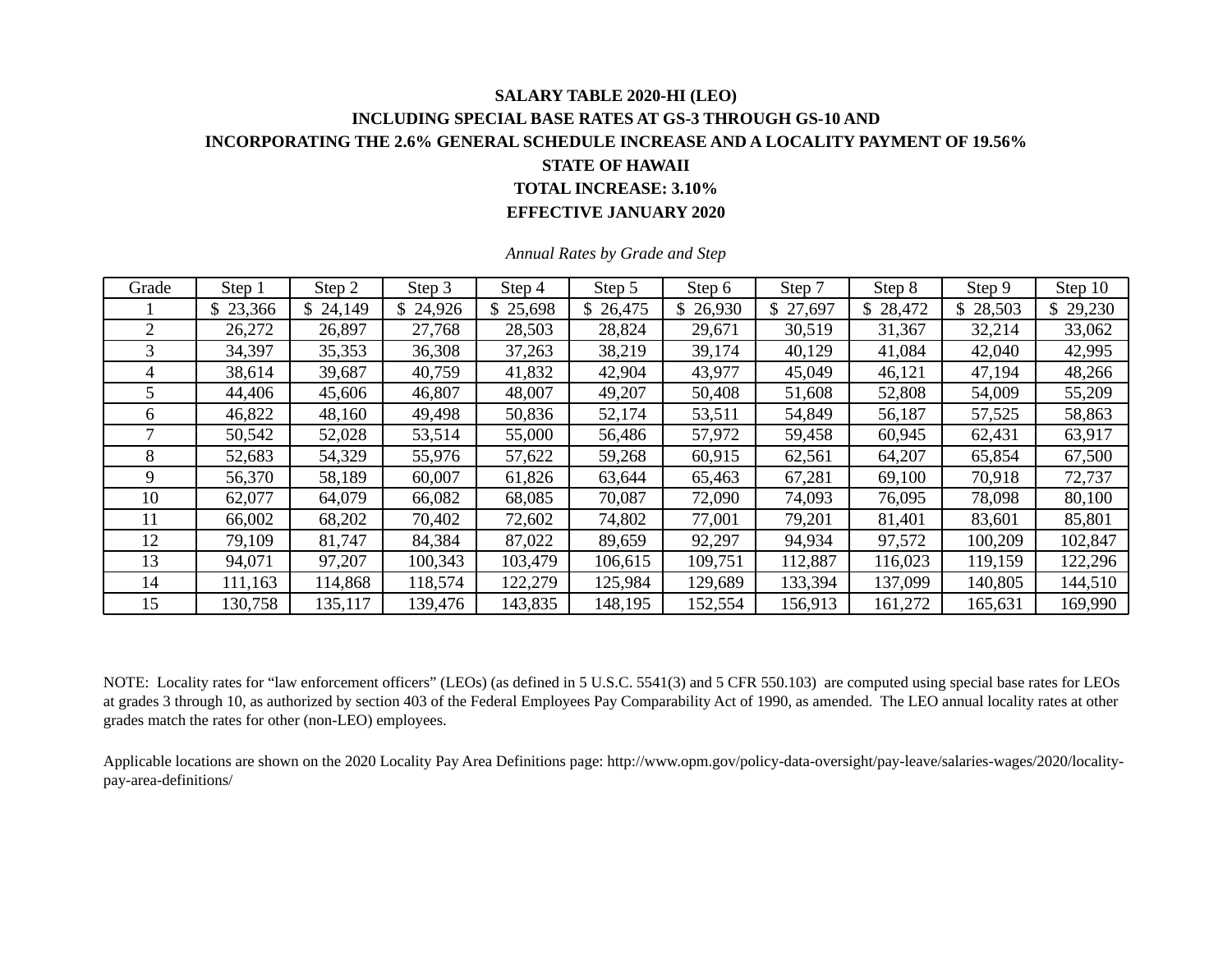**SALARY TABLE 2020-HI (LEO)**

**INCLUDING SPECIAL BASE RATES AT GS-3 THROUGH GS-10 AND**

**INCORPORATING THE 2.6% GENERAL SCHEDULE INCREASE AND A LOCALITY PAYMENT OF 19.56%**

**STATE OF HAWAII**

**TOTAL INCREASE: 3.10%**

**EFFECTIVE JANUARY 2020**

*Annual Rates by Grade and Step*

| Grade | Step 1 | Step 2 | Step 3 | Step 4 | Step 5 | Step 6 | Step 7 | Step 8 | Step 9 | Step 10 |
|---|---|---|---|---|---|---|---|---|---|---|
| 1 | $ 23,366 | $ 24,149 | $ 24,926 | $ 25,698 | $ 26,475 | $ 26,930 | $ 27,697 | $ 28,472 | $ 28,503 | $ 29,230 |
| 2 | 26,272 | 26,897 | 27,768 | 28,503 | 28,824 | 29,671 | 30,519 | 31,367 | 32,214 | 33,062 |
| 3 | 34,397 | 35,353 | 36,308 | 37,263 | 38,219 | 39,174 | 40,129 | 41,084 | 42,040 | 42,995 |
| 4 | 38,614 | 39,687 | 40,759 | 41,832 | 42,904 | 43,977 | 45,049 | 46,121 | 47,194 | 48,266 |
| 5 | 44,406 | 45,606 | 46,807 | 48,007 | 49,207 | 50,408 | 51,608 | 52,808 | 54,009 | 55,209 |
| 6 | 46,822 | 48,160 | 49,498 | 50,836 | 52,174 | 53,511 | 54,849 | 56,187 | 57,525 | 58,863 |
| 7 | 50,542 | 52,028 | 53,514 | 55,000 | 56,486 | 57,972 | 59,458 | 60,945 | 62,431 | 63,917 |
| 8 | 52,683 | 54,329 | 55,976 | 57,622 | 59,268 | 60,915 | 62,561 | 64,207 | 65,854 | 67,500 |
| 9 | 56,370 | 58,189 | 60,007 | 61,826 | 63,644 | 65,463 | 67,281 | 69,100 | 70,918 | 72,737 |
| 10 | 62,077 | 64,079 | 66,082 | 68,085 | 70,087 | 72,090 | 74,093 | 76,095 | 78,098 | 80,100 |
| 11 | 66,002 | 68,202 | 70,402 | 72,602 | 74,802 | 77,001 | 79,201 | 81,401 | 83,601 | 85,801 |
| 12 | 79,109 | 81,747 | 84,384 | 87,022 | 89,659 | 92,297 | 94,934 | 97,572 | 100,209 | 102,847 |
| 13 | 94,071 | 97,207 | 100,343 | 103,479 | 106,615 | 109,751 | 112,887 | 116,023 | 119,159 | 122,296 |
| 14 | 111,163 | 114,868 | 118,574 | 122,279 | 125,984 | 129,689 | 133,394 | 137,099 | 140,805 | 144,510 |
| 15 | 130,758 | 135,117 | 139,476 | 143,835 | 148,195 | 152,554 | 156,913 | 161,272 | 165,631 | 169,990 |

NOTE: Locality rates for “law enforcement officers” (LEOs) (as defined in 5 U.S.C. 5541(3) and 5 CFR 550.103) are computed using special base rates for LEOs at grades 3 through 10, as authorized by section 403 of the Federal Employees Pay Comparability Act of 1990, as amended. The LEO annual locality rates at other grades match the rates for other (non-LEO) employees.

Applicable locations are shown on the 2020 Locality Pay Area Definitions page: http://www.opm.gov/policy-data-oversight/pay-leave/salaries-wages/2020/locality-pay-area-definitions/